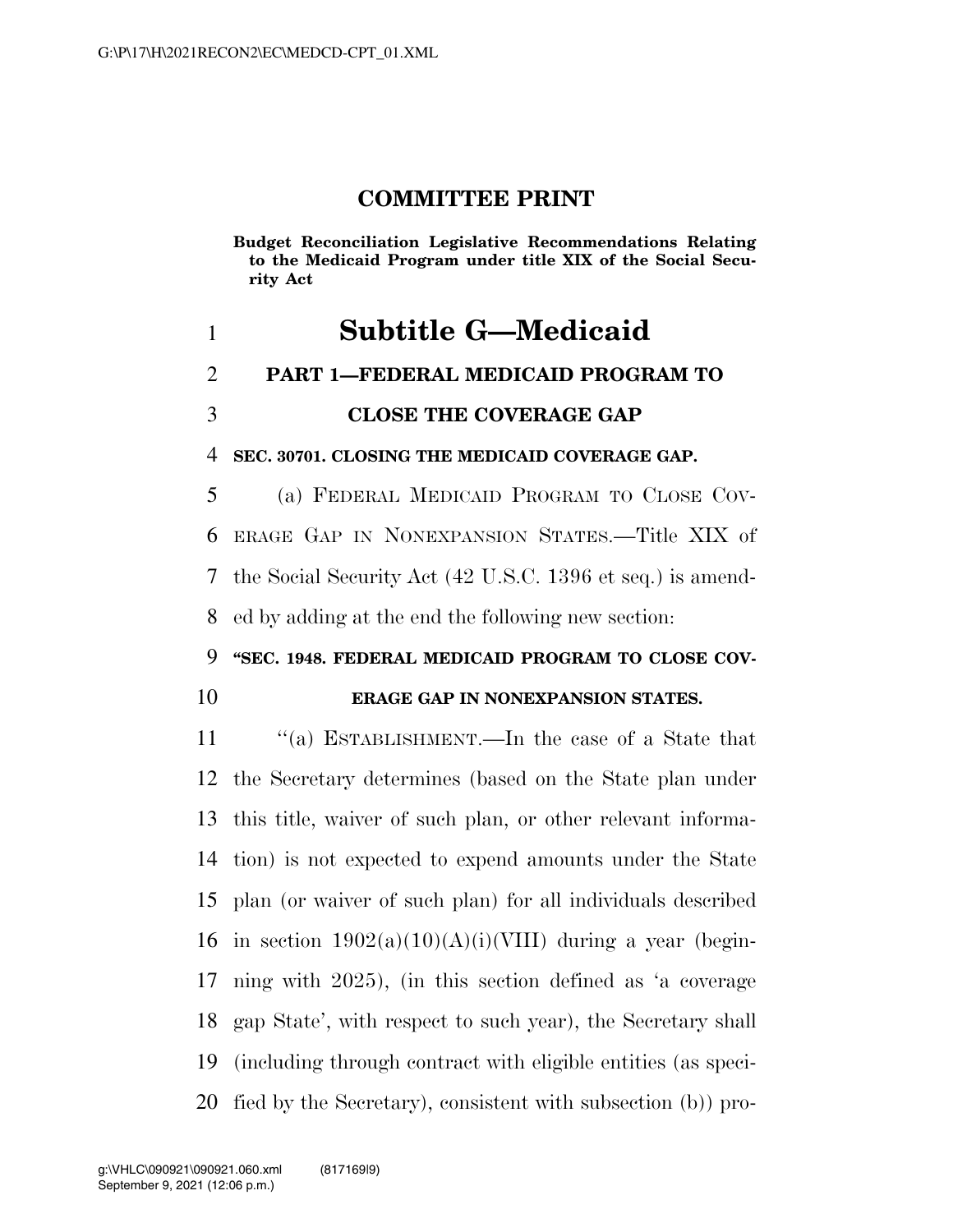# COMMITTEE PRINT

**Budget Reconciliation Legislative Recommendations Relating to the Medicaid Program under title XIX of the Social Security Act**

# Subtitle G—Medicaid

## PART 1—FEDERAL MEDICAID PROGRAM TO CLOSE THE COVERAGE GAP

### SEC. 30701. CLOSING THE MEDICAID COVERAGE GAP.

(a) FEDERAL MEDICAID PROGRAM TO CLOSE COVERAGE GAP IN NONEXPANSION STATES.—Title XIX of the Social Security Act (42 U.S.C. 1396 et seq.) is amended by adding at the end the following new section:

**"SEC. 1948. FEDERAL MEDICAID PROGRAM TO CLOSE COVERAGE GAP IN NONEXPANSION STATES.**

"(a) ESTABLISHMENT.—In the case of a State that the Secretary determines (based on the State plan under this title, waiver of such plan, or other relevant information) is not expected to expend amounts under the State plan (or waiver of such plan) for all individuals described in section 1902(a)(10)(A)(i)(VIII) during a year (beginning with 2025), (in this section defined as 'a coverage gap State', with respect to such year), the Secretary shall (including through contract with eligible entities (as specified by the Secretary), consistent with subsection (b)) pro-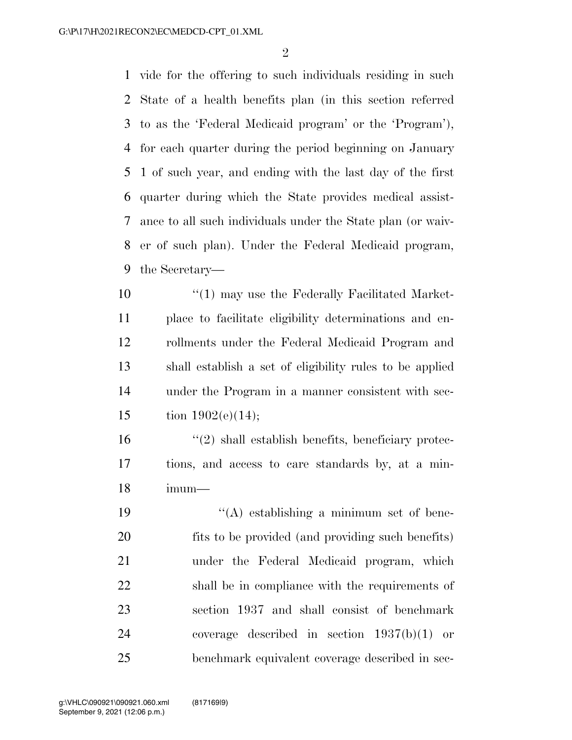vide for the offering to such individuals residing in such State of a health benefits plan (in this section referred to as the 'Federal Medicaid program' or the 'Program'), for each quarter during the period beginning on January 1 of such year, and ending with the last day of the first quarter during which the State provides medical assistance to all such individuals under the State plan (or waiver of such plan). Under the Federal Medicaid program, the Secretary—

"(1) may use the Federally Facilitated Marketplace to facilitate eligibility determinations and enrollments under the Federal Medicaid Program and shall establish a set of eligibility rules to be applied under the Program in a manner consistent with section 1902(e)(14);

"(2) shall establish benefits, beneficiary protections, and access to care standards by, at a minimum—

"(A) establishing a minimum set of benefits to be provided (and providing such benefits) under the Federal Medicaid program, which shall be in compliance with the requirements of section 1937 and shall consist of benchmark coverage described in section 1937(b)(1) or benchmark equivalent coverage described in sec-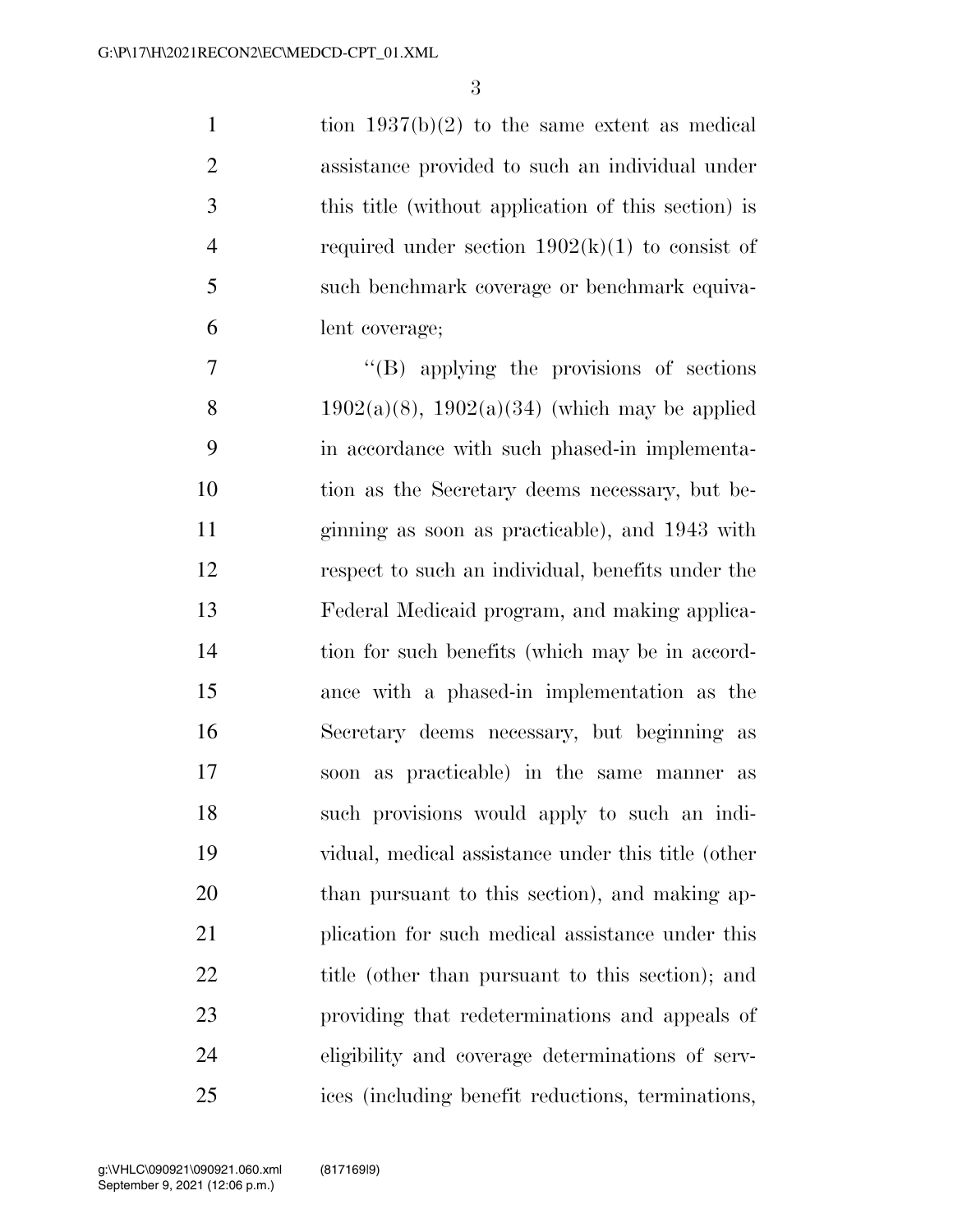tion 1937(b)(2) to the same extent as medical assistance provided to such an individual under this title (without application of this section) is required under section 1902(k)(1) to consist of such benchmark coverage or benchmark equivalent coverage;

"(B) applying the provisions of sections 1902(a)(8), 1902(a)(34) (which may be applied in accordance with such phased-in implementation as the Secretary deems necessary, but beginning as soon as practicable), and 1943 with respect to such an individual, benefits under the Federal Medicaid program, and making application for such benefits (which may be in accordance with a phased-in implementation as the Secretary deems necessary, but beginning as soon as practicable) in the same manner as such provisions would apply to such an individual, medical assistance under this title (other than pursuant to this section), and making application for such medical assistance under this title (other than pursuant to this section); and providing that redeterminations and appeals of eligibility and coverage determinations of services (including benefit reductions, terminations,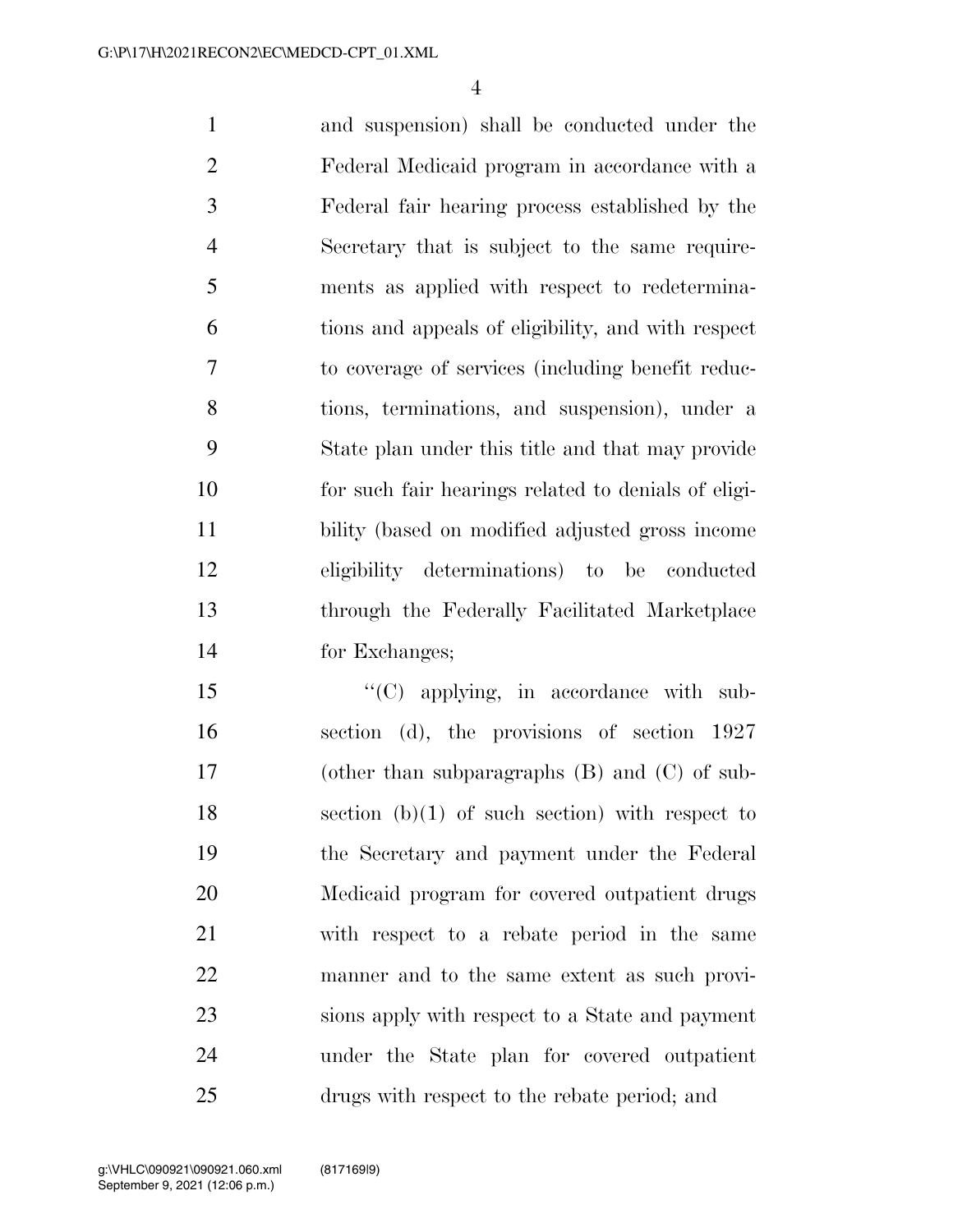and suspension) shall be conducted under the Federal Medicaid program in accordance with a Federal fair hearing process established by the Secretary that is subject to the same requirements as applied with respect to redeterminations and appeals of eligibility, and with respect to coverage of services (including benefit reductions, terminations, and suspension), under a State plan under this title and that may provide for such fair hearings related to denials of eligibility (based on modified adjusted gross income eligibility determinations) to be conducted through the Federally Facilitated Marketplace for Exchanges;

"(C) applying, in accordance with subsection (d), the provisions of section 1927 (other than subparagraphs (B) and (C) of subsection (b)(1) of such section) with respect to the Secretary and payment under the Federal Medicaid program for covered outpatient drugs with respect to a rebate period in the same manner and to the same extent as such provisions apply with respect to a State and payment under the State plan for covered outpatient drugs with respect to the rebate period; and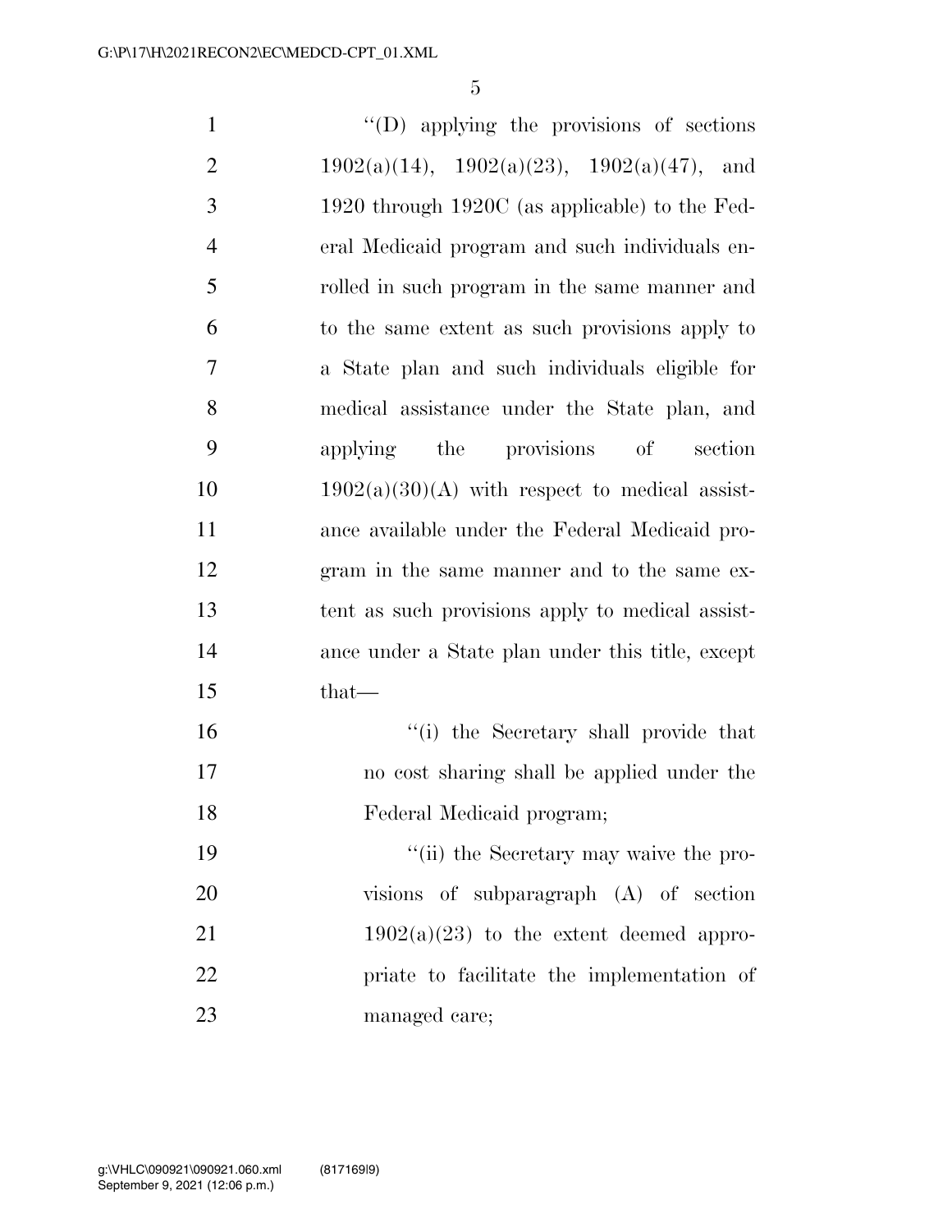''(D) applying the provisions of sections 1902(a)(14), 1902(a)(23), 1902(a)(47), and 1920 through 1920C (as applicable) to the Federal Medicaid program and such individuals enrolled in such program in the same manner and to the same extent as such provisions apply to a State plan and such individuals eligible for medical assistance under the State plan, and applying the provisions of section 1902(a)(30)(A) with respect to medical assistance available under the Federal Medicaid program in the same manner and to the same extent as such provisions apply to medical assistance under a State plan under this title, except that—

''(i) the Secretary shall provide that no cost sharing shall be applied under the Federal Medicaid program;

''(ii) the Secretary may waive the provisions of subparagraph (A) of section 1902(a)(23) to the extent deemed appropriate to facilitate the implementation of managed care;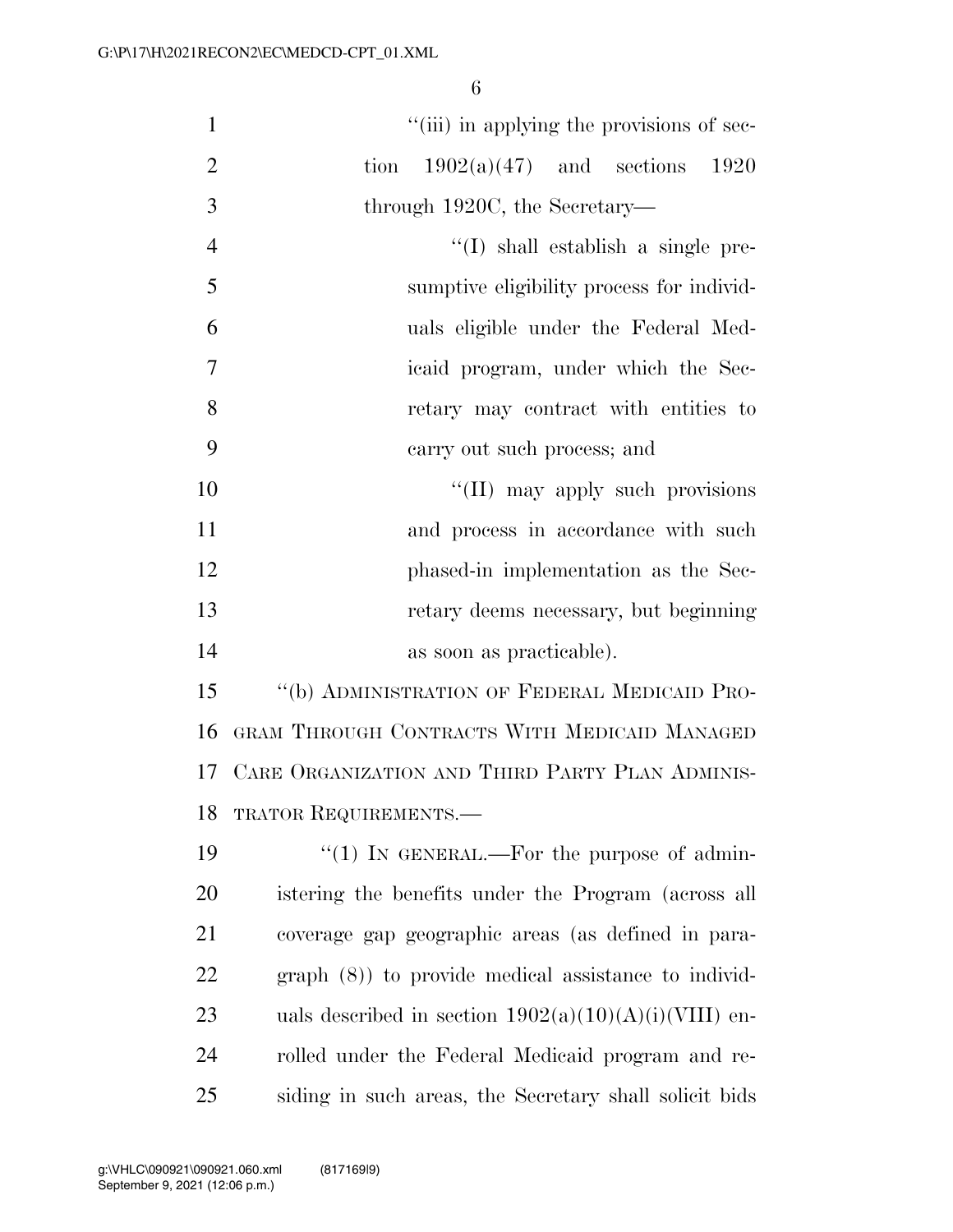"(iii) in applying the provisions of section 1902(a)(47) and sections 1920 through 1920C, the Secretary—

"(I) shall establish a single presumptive eligibility process for individuals eligible under the Federal Medicaid program, under which the Secretary may contract with entities to carry out such process; and

"(II) may apply such provisions and process in accordance with such phased-in implementation as the Secretary deems necessary, but beginning as soon as practicable).

"(b) ADMINISTRATION OF FEDERAL MEDICAID PROGRAM THROUGH CONTRACTS WITH MEDICAID MANAGED CARE ORGANIZATION AND THIRD PARTY PLAN ADMINISTRATOR REQUIREMENTS.—

"(1) IN GENERAL.—For the purpose of administering the benefits under the Program (across all coverage gap geographic areas (as defined in paragraph (8)) to provide medical assistance to individuals described in section 1902(a)(10)(A)(i)(VIII) enrolled under the Federal Medicaid program and residing in such areas, the Secretary shall solicit bids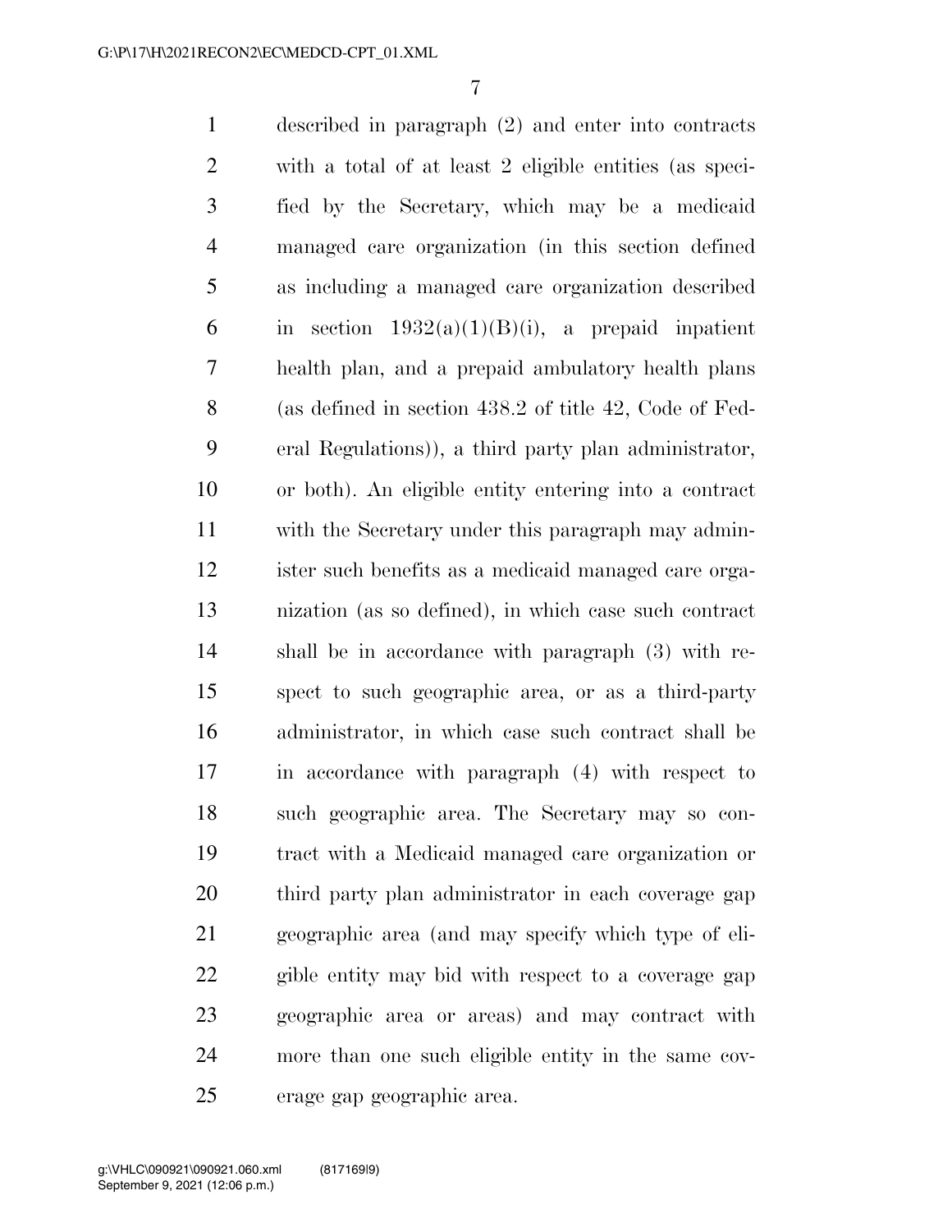described in paragraph (2) and enter into contracts with a total of at least 2 eligible entities (as specified by the Secretary, which may be a medicaid managed care organization (in this section defined as including a managed care organization described in section 1932(a)(1)(B)(i), a prepaid inpatient health plan, and a prepaid ambulatory health plans (as defined in section 438.2 of title 42, Code of Federal Regulations)), a third party plan administrator, or both). An eligible entity entering into a contract with the Secretary under this paragraph may administer such benefits as a medicaid managed care organization (as so defined), in which case such contract shall be in accordance with paragraph (3) with respect to such geographic area, or as a third-party administrator, in which case such contract shall be in accordance with paragraph (4) with respect to such geographic area. The Secretary may so contract with a Medicaid managed care organization or third party plan administrator in each coverage gap geographic area (and may specify which type of eligible entity may bid with respect to a coverage gap geographic area or areas) and may contract with more than one such eligible entity in the same coverage gap geographic area.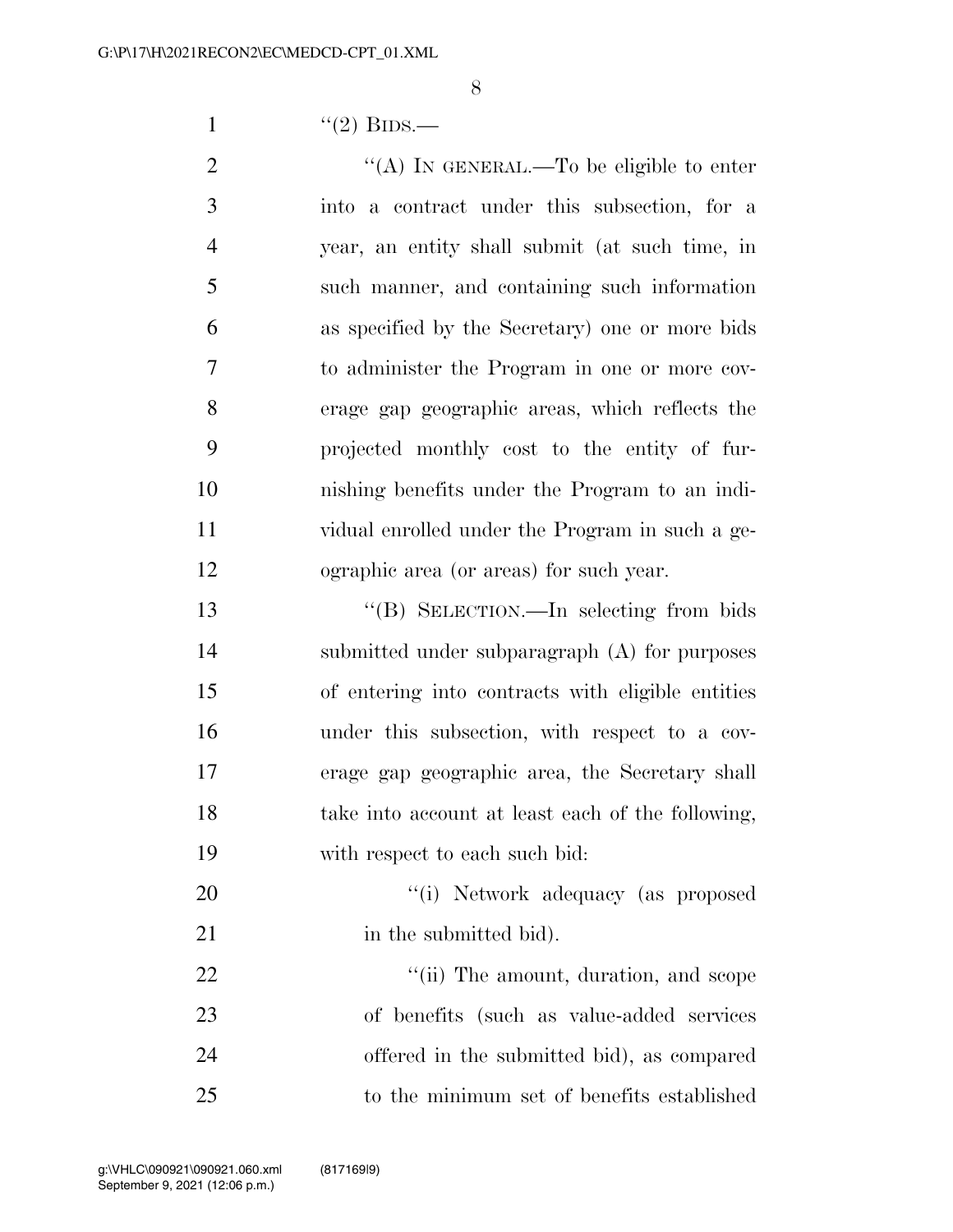"(2) BIDS.—

"(A) IN GENERAL.—To be eligible to enter into a contract under this subsection, for a year, an entity shall submit (at such time, in such manner, and containing such information as specified by the Secretary) one or more bids to administer the Program in one or more coverage gap geographic areas, which reflects the projected monthly cost to the entity of furnishing benefits under the Program to an individual enrolled under the Program in such a geographic area (or areas) for such year.

"(B) SELECTION.—In selecting from bids submitted under subparagraph (A) for purposes of entering into contracts with eligible entities under this subsection, with respect to a coverage gap geographic area, the Secretary shall take into account at least each of the following, with respect to each such bid:

"(i) Network adequacy (as proposed in the submitted bid).

"(ii) The amount, duration, and scope of benefits (such as value-added services offered in the submitted bid), as compared to the minimum set of benefits established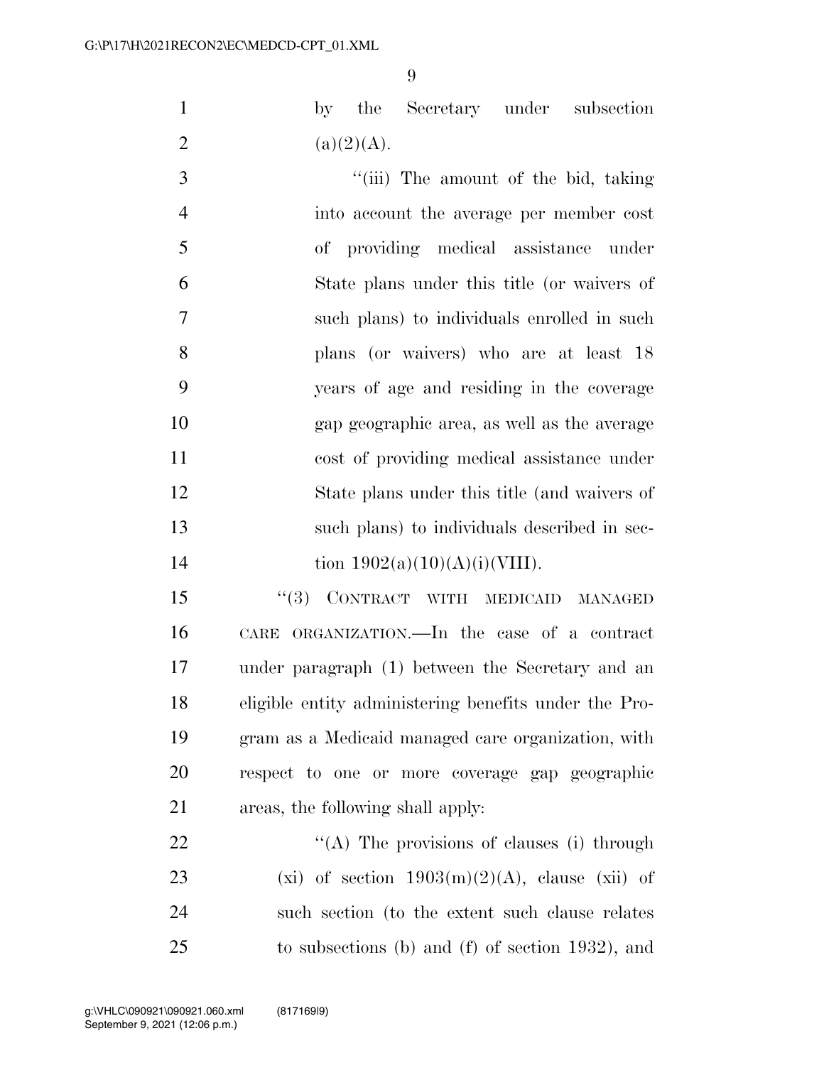by the Secretary under subsection (a)(2)(A).

"(iii) The amount of the bid, taking into account the average per member cost of providing medical assistance under State plans under this title (or waivers of such plans) to individuals enrolled in such plans (or waivers) who are at least 18 years of age and residing in the coverage gap geographic area, as well as the average cost of providing medical assistance under State plans under this title (and waivers of such plans) to individuals described in section 1902(a)(10)(A)(i)(VIII).

"(3) CONTRACT WITH MEDICAID MANAGED CARE ORGANIZATION.—In the case of a contract under paragraph (1) between the Secretary and an eligible entity administering benefits under the Program as a Medicaid managed care organization, with respect to one or more coverage gap geographic areas, the following shall apply:

"(A) The provisions of clauses (i) through (xi) of section 1903(m)(2)(A), clause (xii) of such section (to the extent such clause relates to subsections (b) and (f) of section 1932), and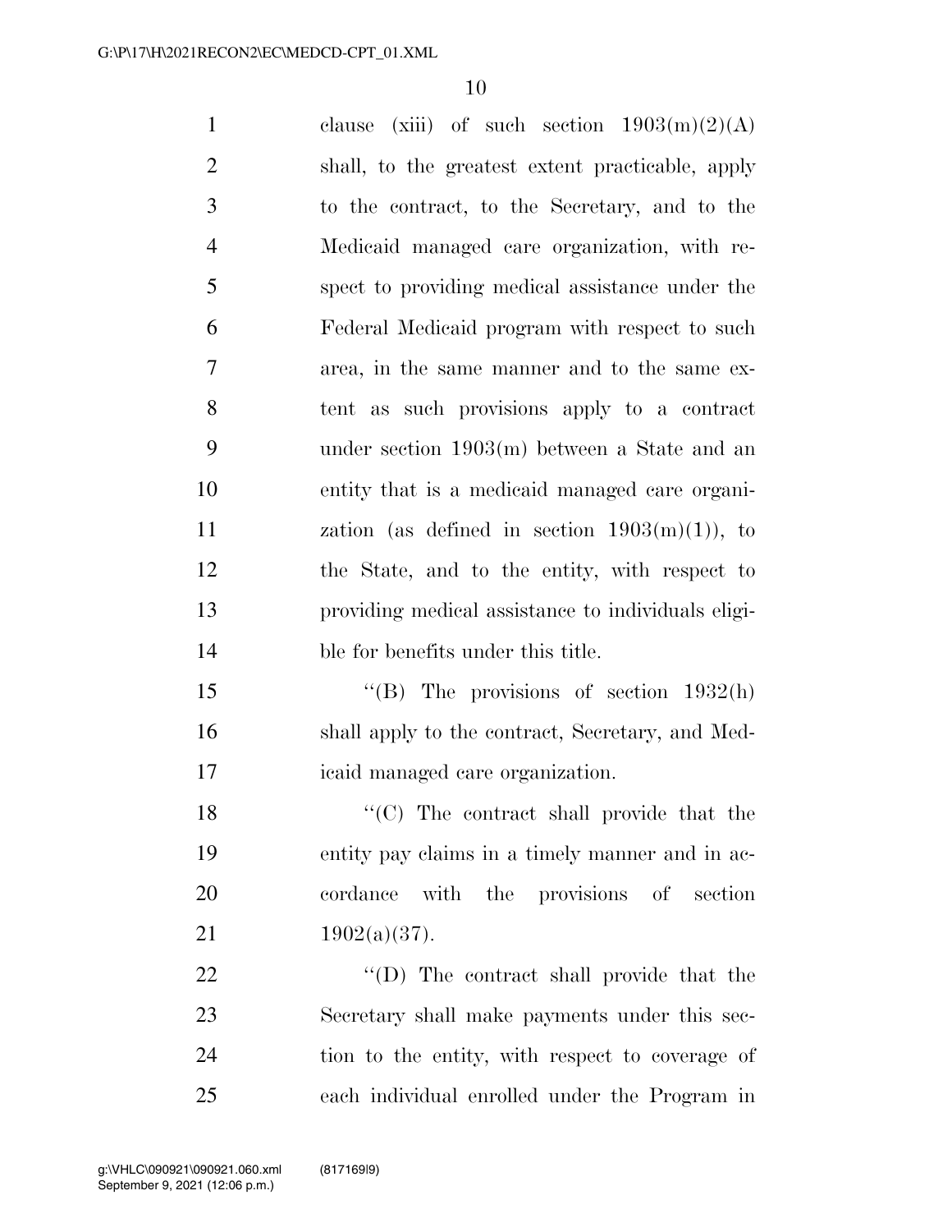clause (xiii) of such section 1903(m)(2)(A) shall, to the greatest extent practicable, apply to the contract, to the Secretary, and to the Medicaid managed care organization, with respect to providing medical assistance under the Federal Medicaid program with respect to such area, in the same manner and to the same extent as such provisions apply to a contract under section 1903(m) between a State and an entity that is a medicaid managed care organization (as defined in section 1903(m)(1)), to the State, and to the entity, with respect to providing medical assistance to individuals eligible for benefits under this title.

''(B) The provisions of section 1932(h) shall apply to the contract, Secretary, and Medicaid managed care organization.

''(C) The contract shall provide that the entity pay claims in a timely manner and in accordance with the provisions of section 1902(a)(37).

''(D) The contract shall provide that the Secretary shall make payments under this section to the entity, with respect to coverage of each individual enrolled under the Program in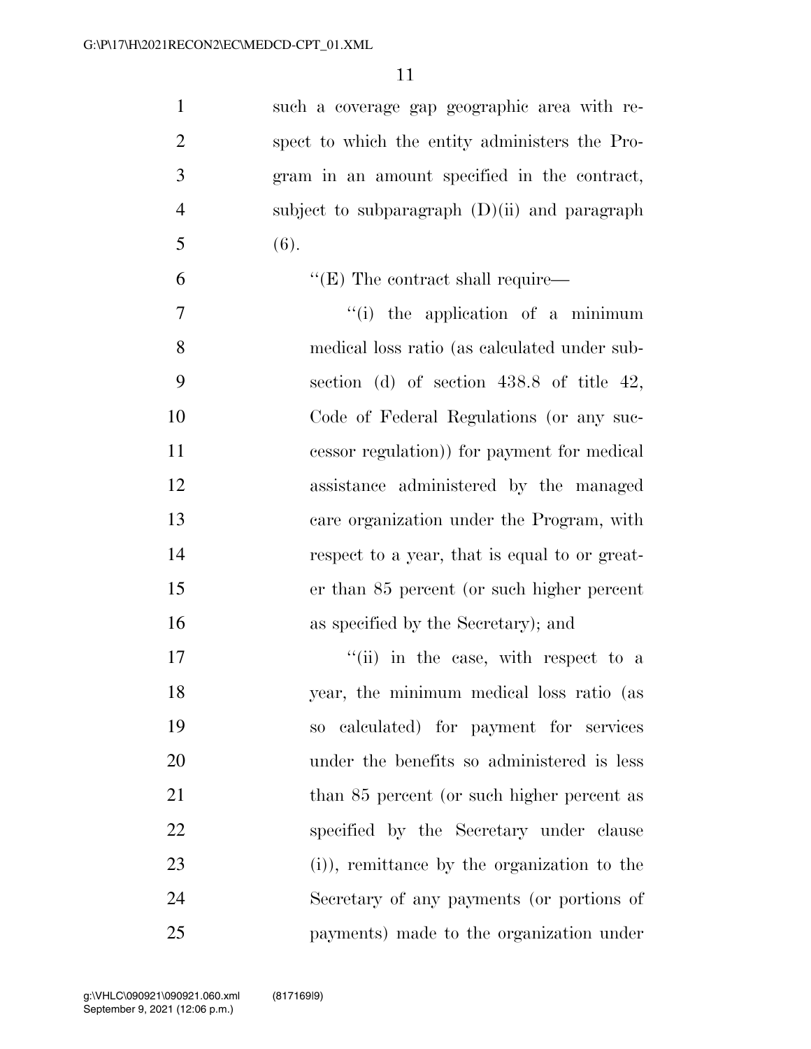such a coverage gap geographic area with respect to which the entity administers the Program in an amount specified in the contract, subject to subparagraph (D)(ii) and paragraph (6).

"(E) The contract shall require—

"(i) the application of a minimum medical loss ratio (as calculated under subsection (d) of section 438.8 of title 42, Code of Federal Regulations (or any successor regulation)) for payment for medical assistance administered by the managed care organization under the Program, with respect to a year, that is equal to or greater than 85 percent (or such higher percent as specified by the Secretary); and

"(ii) in the case, with respect to a year, the minimum medical loss ratio (as so calculated) for payment for services under the benefits so administered is less than 85 percent (or such higher percent as specified by the Secretary under clause (i)), remittance by the organization to the Secretary of any payments (or portions of payments) made to the organization under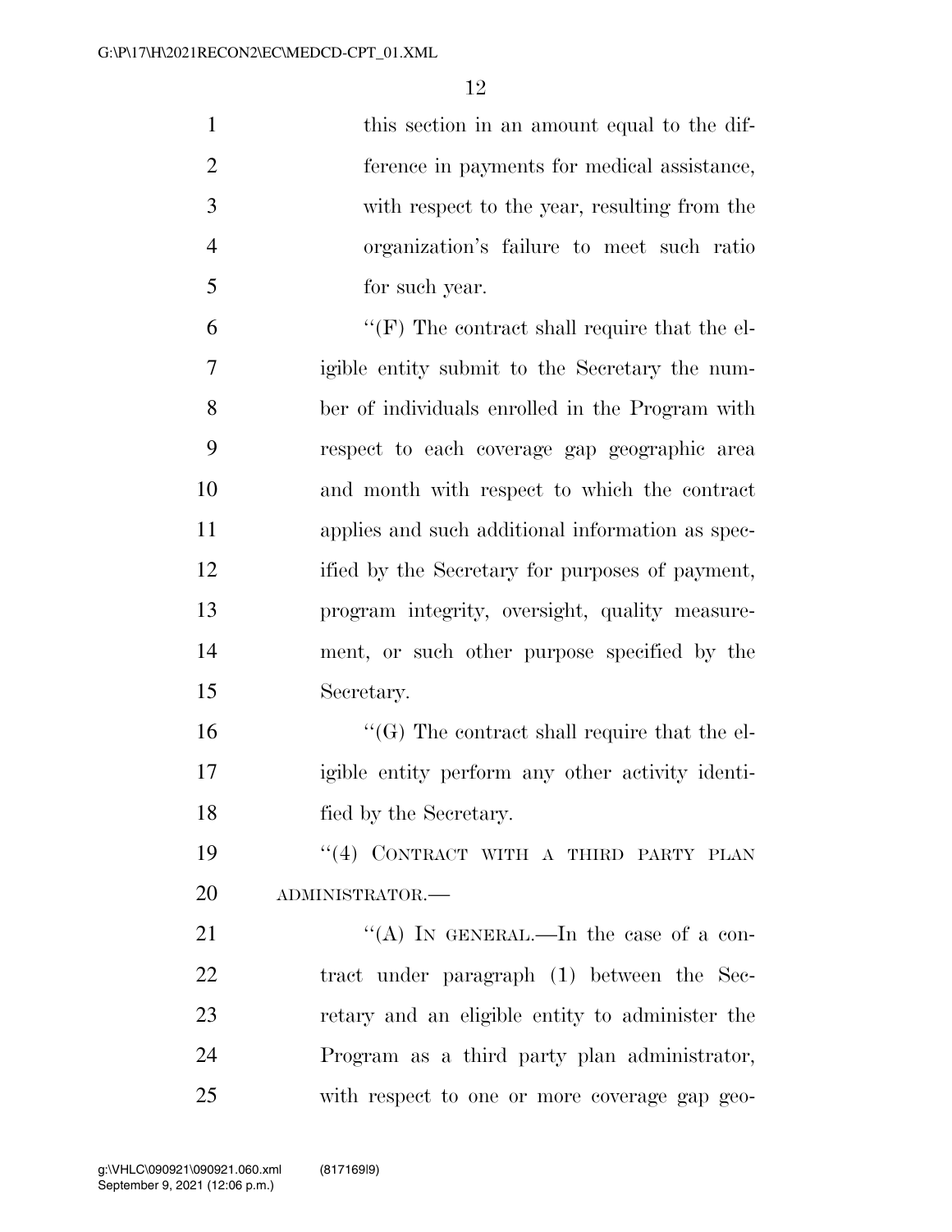this section in an amount equal to the difference in payments for medical assistance, with respect to the year, resulting from the organization's failure to meet such ratio for such year.

''(F) The contract shall require that the eligible entity submit to the Secretary the number of individuals enrolled in the Program with respect to each coverage gap geographic area and month with respect to which the contract applies and such additional information as specified by the Secretary for purposes of payment, program integrity, oversight, quality measurement, or such other purpose specified by the Secretary.

''(G) The contract shall require that the eligible entity perform any other activity identified by the Secretary.

''(4) CONTRACT WITH A THIRD PARTY PLAN ADMINISTRATOR.—

''(A) IN GENERAL.—In the case of a contract under paragraph (1) between the Secretary and an eligible entity to administer the Program as a third party plan administrator, with respect to one or more coverage gap geo-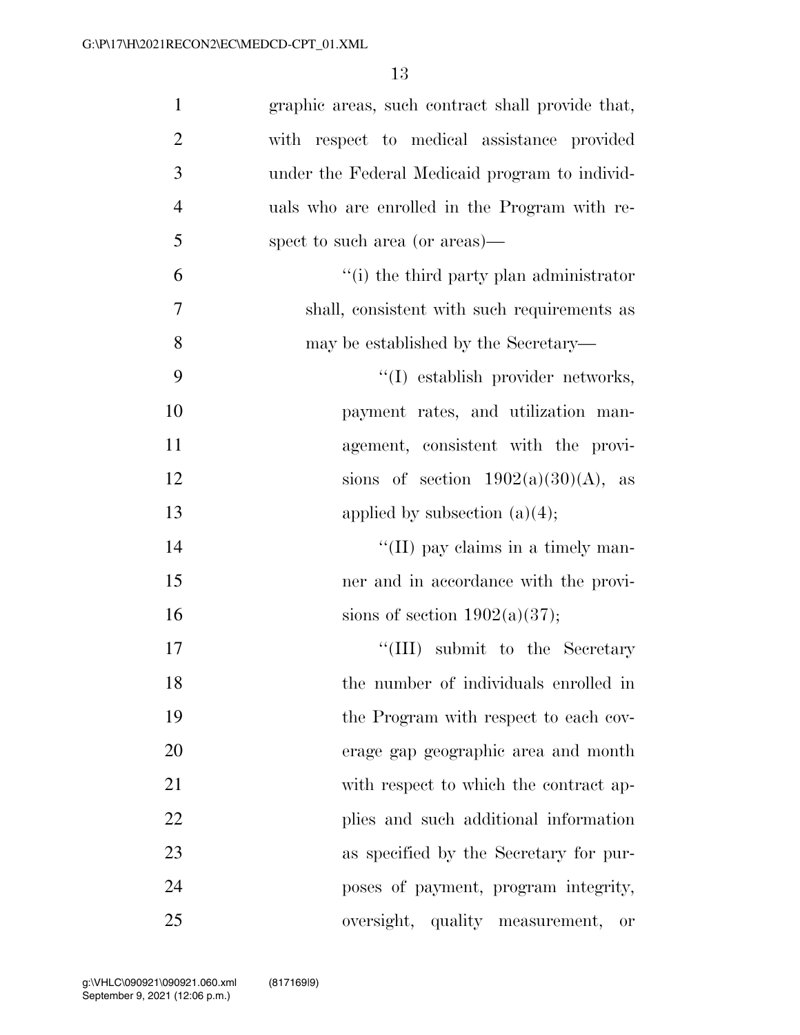graphic areas, such contract shall provide that, with respect to medical assistance provided under the Federal Medicaid program to individuals who are enrolled in the Program with respect to such area (or areas)—

"(i) the third party plan administrator shall, consistent with such requirements as may be established by the Secretary—

"(I) establish provider networks, payment rates, and utilization management, consistent with the provisions of section 1902(a)(30)(A), as applied by subsection (a)(4);

"(II) pay claims in a timely manner and in accordance with the provisions of section 1902(a)(37);

"(III) submit to the Secretary the number of individuals enrolled in the Program with respect to each coverage gap geographic area and month with respect to which the contract applies and such additional information as specified by the Secretary for purposes of payment, program integrity, oversight, quality measurement, or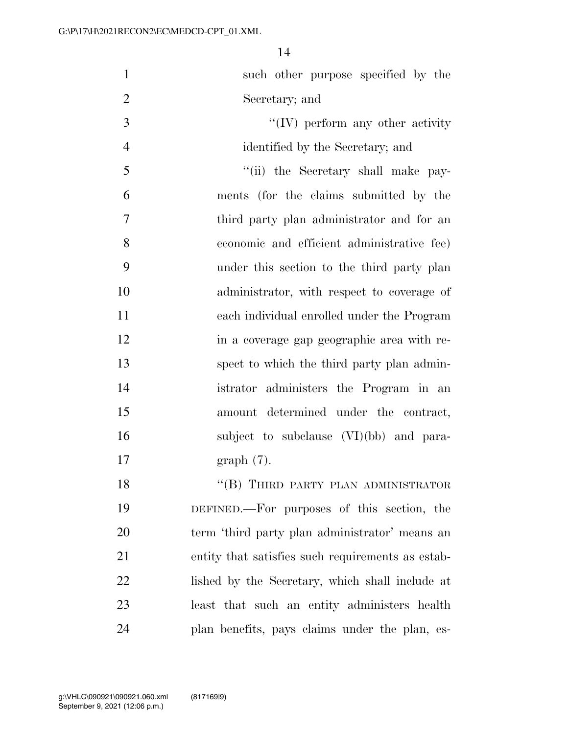such other purpose specified by the Secretary; and

"(IV) perform any other activity identified by the Secretary; and

"(ii) the Secretary shall make payments (for the claims submitted by the third party plan administrator and for an economic and efficient administrative fee) under this section to the third party plan administrator, with respect to coverage of each individual enrolled under the Program in a coverage gap geographic area with respect to which the third party plan administrator administers the Program in an amount determined under the contract, subject to subclause (VI)(bb) and paragraph (7).

"(B) THIRD PARTY PLAN ADMINISTRATOR DEFINED.—For purposes of this section, the term 'third party plan administrator' means an entity that satisfies such requirements as established by the Secretary, which shall include at least that such an entity administers health plan benefits, pays claims under the plan, es-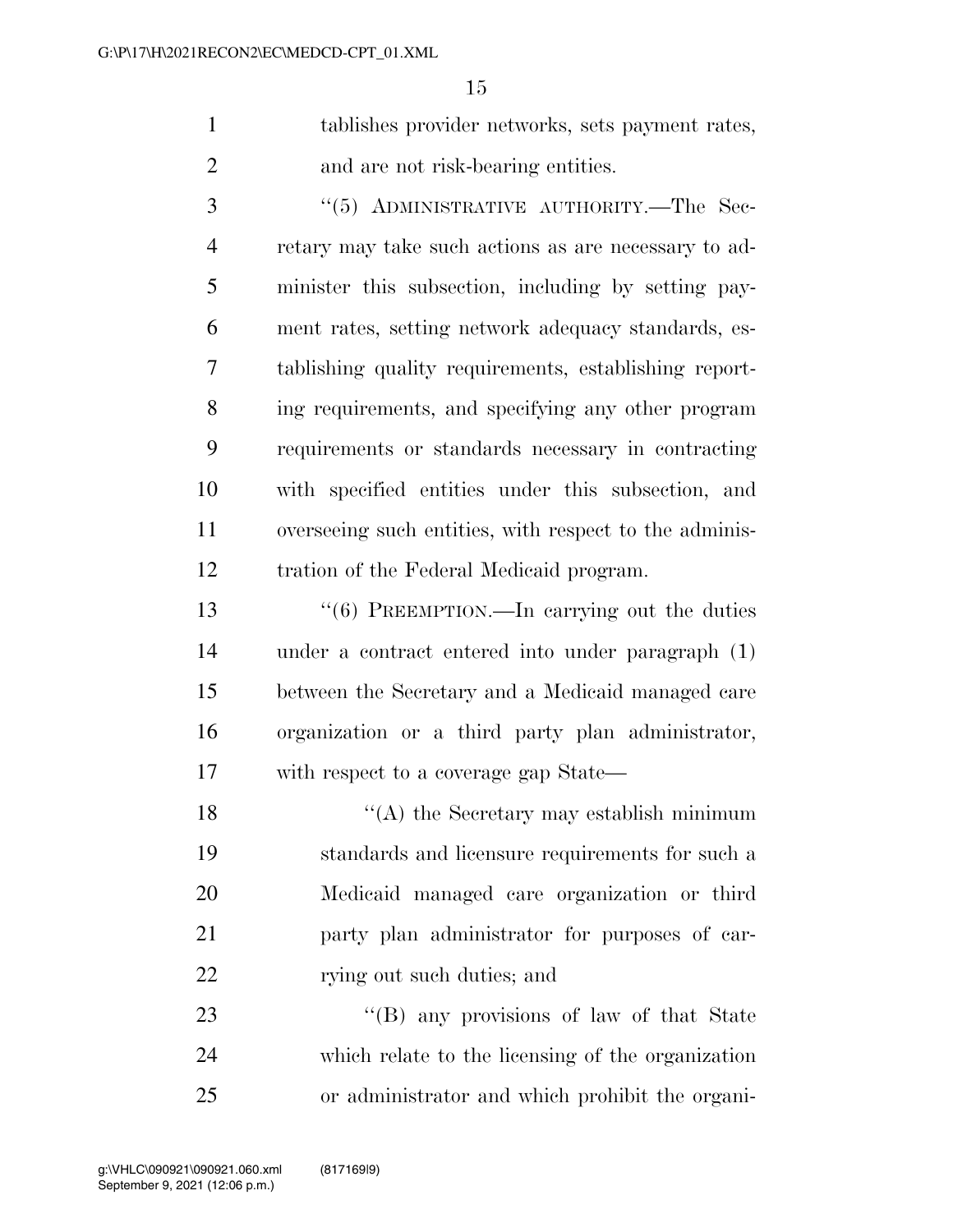tablishes provider networks, sets payment rates, and are not risk-bearing entities.

"(5) ADMINISTRATIVE AUTHORITY.—The Secretary may take such actions as are necessary to administer this subsection, including by setting payment rates, setting network adequacy standards, establishing quality requirements, establishing reporting requirements, and specifying any other program requirements or standards necessary in contracting with specified entities under this subsection, and overseeing such entities, with respect to the administration of the Federal Medicaid program.

"(6) PREEMPTION.—In carrying out the duties under a contract entered into under paragraph (1) between the Secretary and a Medicaid managed care organization or a third party plan administrator, with respect to a coverage gap State—

"(A) the Secretary may establish minimum standards and licensure requirements for such a Medicaid managed care organization or third party plan administrator for purposes of carrying out such duties; and

"(B) any provisions of law of that State which relate to the licensing of the organization or administrator and which prohibit the organi-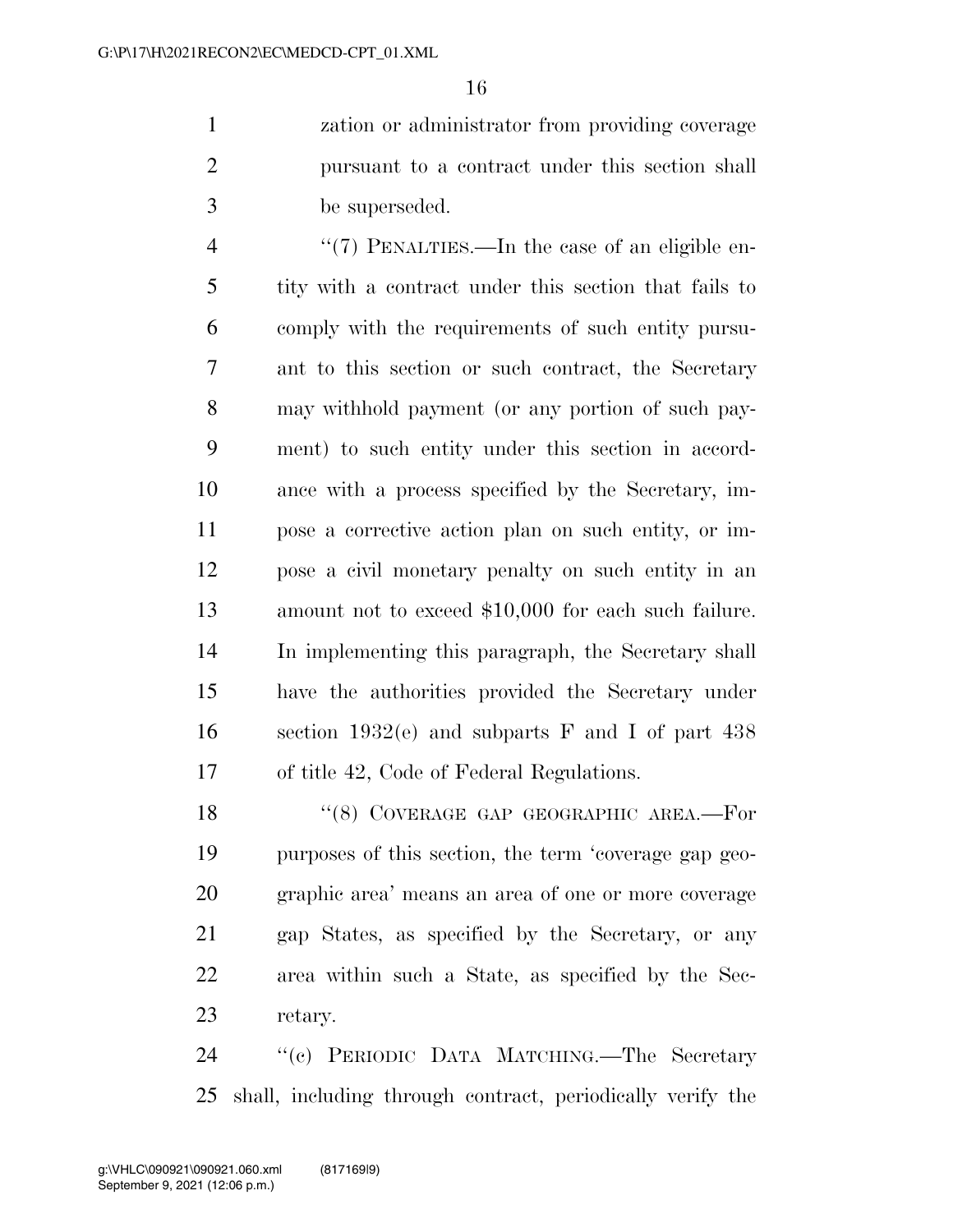zation or administrator from providing coverage pursuant to a contract under this section shall be superseded.

''(7) PENALTIES.—In the case of an eligible entity with a contract under this section that fails to comply with the requirements of such entity pursuant to this section or such contract, the Secretary may withhold payment (or any portion of such payment) to such entity under this section in accordance with a process specified by the Secretary, impose a corrective action plan on such entity, or impose a civil monetary penalty on such entity in an amount not to exceed $10,000 for each such failure. In implementing this paragraph, the Secretary shall have the authorities provided the Secretary under section 1932(e) and subparts F and I of part 438 of title 42, Code of Federal Regulations.

''(8) COVERAGE GAP GEOGRAPHIC AREA.—For purposes of this section, the term 'coverage gap geographic area' means an area of one or more coverage gap States, as specified by the Secretary, or any area within such a State, as specified by the Secretary.

''(c) PERIODIC DATA MATCHING.—The Secretary shall, including through contract, periodically verify the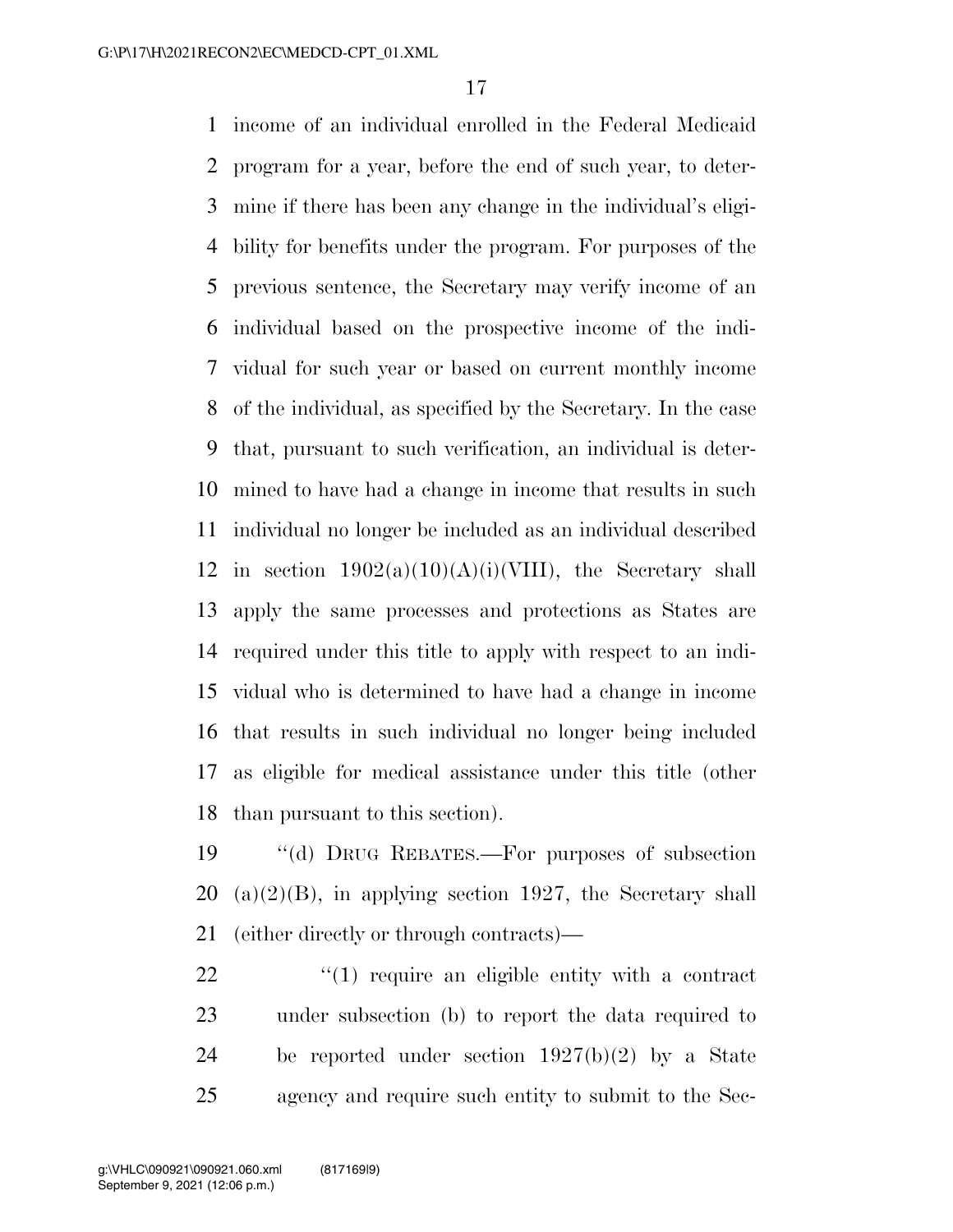income of an individual enrolled in the Federal Medicaid program for a year, before the end of such year, to determine if there has been any change in the individual's eligibility for benefits under the program. For purposes of the previous sentence, the Secretary may verify income of an individual based on the prospective income of the individual for such year or based on current monthly income of the individual, as specified by the Secretary. In the case that, pursuant to such verification, an individual is determined to have had a change in income that results in such individual no longer be included as an individual described in section 1902(a)(10)(A)(i)(VIII), the Secretary shall apply the same processes and protections as States are required under this title to apply with respect to an individual who is determined to have had a change in income that results in such individual no longer being included as eligible for medical assistance under this title (other than pursuant to this section).

"(d) DRUG REBATES.—For purposes of subsection (a)(2)(B), in applying section 1927, the Secretary shall (either directly or through contracts)—

"(1) require an eligible entity with a contract under subsection (b) to report the data required to be reported under section 1927(b)(2) by a State agency and require such entity to submit to the Sec-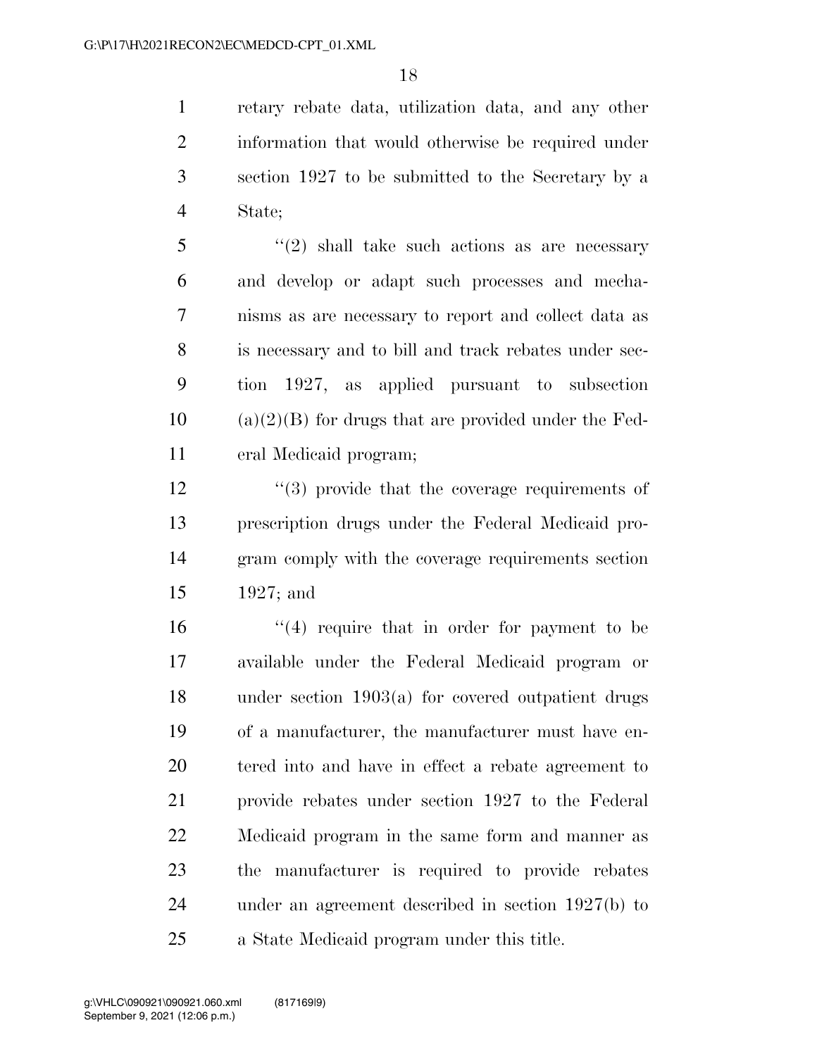retary rebate data, utilization data, and any other information that would otherwise be required under section 1927 to be submitted to the Secretary by a State;

"(2) shall take such actions as are necessary and develop or adapt such processes and mechanisms as are necessary to report and collect data as is necessary and to bill and track rebates under section 1927, as applied pursuant to subsection (a)(2)(B) for drugs that are provided under the Federal Medicaid program;

"(3) provide that the coverage requirements of prescription drugs under the Federal Medicaid program comply with the coverage requirements section 1927; and

"(4) require that in order for payment to be available under the Federal Medicaid program or under section 1903(a) for covered outpatient drugs of a manufacturer, the manufacturer must have entered into and have in effect a rebate agreement to provide rebates under section 1927 to the Federal Medicaid program in the same form and manner as the manufacturer is required to provide rebates under an agreement described in section 1927(b) to a State Medicaid program under this title.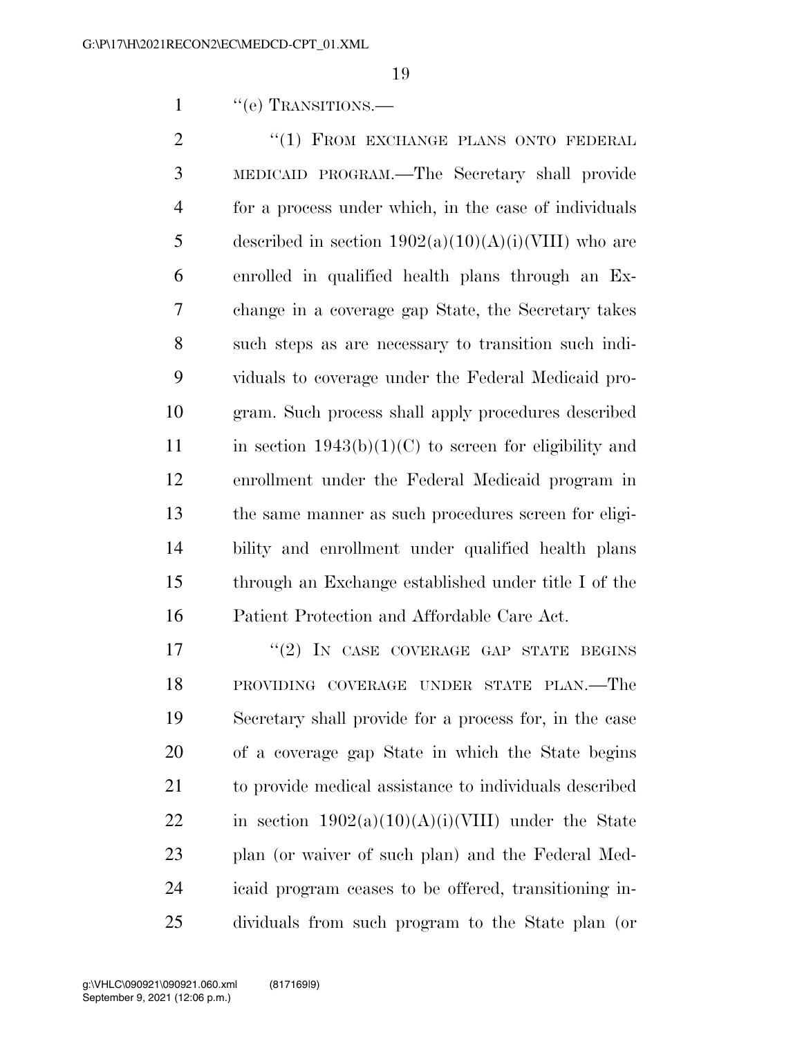"(e) TRANSITIONS.—

"(1) FROM EXCHANGE PLANS ONTO FEDERAL MEDICAID PROGRAM.—The Secretary shall provide for a process under which, in the case of individuals described in section 1902(a)(10)(A)(i)(VIII) who are enrolled in qualified health plans through an Exchange in a coverage gap State, the Secretary takes such steps as are necessary to transition such individuals to coverage under the Federal Medicaid program. Such process shall apply procedures described in section 1943(b)(1)(C) to screen for eligibility and enrollment under the Federal Medicaid program in the same manner as such procedures screen for eligibility and enrollment under qualified health plans through an Exchange established under title I of the Patient Protection and Affordable Care Act.

"(2) IN CASE COVERAGE GAP STATE BEGINS PROVIDING COVERAGE UNDER STATE PLAN.—The Secretary shall provide for a process for, in the case of a coverage gap State in which the State begins to provide medical assistance to individuals described in section 1902(a)(10)(A)(i)(VIII) under the State plan (or waiver of such plan) and the Federal Medicaid program ceases to be offered, transitioning individuals from such program to the State plan (or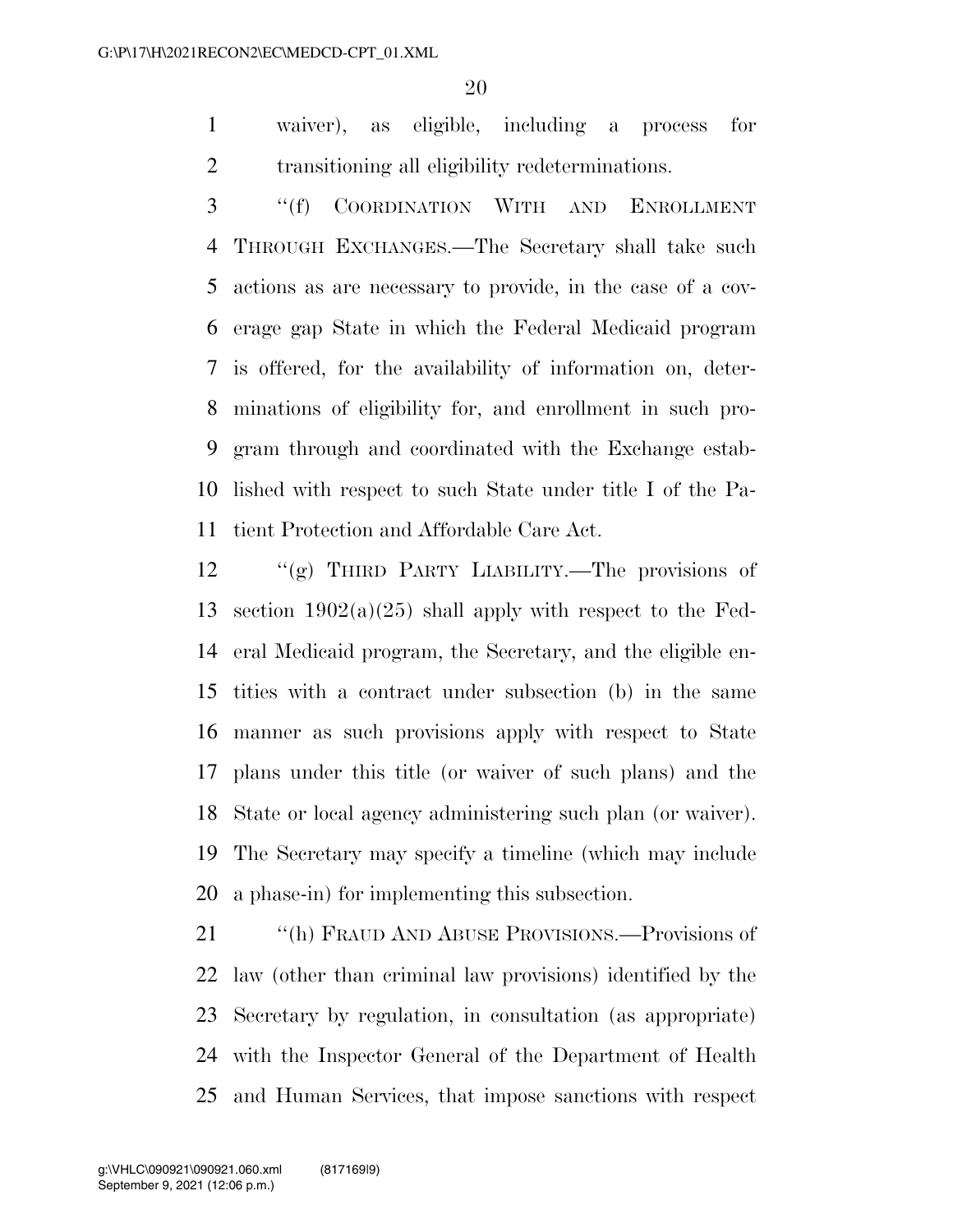waiver), as eligible, including a process for transitioning all eligibility redeterminations.

"(f) COORDINATION WITH AND ENROLLMENT THROUGH EXCHANGES.—The Secretary shall take such actions as are necessary to provide, in the case of a coverage gap State in which the Federal Medicaid program is offered, for the availability of information on, determinations of eligibility for, and enrollment in such program through and coordinated with the Exchange established with respect to such State under title I of the Patient Protection and Affordable Care Act.

"(g) THIRD PARTY LIABILITY.—The provisions of section 1902(a)(25) shall apply with respect to the Federal Medicaid program, the Secretary, and the eligible entities with a contract under subsection (b) in the same manner as such provisions apply with respect to State plans under this title (or waiver of such plans) and the State or local agency administering such plan (or waiver). The Secretary may specify a timeline (which may include a phase-in) for implementing this subsection.

"(h) FRAUD AND ABUSE PROVISIONS.—Provisions of law (other than criminal law provisions) identified by the Secretary by regulation, in consultation (as appropriate) with the Inspector General of the Department of Health and Human Services, that impose sanctions with respect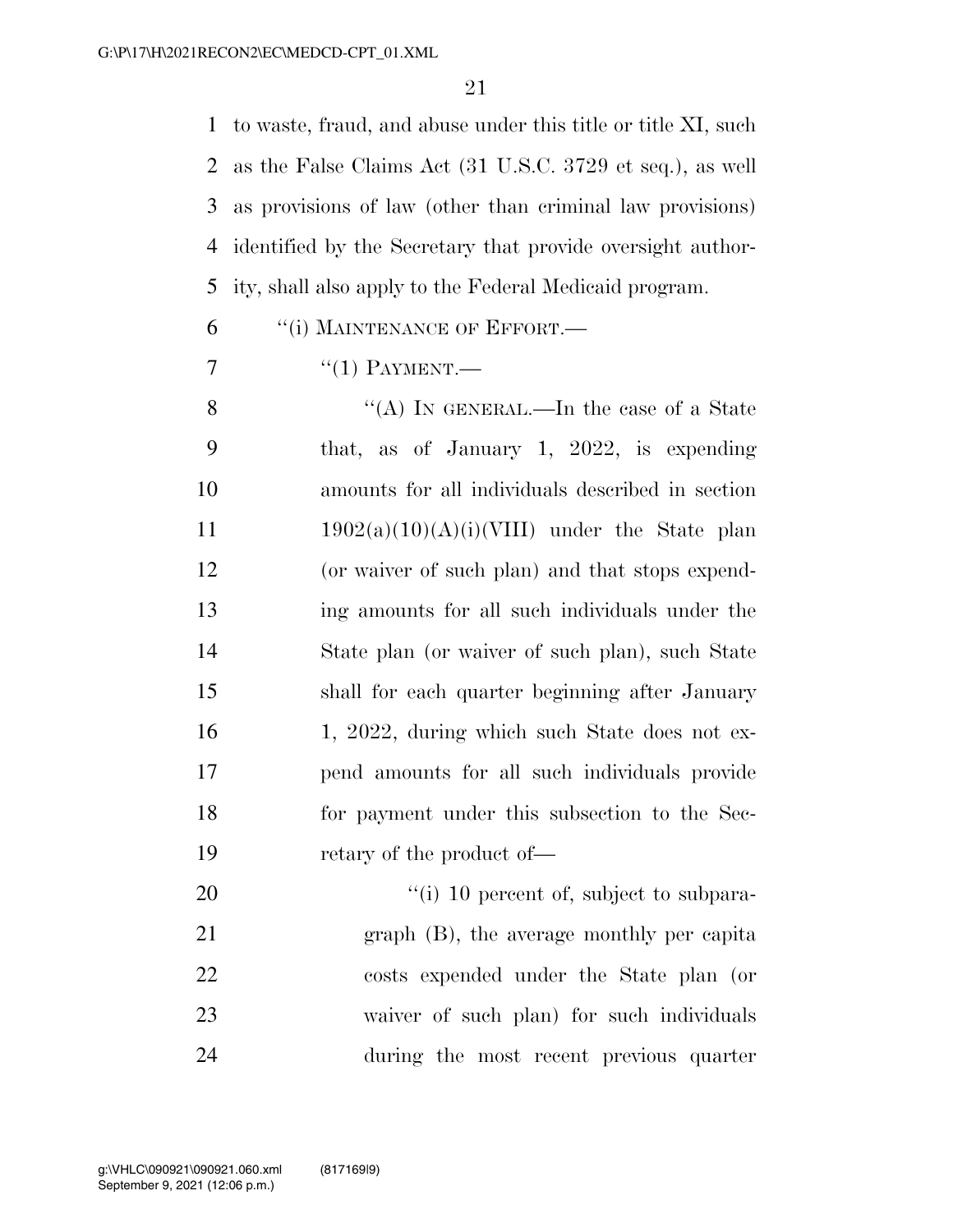to waste, fraud, and abuse under this title or title XI, such as the False Claims Act (31 U.S.C. 3729 et seq.), as well as provisions of law (other than criminal law provisions) identified by the Secretary that provide oversight authority, shall also apply to the Federal Medicaid program.

"(i) MAINTENANCE OF EFFORT.—

"(1) PAYMENT.—

"(A) IN GENERAL.—In the case of a State that, as of January 1, 2022, is expending amounts for all individuals described in section 1902(a)(10)(A)(i)(VIII) under the State plan (or waiver of such plan) and that stops expending amounts for all such individuals under the State plan (or waiver of such plan), such State shall for each quarter beginning after January 1, 2022, during which such State does not expend amounts for all such individuals provide for payment under this subsection to the Secretary of the product of—

"(i) 10 percent of, subject to subparagraph (B), the average monthly per capita costs expended under the State plan (or waiver of such plan) for such individuals during the most recent previous quarter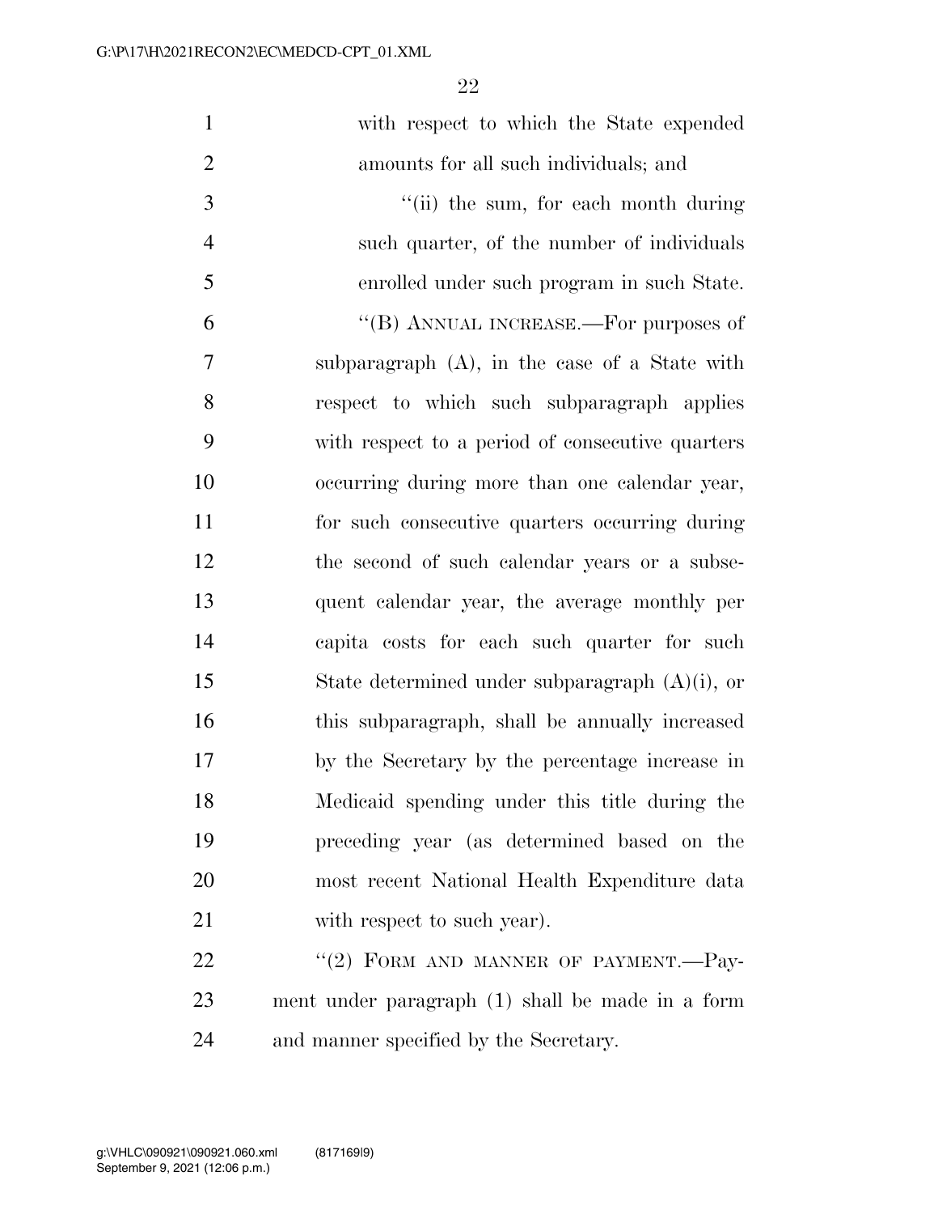with respect to which the State expended amounts for all such individuals; and

''(ii) the sum, for each month during such quarter, of the number of individuals enrolled under such program in such State.

''(B) ANNUAL INCREASE.—For purposes of subparagraph (A), in the case of a State with respect to which such subparagraph applies with respect to a period of consecutive quarters occurring during more than one calendar year, for such consecutive quarters occurring during the second of such calendar years or a subsequent calendar year, the average monthly per capita costs for each such quarter for such State determined under subparagraph (A)(i), or this subparagraph, shall be annually increased by the Secretary by the percentage increase in Medicaid spending under this title during the preceding year (as determined based on the most recent National Health Expenditure data with respect to such year).

''(2) FORM AND MANNER OF PAYMENT.—Payment under paragraph (1) shall be made in a form and manner specified by the Secretary.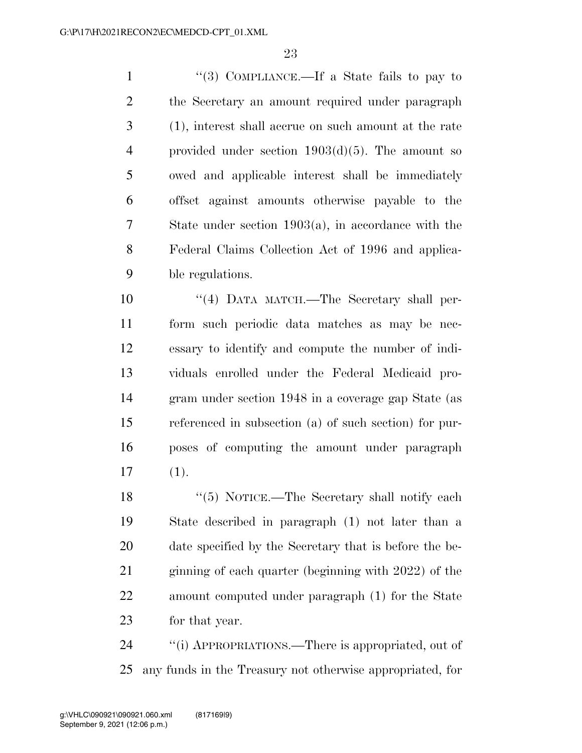"(3) COMPLIANCE.—If a State fails to pay to the Secretary an amount required under paragraph (1), interest shall accrue on such amount at the rate provided under section 1903(d)(5). The amount so owed and applicable interest shall be immediately offset against amounts otherwise payable to the State under section 1903(a), in accordance with the Federal Claims Collection Act of 1996 and applicable regulations.

"(4) DATA MATCH.—The Secretary shall perform such periodic data matches as may be necessary to identify and compute the number of individuals enrolled under the Federal Medicaid program under section 1948 in a coverage gap State (as referenced in subsection (a) of such section) for purposes of computing the amount under paragraph (1).

"(5) NOTICE.—The Secretary shall notify each State described in paragraph (1) not later than a date specified by the Secretary that is before the beginning of each quarter (beginning with 2022) of the amount computed under paragraph (1) for the State for that year.

"(i) APPROPRIATIONS.—There is appropriated, out of any funds in the Treasury not otherwise appropriated, for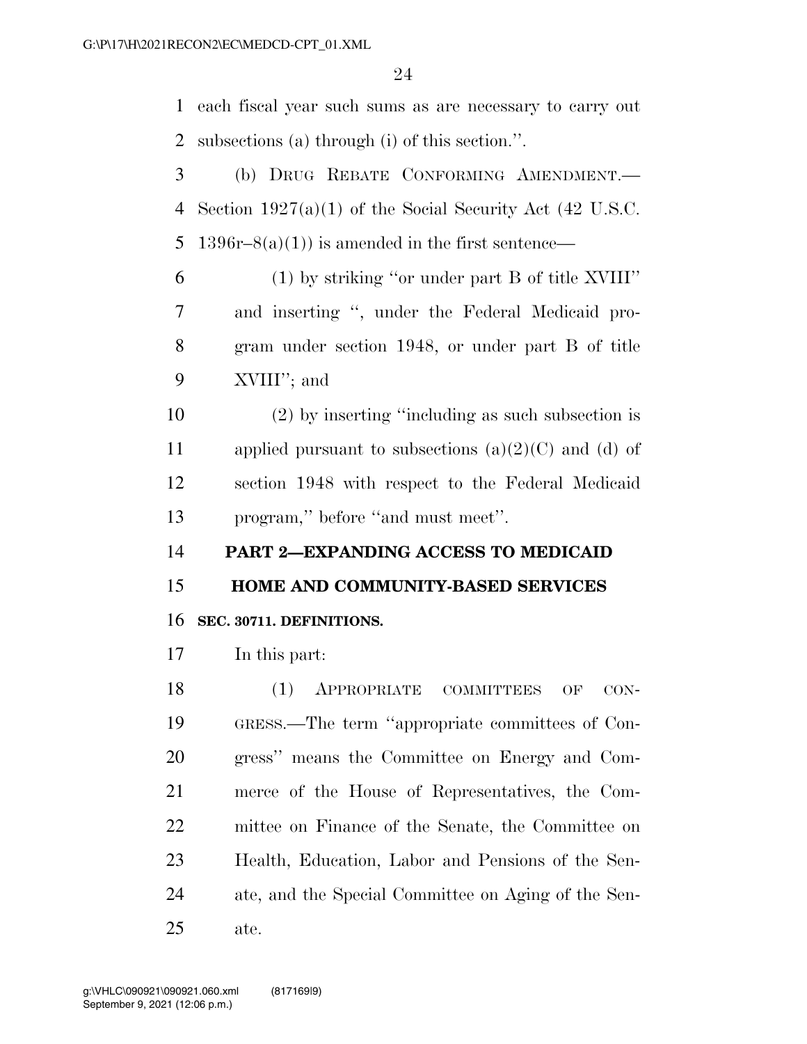each fiscal year such sums as are necessary to carry out subsections (a) through (i) of this section.''.

(b) DRUG REBATE CONFORMING AMENDMENT.—Section 1927(a)(1) of the Social Security Act (42 U.S.C. 1396r–8(a)(1)) is amended in the first sentence—

(1) by striking ''or under part B of title XVIII'' and inserting '', under the Federal Medicaid program under section 1948, or under part B of title XVIII''; and

(2) by inserting ''including as such subsection is applied pursuant to subsections (a)(2)(C) and (d) of section 1948 with respect to the Federal Medicaid program,'' before ''and must meet''.

## PART 2—EXPANDING ACCESS TO MEDICAID HOME AND COMMUNITY-BASED SERVICES

### SEC. 30711. DEFINITIONS.

In this part:

(1) APPROPRIATE COMMITTEES OF CONGRESS.—The term ''appropriate committees of Congress'' means the Committee on Energy and Commerce of the House of Representatives, the Committee on Finance of the Senate, the Committee on Health, Education, Labor and Pensions of the Senate, and the Special Committee on Aging of the Senate.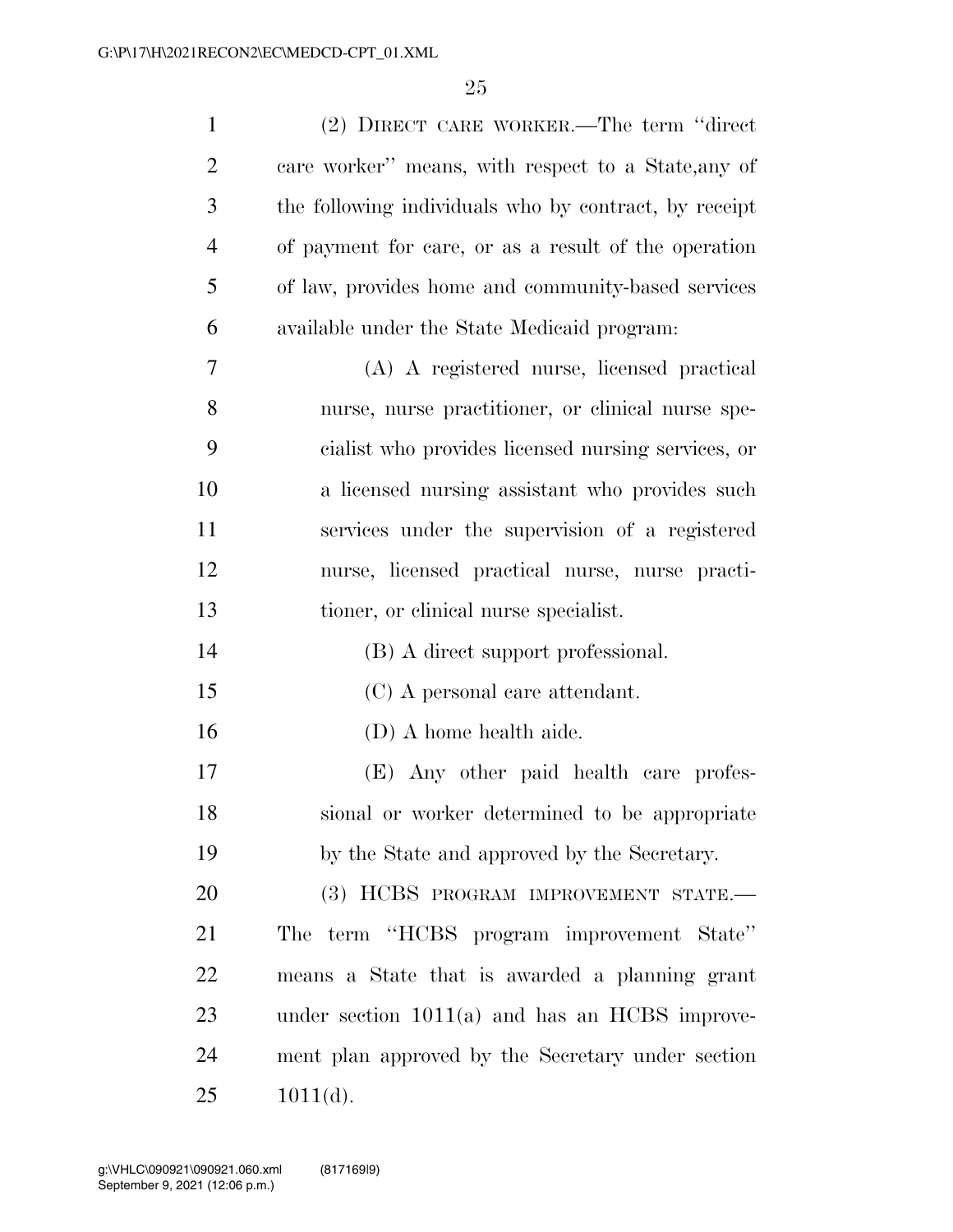(2) DIRECT CARE WORKER.—The term ''direct care worker'' means, with respect to a State,any of the following individuals who by contract, by receipt of payment for care, or as a result of the operation of law, provides home and community-based services available under the State Medicaid program:

(A) A registered nurse, licensed practical nurse, nurse practitioner, or clinical nurse specialist who provides licensed nursing services, or a licensed nursing assistant who provides such services under the supervision of a registered nurse, licensed practical nurse, nurse practitioner, or clinical nurse specialist.

(B) A direct support professional.

(C) A personal care attendant.

(D) A home health aide.

(E) Any other paid health care professional or worker determined to be appropriate by the State and approved by the Secretary.

(3) HCBS PROGRAM IMPROVEMENT STATE.—The term ''HCBS program improvement State'' means a State that is awarded a planning grant under section 1011(a) and has an HCBS improvement plan approved by the Secretary under section 1011(d).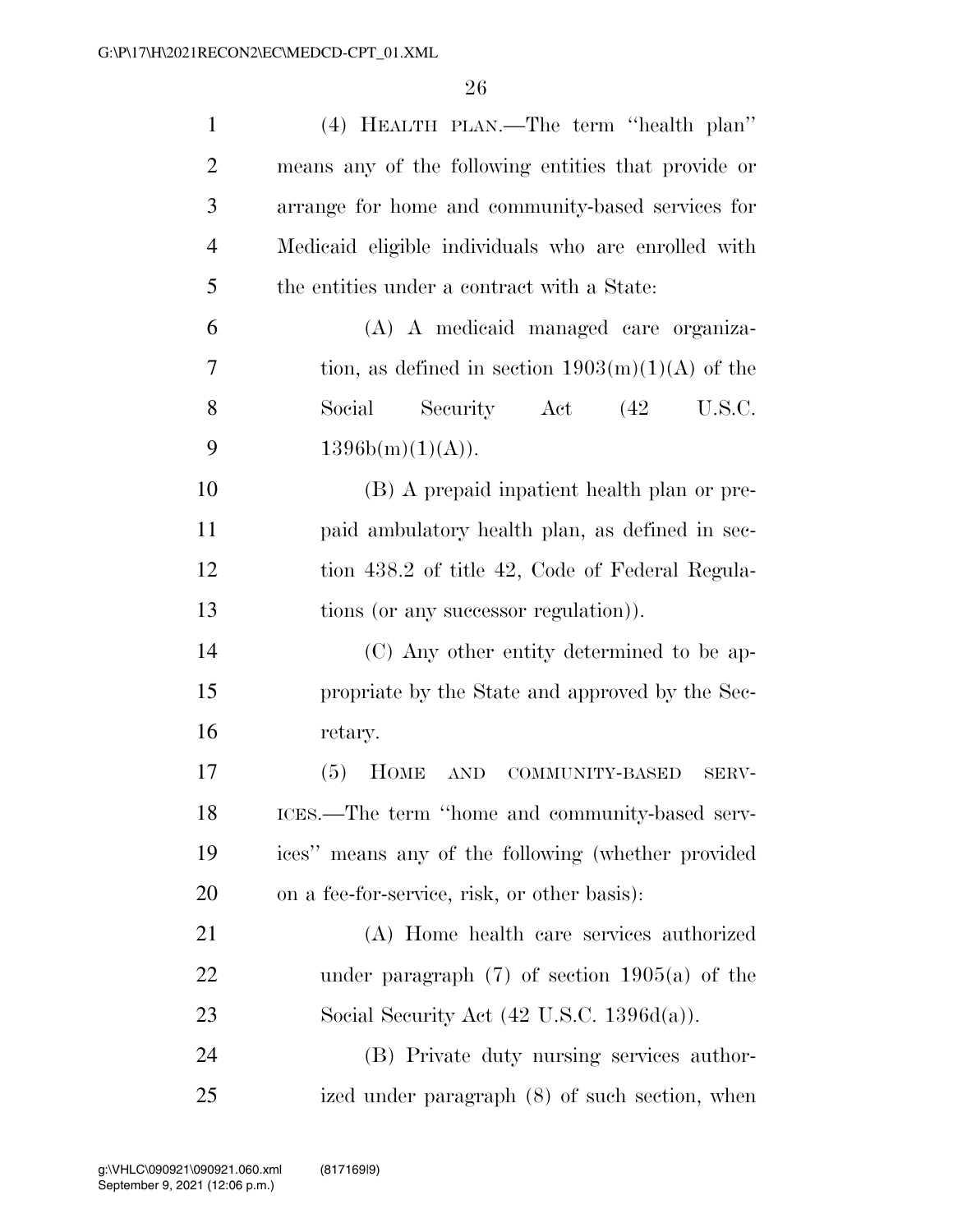(4) HEALTH PLAN.—The term "health plan" means any of the following entities that provide or arrange for home and community-based services for Medicaid eligible individuals who are enrolled with the entities under a contract with a State:

(A) A medicaid managed care organization, as defined in section 1903(m)(1)(A) of the Social Security Act (42 U.S.C. 1396b(m)(1)(A)).

(B) A prepaid inpatient health plan or prepaid ambulatory health plan, as defined in section 438.2 of title 42, Code of Federal Regulations (or any successor regulation)).

(C) Any other entity determined to be appropriate by the State and approved by the Secretary.

(5) HOME AND COMMUNITY-BASED SERVICES.—The term "home and community-based services" means any of the following (whether provided on a fee-for-service, risk, or other basis):

(A) Home health care services authorized under paragraph (7) of section 1905(a) of the Social Security Act (42 U.S.C. 1396d(a)).

(B) Private duty nursing services authorized under paragraph (8) of such section, when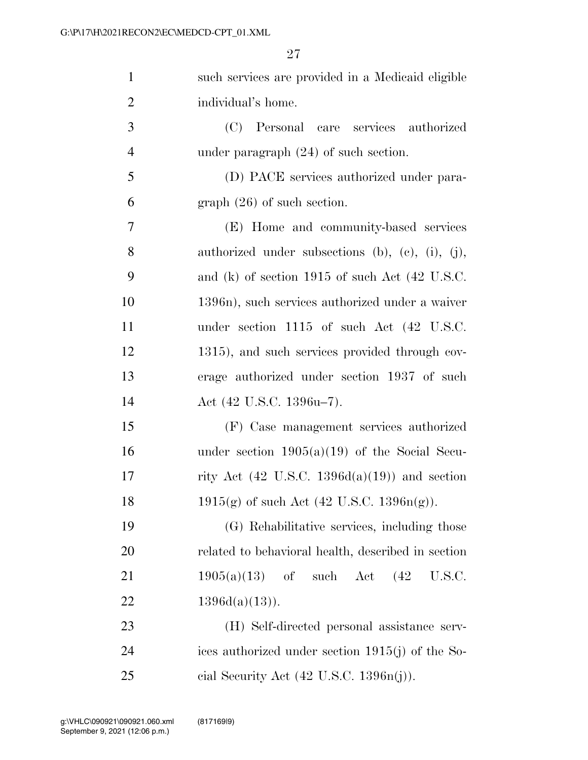such services are provided in a Medicaid eligible individual's home.

(C) Personal care services authorized under paragraph (24) of such section.

(D) PACE services authorized under paragraph (26) of such section.

(E) Home and community-based services authorized under subsections (b), (c), (i), (j), and (k) of section 1915 of such Act (42 U.S.C. 1396n), such services authorized under a waiver under section 1115 of such Act (42 U.S.C. 1315), and such services provided through coverage authorized under section 1937 of such Act (42 U.S.C. 1396u–7).

(F) Case management services authorized under section 1905(a)(19) of the Social Security Act (42 U.S.C. 1396d(a)(19)) and section 1915(g) of such Act (42 U.S.C. 1396n(g)).

(G) Rehabilitative services, including those related to behavioral health, described in section 1905(a)(13) of such Act (42 U.S.C. 1396d(a)(13)).

(H) Self-directed personal assistance services authorized under section 1915(j) of the Social Security Act (42 U.S.C. 1396n(j)).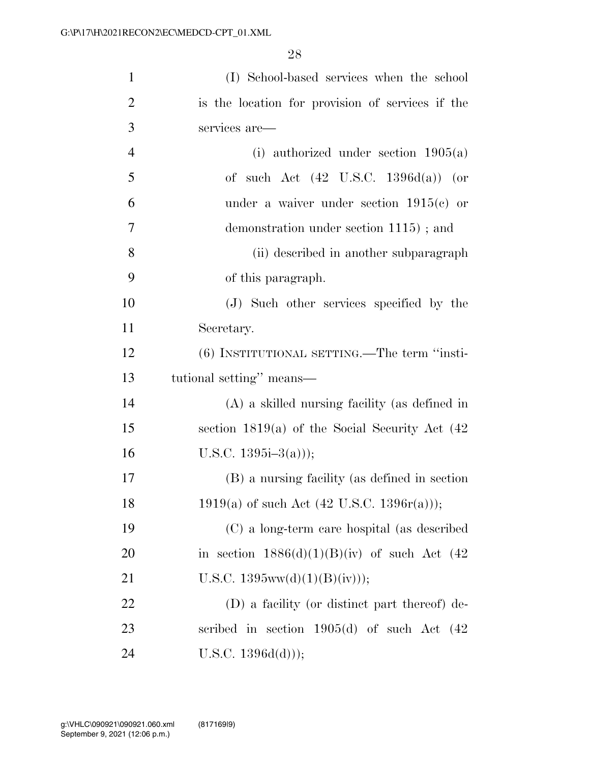(I) School-based services when the school is the location for provision of services if the services are—

(i) authorized under section 1905(a) of such Act (42 U.S.C. 1396d(a)) (or under a waiver under section 1915(c) or demonstration under section 1115) ; and

(ii) described in another subparagraph of this paragraph.

(J) Such other services specified by the Secretary.

(6) INSTITUTIONAL SETTING.—The term ''institutional setting'' means—

(A) a skilled nursing facility (as defined in section 1819(a) of the Social Security Act (42 U.S.C. 1395i–3(a)));

(B) a nursing facility (as defined in section 1919(a) of such Act (42 U.S.C. 1396r(a)));

(C) a long-term care hospital (as described in section 1886(d)(1)(B)(iv) of such Act (42 U.S.C. 1395ww(d)(1)(B)(iv)));

(D) a facility (or distinct part thereof) described in section 1905(d) of such Act (42 U.S.C. 1396d(d)));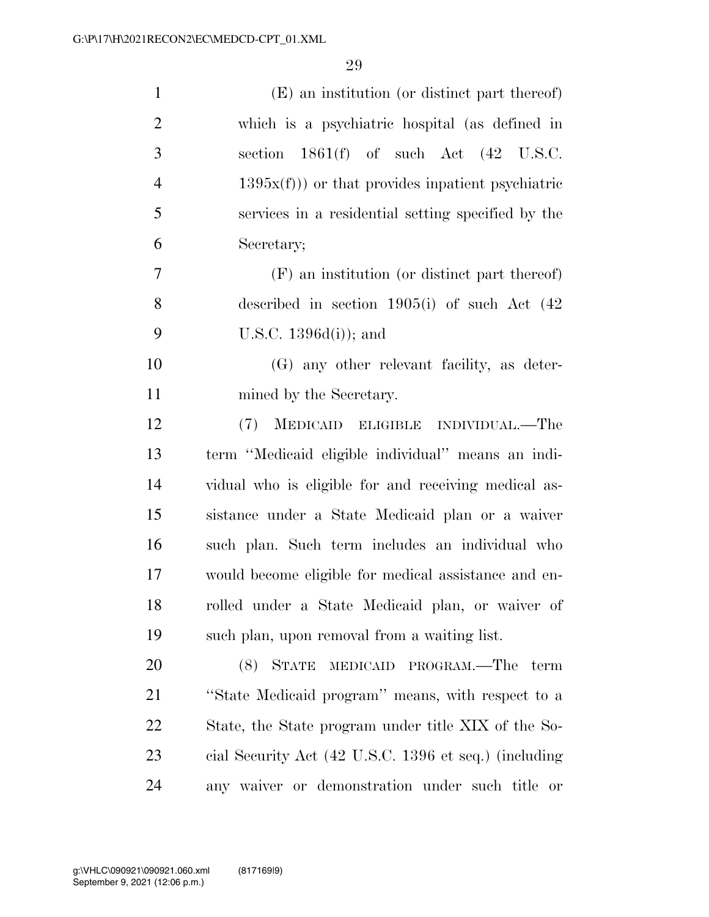(E) an institution (or distinct part thereof) which is a psychiatric hospital (as defined in section 1861(f) of such Act (42 U.S.C. 1395x(f))) or that provides inpatient psychiatric services in a residential setting specified by the Secretary;

(F) an institution (or distinct part thereof) described in section 1905(i) of such Act (42 U.S.C. 1396d(i)); and

(G) any other relevant facility, as determined by the Secretary.

(7) MEDICAID ELIGIBLE INDIVIDUAL.—The term ''Medicaid eligible individual'' means an individual who is eligible for and receiving medical assistance under a State Medicaid plan or a waiver such plan. Such term includes an individual who would become eligible for medical assistance and enrolled under a State Medicaid plan, or waiver of such plan, upon removal from a waiting list.

(8) STATE MEDICAID PROGRAM.—The term ''State Medicaid program'' means, with respect to a State, the State program under title XIX of the Social Security Act (42 U.S.C. 1396 et seq.) (including any waiver or demonstration under such title or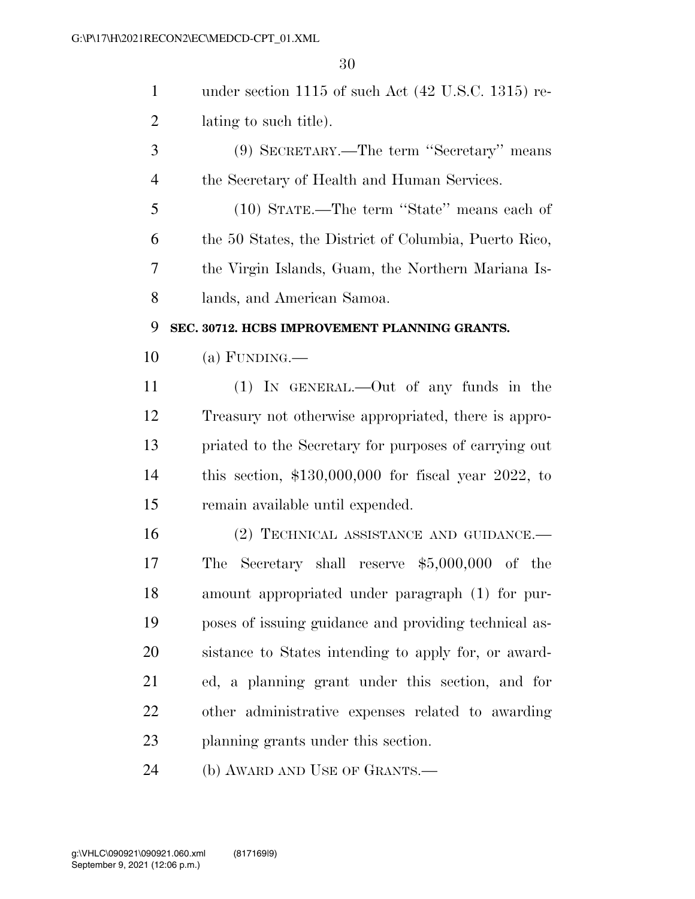under section 1115 of such Act (42 U.S.C. 1315) relating to such title).

(9) SECRETARY.—The term "Secretary" means the Secretary of Health and Human Services.

(10) STATE.—The term "State" means each of the 50 States, the District of Columbia, Puerto Rico, the Virgin Islands, Guam, the Northern Mariana Islands, and American Samoa.

**SEC. 30712. HCBS IMPROVEMENT PLANNING GRANTS.**

(a) FUNDING.—

(1) IN GENERAL.—Out of any funds in the Treasury not otherwise appropriated, there is appropriated to the Secretary for purposes of carrying out this section, $130,000,000 for fiscal year 2022, to remain available until expended.

(2) TECHNICAL ASSISTANCE AND GUIDANCE.—The Secretary shall reserve $5,000,000 of the amount appropriated under paragraph (1) for purposes of issuing guidance and providing technical assistance to States intending to apply for, or awarded, a planning grant under this section, and for other administrative expenses related to awarding planning grants under this section.

(b) AWARD AND USE OF GRANTS.—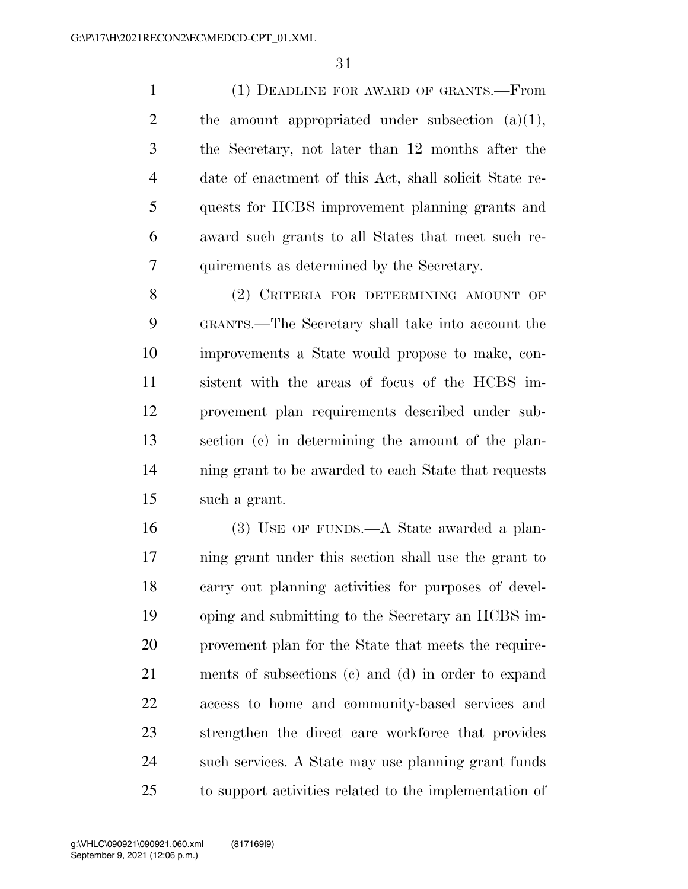(1) DEADLINE FOR AWARD OF GRANTS.—From the amount appropriated under subsection (a)(1), the Secretary, not later than 12 months after the date of enactment of this Act, shall solicit State requests for HCBS improvement planning grants and award such grants to all States that meet such requirements as determined by the Secretary.

(2) CRITERIA FOR DETERMINING AMOUNT OF GRANTS.—The Secretary shall take into account the improvements a State would propose to make, consistent with the areas of focus of the HCBS improvement plan requirements described under subsection (c) in determining the amount of the planning grant to be awarded to each State that requests such a grant.

(3) USE OF FUNDS.—A State awarded a planning grant under this section shall use the grant to carry out planning activities for purposes of developing and submitting to the Secretary an HCBS improvement plan for the State that meets the requirements of subsections (c) and (d) in order to expand access to home and community-based services and strengthen the direct care workforce that provides such services. A State may use planning grant funds to support activities related to the implementation of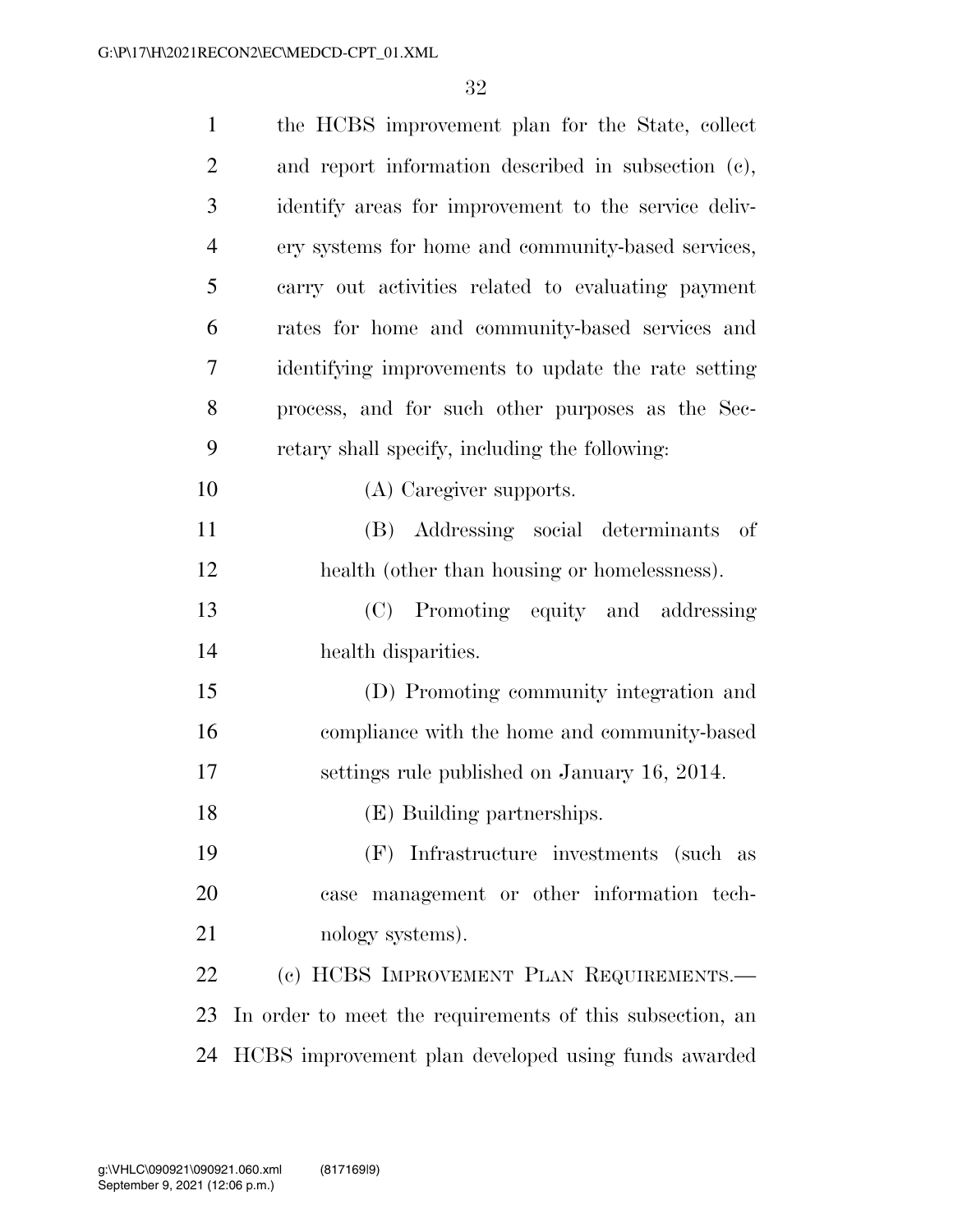the HCBS improvement plan for the State, collect and report information described in subsection (c), identify areas for improvement to the service delivery systems for home and community-based services, carry out activities related to evaluating payment rates for home and community-based services and identifying improvements to update the rate setting process, and for such other purposes as the Secretary shall specify, including the following:

(A) Caregiver supports.

(B) Addressing social determinants of health (other than housing or homelessness).

(C) Promoting equity and addressing health disparities.

(D) Promoting community integration and compliance with the home and community-based settings rule published on January 16, 2014.

(E) Building partnerships.

(F) Infrastructure investments (such as case management or other information technology systems).

(c) HCBS IMPROVEMENT PLAN REQUIREMENTS.— In order to meet the requirements of this subsection, an HCBS improvement plan developed using funds awarded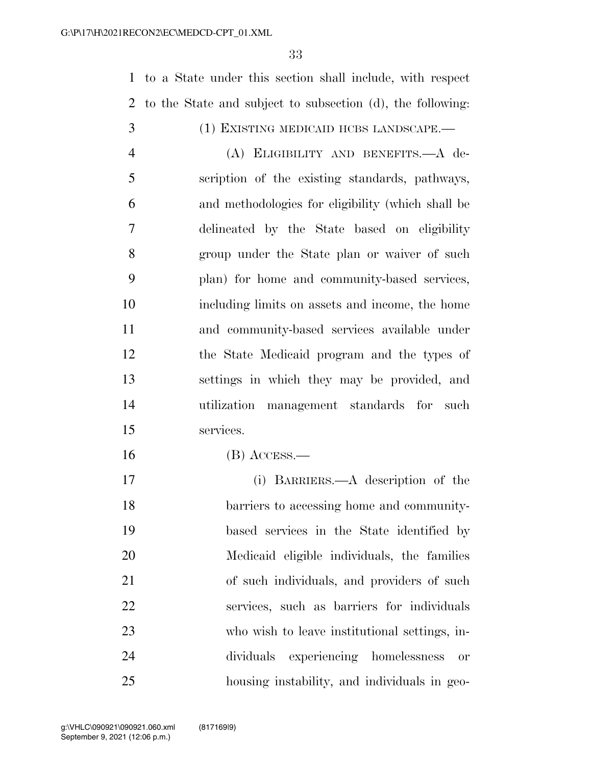to a State under this section shall include, with respect to the State and subject to subsection (d), the following:

(1) EXISTING MEDICAID HCBS LANDSCAPE.—

(A) ELIGIBILITY AND BENEFITS.—A description of the existing standards, pathways, and methodologies for eligibility (which shall be delineated by the State based on eligibility group under the State plan or waiver of such plan) for home and community-based services, including limits on assets and income, the home and community-based services available under the State Medicaid program and the types of settings in which they may be provided, and utilization management standards for such services.

(B) ACCESS.—

(i) BARRIERS.—A description of the barriers to accessing home and community-based services in the State identified by Medicaid eligible individuals, the families of such individuals, and providers of such services, such as barriers for individuals who wish to leave institutional settings, individuals experiencing homelessness or housing instability, and individuals in geo-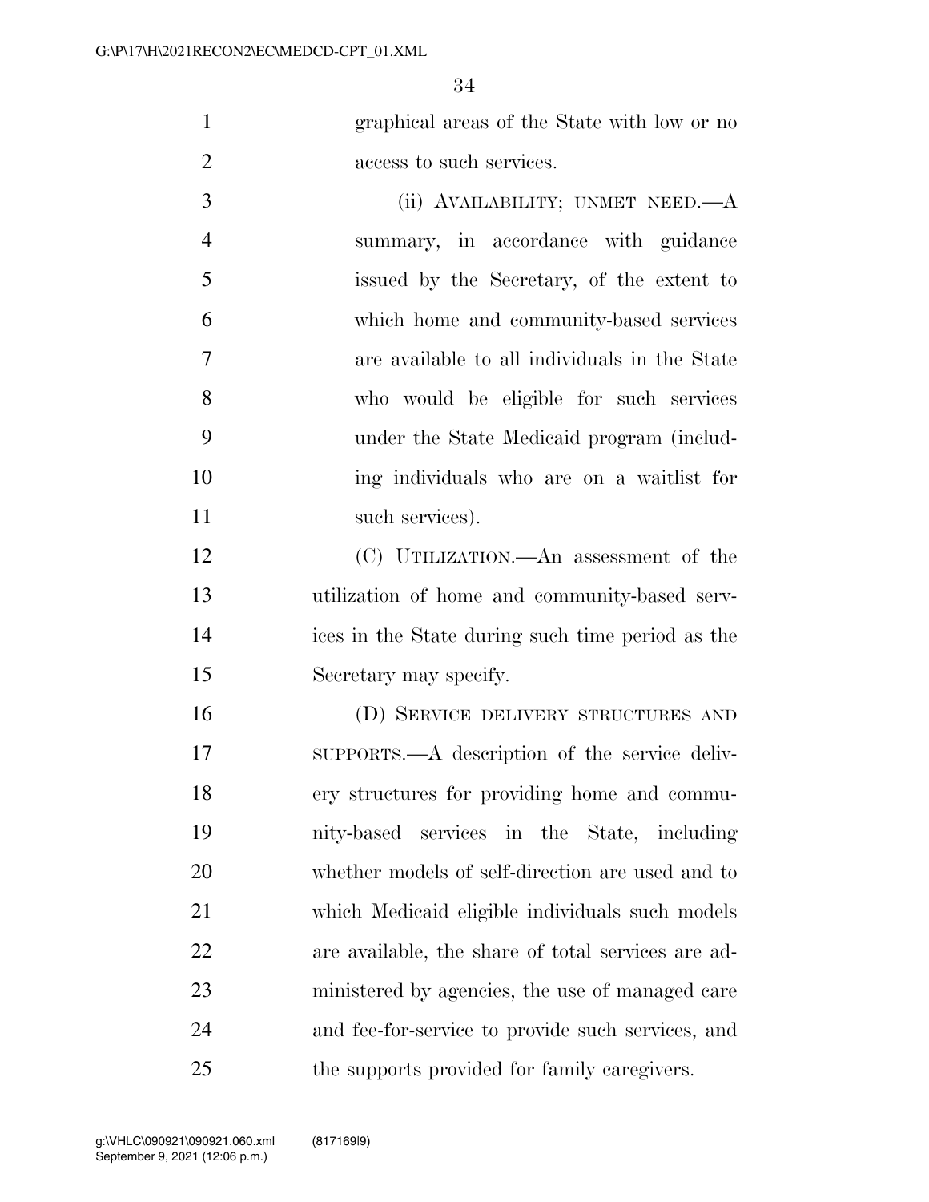graphical areas of the State with low or no access to such services.

(ii) AVAILABILITY; UNMET NEED.—A summary, in accordance with guidance issued by the Secretary, of the extent to which home and community-based services are available to all individuals in the State who would be eligible for such services under the State Medicaid program (including individuals who are on a waitlist for such services).

(C) UTILIZATION.—An assessment of the utilization of home and community-based services in the State during such time period as the Secretary may specify.

(D) SERVICE DELIVERY STRUCTURES AND SUPPORTS.—A description of the service delivery structures for providing home and community-based services in the State, including whether models of self-direction are used and to which Medicaid eligible individuals such models are available, the share of total services are administered by agencies, the use of managed care and fee-for-service to provide such services, and the supports provided for family caregivers.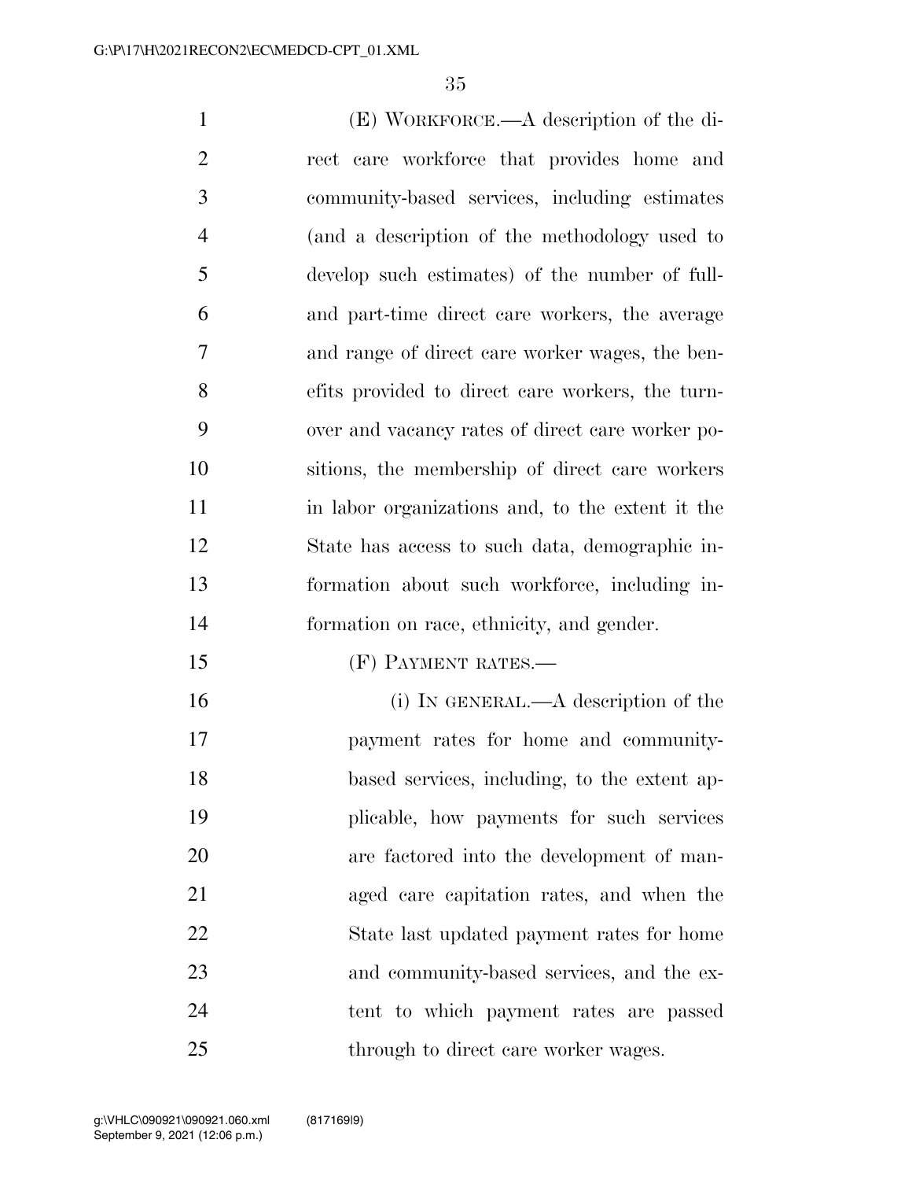(E) WORKFORCE.—A description of the direct care workforce that provides home and community-based services, including estimates (and a description of the methodology used to develop such estimates) of the number of full- and part-time direct care workers, the average and range of direct care worker wages, the benefits provided to direct care workers, the turnover and vacancy rates of direct care worker positions, the membership of direct care workers in labor organizations and, to the extent it the State has access to such data, demographic information about such workforce, including information on race, ethnicity, and gender.

(F) PAYMENT RATES.—

(i) IN GENERAL.—A description of the payment rates for home and community-based services, including, to the extent applicable, how payments for such services are factored into the development of managed care capitation rates, and when the State last updated payment rates for home and community-based services, and the extent to which payment rates are passed through to direct care worker wages.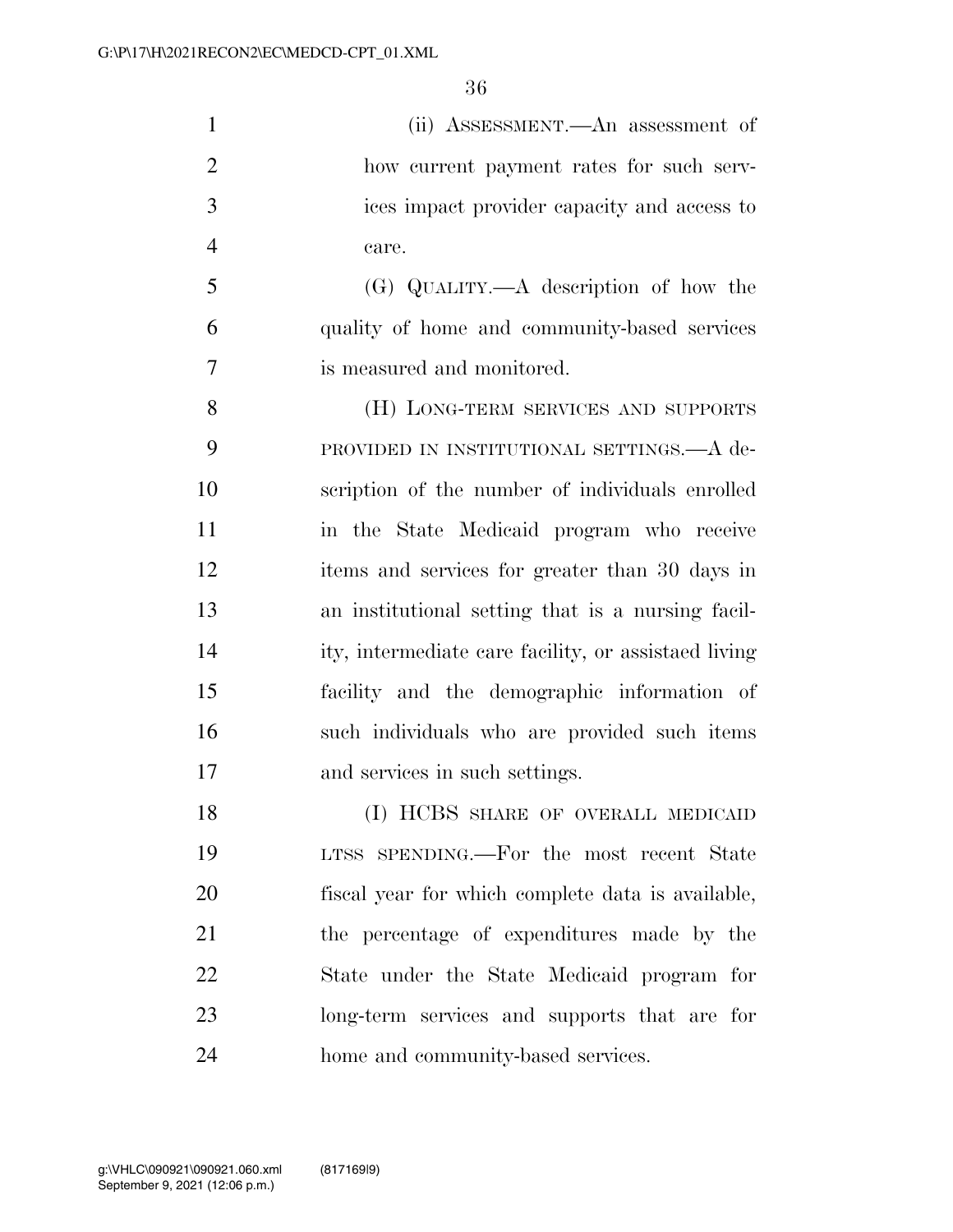(ii) ASSESSMENT.—An assessment of how current payment rates for such services impact provider capacity and access to care.

(G) QUALITY.—A description of how the quality of home and community-based services is measured and monitored.

(H) LONG-TERM SERVICES AND SUPPORTS PROVIDED IN INSTITUTIONAL SETTINGS.—A description of the number of individuals enrolled in the State Medicaid program who receive items and services for greater than 30 days in an institutional setting that is a nursing facility, intermediate care facility, or assistaed living facility and the demographic information of such individuals who are provided such items and services in such settings.

(I) HCBS SHARE OF OVERALL MEDICAID LTSS SPENDING.—For the most recent State fiscal year for which complete data is available, the percentage of expenditures made by the State under the State Medicaid program for long-term services and supports that are for home and community-based services.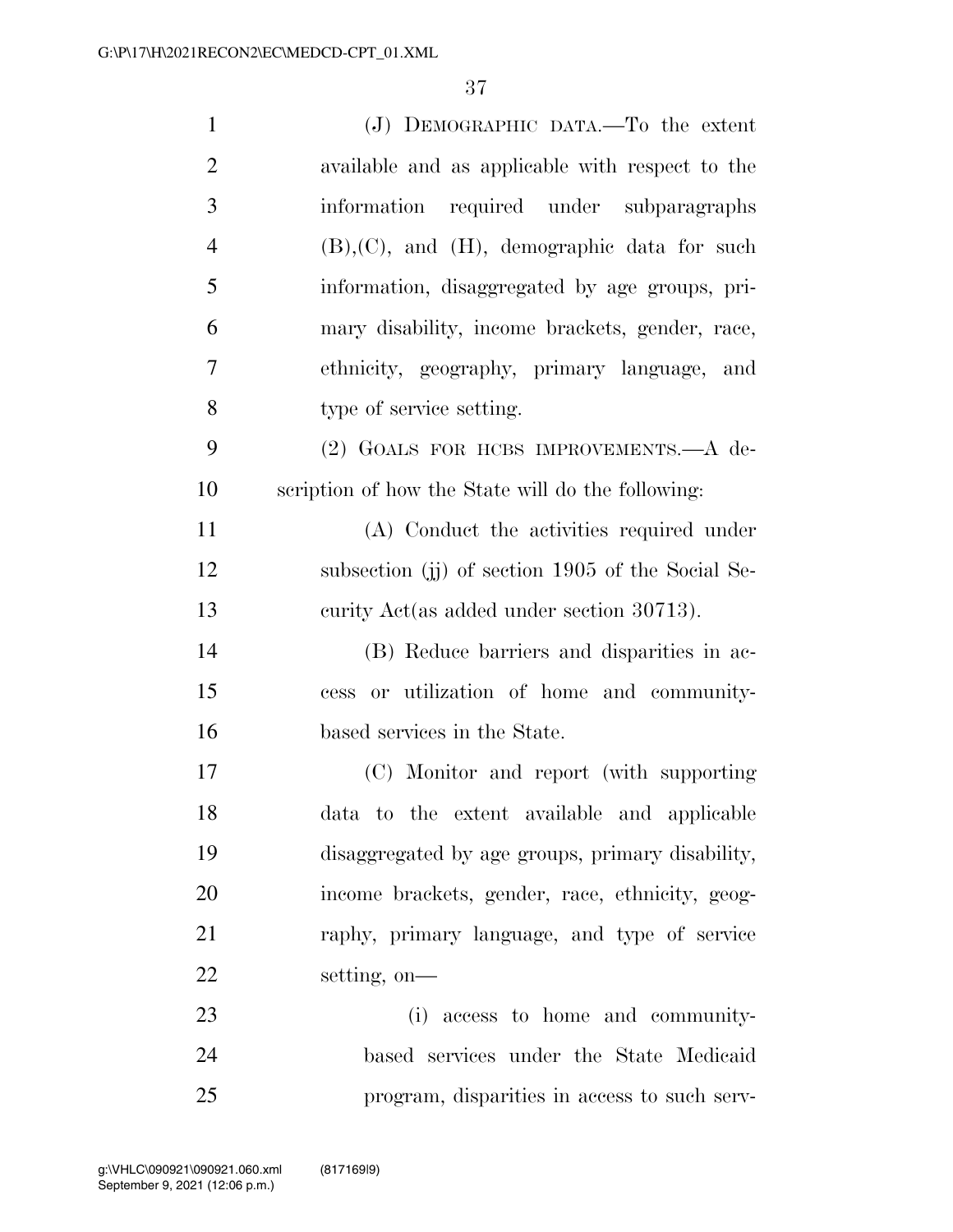(J) DEMOGRAPHIC DATA.—To the extent available and as applicable with respect to the information required under subparagraphs (B),(C), and (H), demographic data for such information, disaggregated by age groups, primary disability, income brackets, gender, race, ethnicity, geography, primary language, and type of service setting.

(2) GOALS FOR HCBS IMPROVEMENTS.—A description of how the State will do the following:

(A) Conduct the activities required under subsection (jj) of section 1905 of the Social Security Act(as added under section 30713).

(B) Reduce barriers and disparities in access or utilization of home and community-based services in the State.

(C) Monitor and report (with supporting data to the extent available and applicable disaggregated by age groups, primary disability, income brackets, gender, race, ethnicity, geography, primary language, and type of service setting, on—

(i) access to home and community-based services under the State Medicaid program, disparities in access to such serv-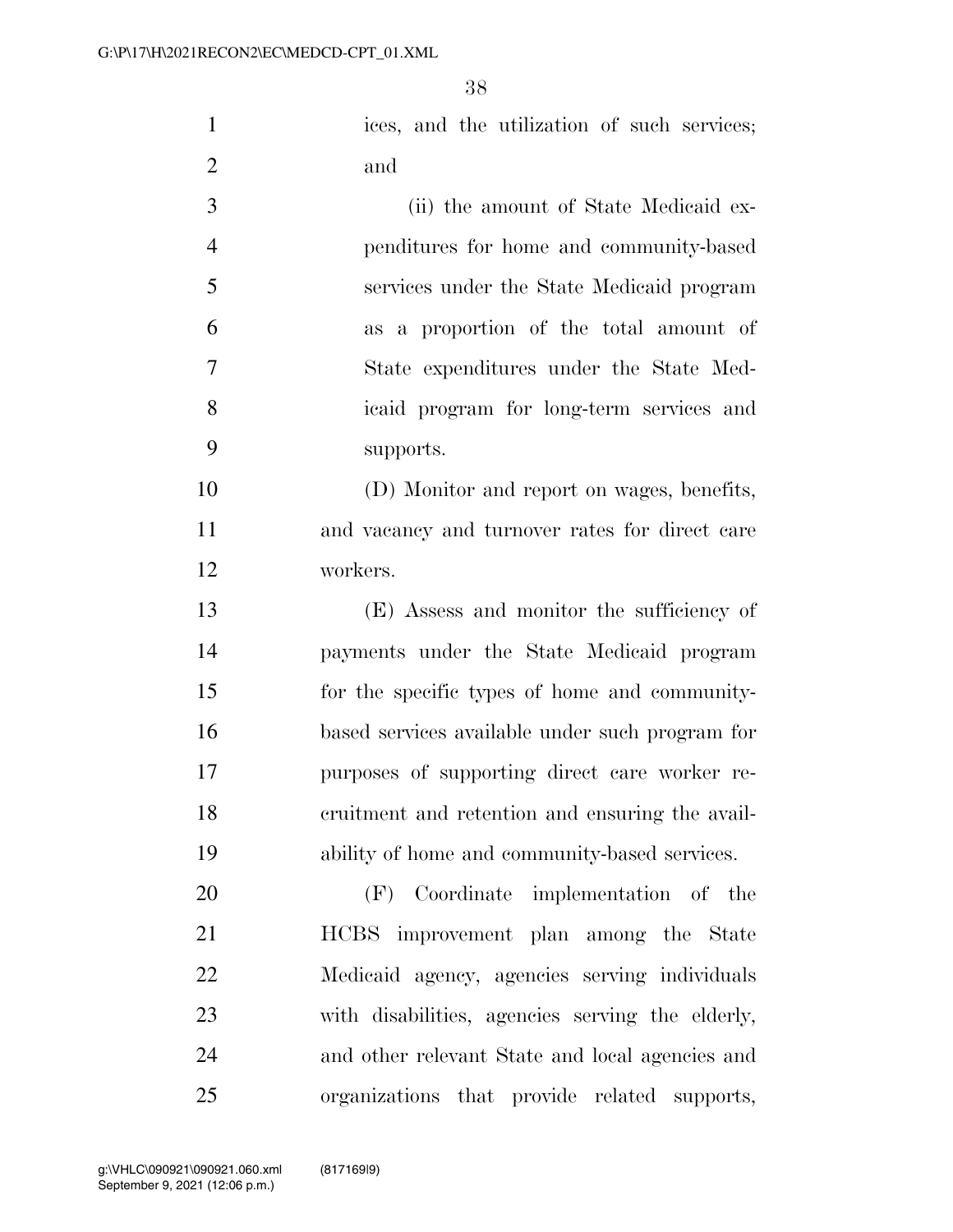ices, and the utilization of such services; and

(ii) the amount of State Medicaid expenditures for home and community-based services under the State Medicaid program as a proportion of the total amount of State expenditures under the State Medicaid program for long-term services and supports.

(D) Monitor and report on wages, benefits, and vacancy and turnover rates for direct care workers.

(E) Assess and monitor the sufficiency of payments under the State Medicaid program for the specific types of home and community-based services available under such program for purposes of supporting direct care worker recruitment and retention and ensuring the availability of home and community-based services.

(F) Coordinate implementation of the HCBS improvement plan among the State Medicaid agency, agencies serving individuals with disabilities, agencies serving the elderly, and other relevant State and local agencies and organizations that provide related supports,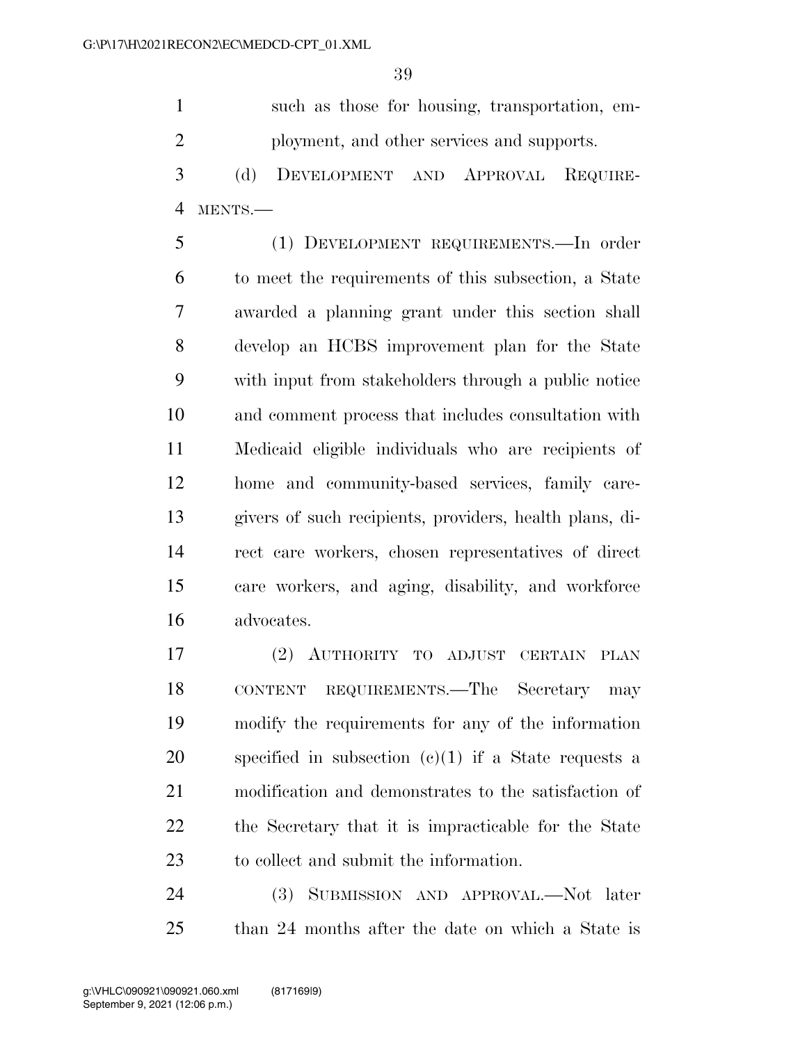such as those for housing, transportation, employment, and other services and supports.

(d) DEVELOPMENT AND APPROVAL REQUIREMENTS.—

(1) DEVELOPMENT REQUIREMENTS.—In order to meet the requirements of this subsection, a State awarded a planning grant under this section shall develop an HCBS improvement plan for the State with input from stakeholders through a public notice and comment process that includes consultation with Medicaid eligible individuals who are recipients of home and community-based services, family caregivers of such recipients, providers, health plans, direct care workers, chosen representatives of direct care workers, and aging, disability, and workforce advocates.

(2) AUTHORITY TO ADJUST CERTAIN PLAN CONTENT REQUIREMENTS.—The Secretary may modify the requirements for any of the information specified in subsection (c)(1) if a State requests a modification and demonstrates to the satisfaction of the Secretary that it is impracticable for the State to collect and submit the information.

(3) SUBMISSION AND APPROVAL.—Not later than 24 months after the date on which a State is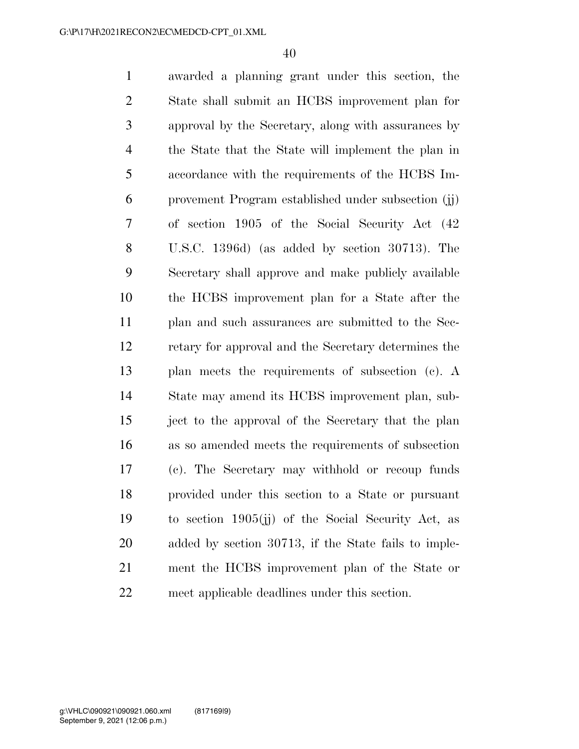awarded a planning grant under this section, the State shall submit an HCBS improvement plan for approval by the Secretary, along with assurances by the State that the State will implement the plan in accordance with the requirements of the HCBS Improvement Program established under subsection (jj) of section 1905 of the Social Security Act (42 U.S.C. 1396d) (as added by section 30713). The Secretary shall approve and make publicly available the HCBS improvement plan for a State after the plan and such assurances are submitted to the Secretary for approval and the Secretary determines the plan meets the requirements of subsection (c). A State may amend its HCBS improvement plan, subject to the approval of the Secretary that the plan as so amended meets the requirements of subsection (c). The Secretary may withhold or recoup funds provided under this section to a State or pursuant to section 1905(jj) of the Social Security Act, as added by section 30713, if the State fails to implement the HCBS improvement plan of the State or meet applicable deadlines under this section.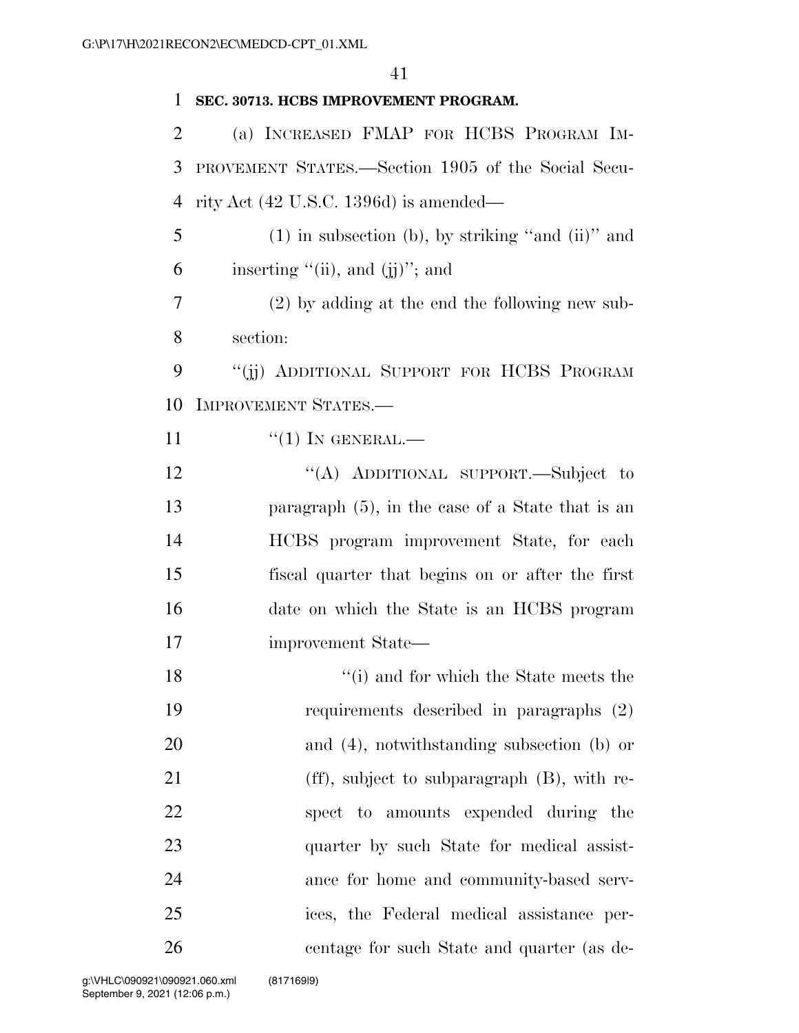**SEC. 30713. HCBS IMPROVEMENT PROGRAM.**

(a) INCREASED FMAP FOR HCBS PROGRAM IMPROVEMENT STATES.—Section 1905 of the Social Security Act (42 U.S.C. 1396d) is amended—

(1) in subsection (b), by striking "and (ii)" and inserting "(ii), and (jj)"; and

(2) by adding at the end the following new subsection:

"(jj) ADDITIONAL SUPPORT FOR HCBS PROGRAM IMPROVEMENT STATES.—

"(1) IN GENERAL.—

"(A) ADDITIONAL SUPPORT.—Subject to paragraph (5), in the case of a State that is an HCBS program improvement State, for each fiscal quarter that begins on or after the first date on which the State is an HCBS program improvement State—

"(i) and for which the State meets the requirements described in paragraphs (2) and (4), notwithstanding subsection (b) or (ff), subject to subparagraph (B), with respect to amounts expended during the quarter by such State for medical assistance for home and community-based services, the Federal medical assistance percentage for such State and quarter (as de-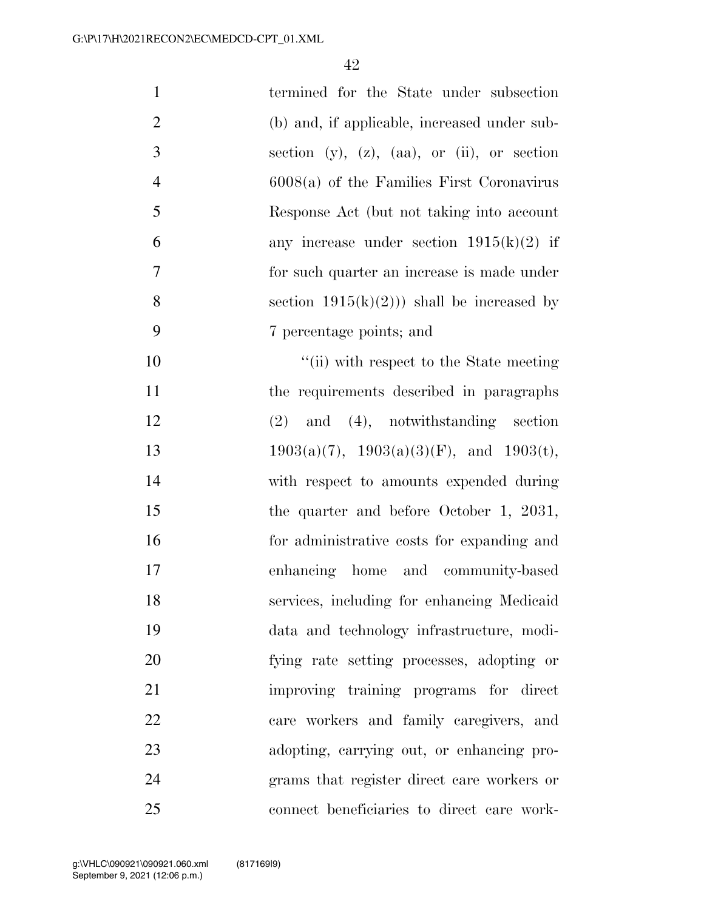termined for the State under subsection (b) and, if applicable, increased under subsection (y), (z), (aa), or (ii), or section 6008(a) of the Families First Coronavirus Response Act (but not taking into account any increase under section 1915(k)(2) if for such quarter an increase is made under section 1915(k)(2))) shall be increased by 7 percentage points; and

"(ii) with respect to the State meeting the requirements described in paragraphs (2) and (4), notwithstanding section 1903(a)(7), 1903(a)(3)(F), and 1903(t), with respect to amounts expended during the quarter and before October 1, 2031, for administrative costs for expanding and enhancing home and community-based services, including for enhancing Medicaid data and technology infrastructure, modifying rate setting processes, adopting or improving training programs for direct care workers and family caregivers, and adopting, carrying out, or enhancing programs that register direct care workers or connect beneficiaries to direct care work-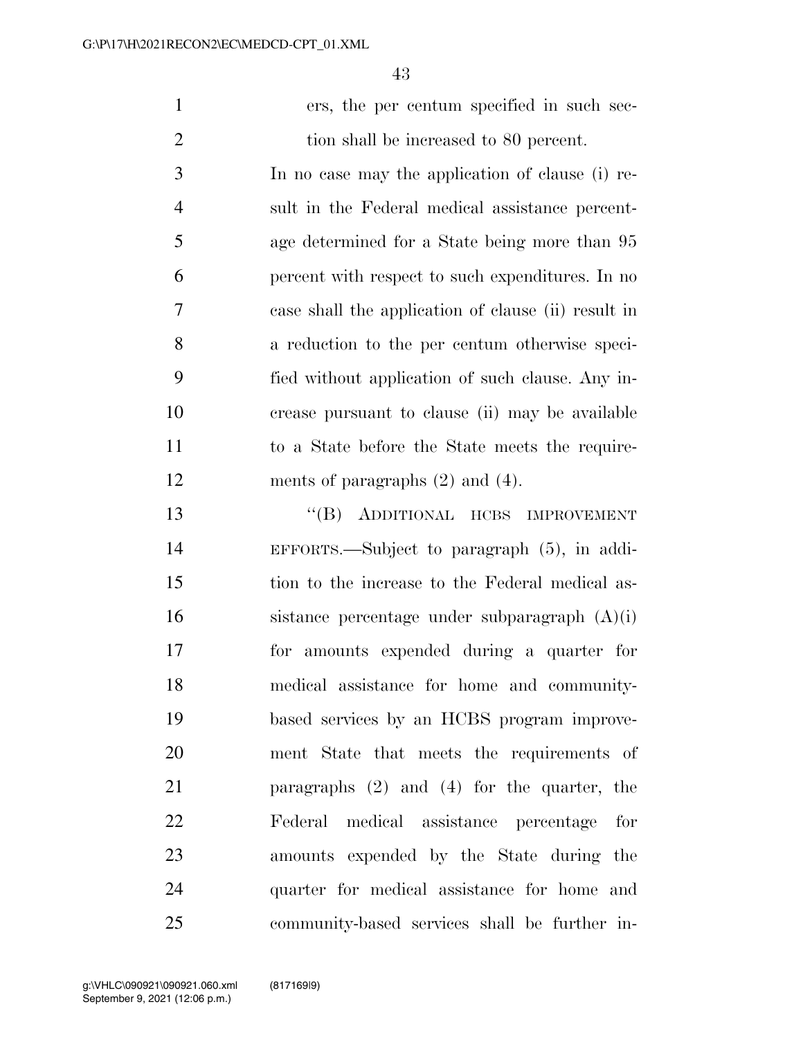ers, the per centum specified in such section shall be increased to 80 percent.

In no case may the application of clause (i) result in the Federal medical assistance percentage determined for a State being more than 95 percent with respect to such expenditures. In no case shall the application of clause (ii) result in a reduction to the per centum otherwise specified without application of such clause. Any increase pursuant to clause (ii) may be available to a State before the State meets the requirements of paragraphs (2) and (4).

"(B) ADDITIONAL HCBS IMPROVEMENT EFFORTS.—Subject to paragraph (5), in addition to the increase to the Federal medical assistance percentage under subparagraph (A)(i) for amounts expended during a quarter for medical assistance for home and community-based services by an HCBS program improvement State that meets the requirements of paragraphs (2) and (4) for the quarter, the Federal medical assistance percentage for amounts expended by the State during the quarter for medical assistance for home and community-based services shall be further in-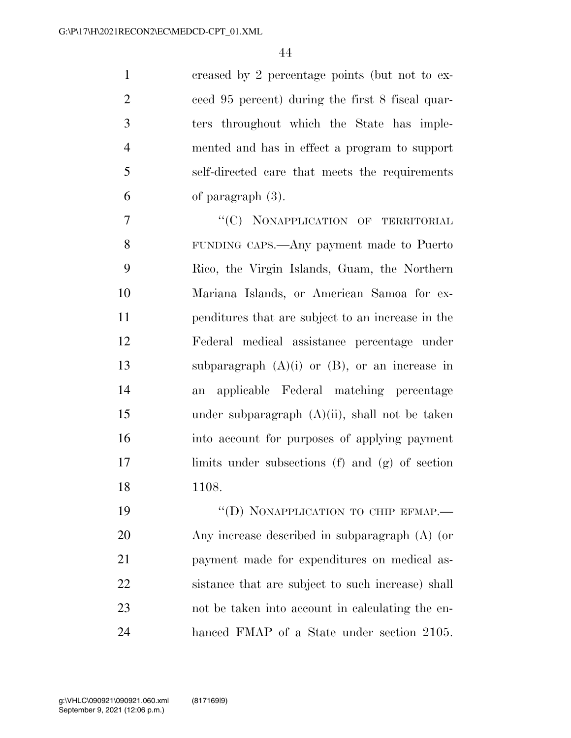creased by 2 percentage points (but not to exceed 95 percent) during the first 8 fiscal quarters throughout which the State has implemented and has in effect a program to support self-directed care that meets the requirements of paragraph (3).

"(C) NONAPPLICATION OF TERRITORIAL FUNDING CAPS.—Any payment made to Puerto Rico, the Virgin Islands, Guam, the Northern Mariana Islands, or American Samoa for expenditures that are subject to an increase in the Federal medical assistance percentage under subparagraph (A)(i) or (B), or an increase in an applicable Federal matching percentage under subparagraph (A)(ii), shall not be taken into account for purposes of applying payment limits under subsections (f) and (g) of section 1108.

"(D) NONAPPLICATION TO CHIP EFMAP.—Any increase described in subparagraph (A) (or payment made for expenditures on medical assistance that are subject to such increase) shall not be taken into account in calculating the enhanced FMAP of a State under section 2105.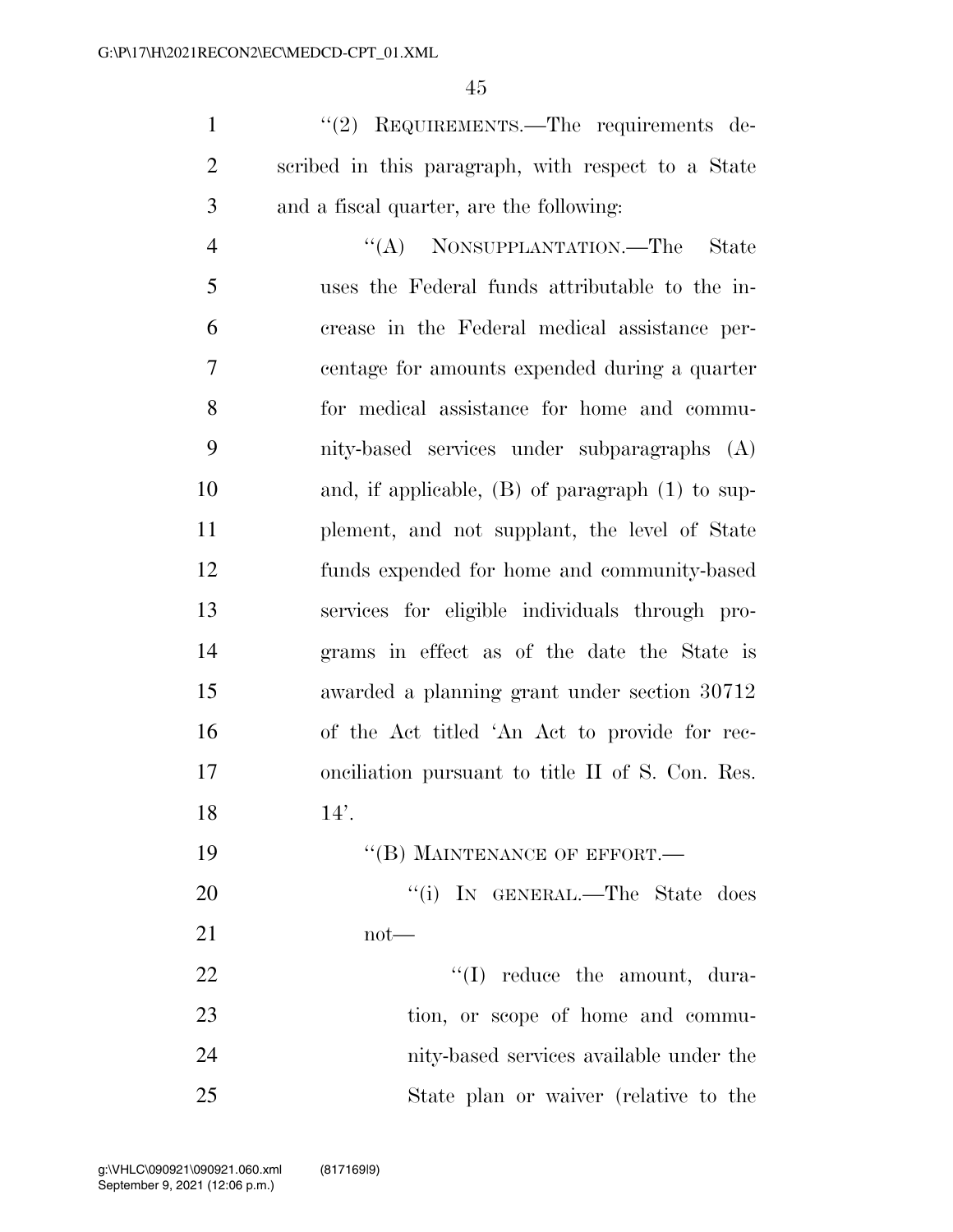"(2) REQUIREMENTS.—The requirements described in this paragraph, with respect to a State and a fiscal quarter, are the following:

"(A) NONSUPPLANTATION.—The State uses the Federal funds attributable to the increase in the Federal medical assistance percentage for amounts expended during a quarter for medical assistance for home and community-based services under subparagraphs (A) and, if applicable, (B) of paragraph (1) to supplement, and not supplant, the level of State funds expended for home and community-based services for eligible individuals through programs in effect as of the date the State is awarded a planning grant under section 30712 of the Act titled 'An Act to provide for reconciliation pursuant to title II of S. Con. Res. 14'.

"(B) MAINTENANCE OF EFFORT.—

"(i) IN GENERAL.—The State does not—

"(I) reduce the amount, duration, or scope of home and community-based services available under the State plan or waiver (relative to the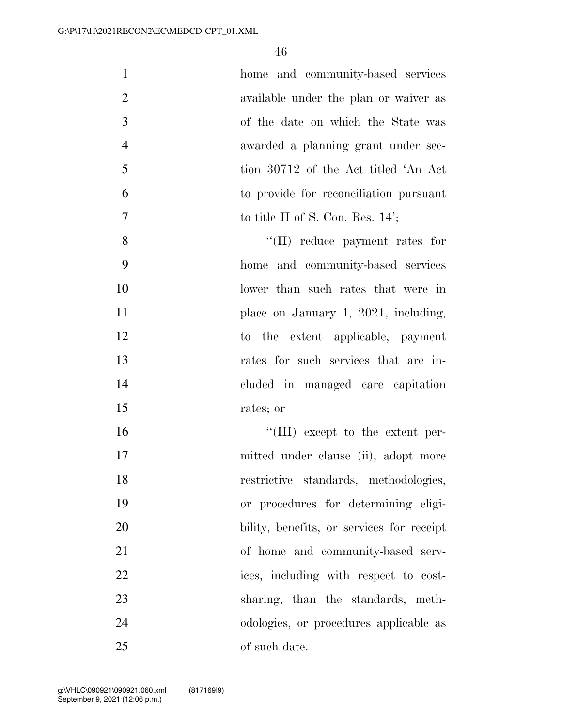home and community-based services available under the plan or waiver as of the date on which the State was awarded a planning grant under section 30712 of the Act titled 'An Act to provide for reconciliation pursuant to title II of S. Con. Res. 14';

''(II) reduce payment rates for home and community-based services lower than such rates that were in place on January 1, 2021, including, to the extent applicable, payment rates for such services that are included in managed care capitation rates; or

''(III) except to the extent permitted under clause (ii), adopt more restrictive standards, methodologies, or procedures for determining eligibility, benefits, or services for receipt of home and community-based services, including with respect to cost-sharing, than the standards, methodologies, or procedures applicable as of such date.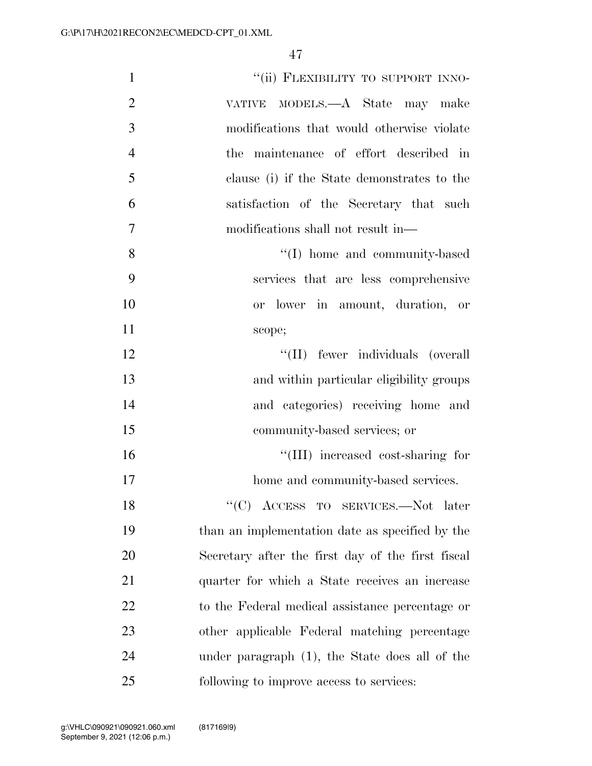"(ii) FLEXIBILITY TO SUPPORT INNOVATIVE MODELS.—A State may make modifications that would otherwise violate the maintenance of effort described in clause (i) if the State demonstrates to the satisfaction of the Secretary that such modifications shall not result in—

"(I) home and community-based services that are less comprehensive or lower in amount, duration, or scope;

"(II) fewer individuals (overall and within particular eligibility groups and categories) receiving home and community-based services; or

"(III) increased cost-sharing for home and community-based services.

"(C) ACCESS TO SERVICES.—Not later than an implementation date as specified by the Secretary after the first day of the first fiscal quarter for which a State receives an increase to the Federal medical assistance percentage or other applicable Federal matching percentage under paragraph (1), the State does all of the following to improve access to services: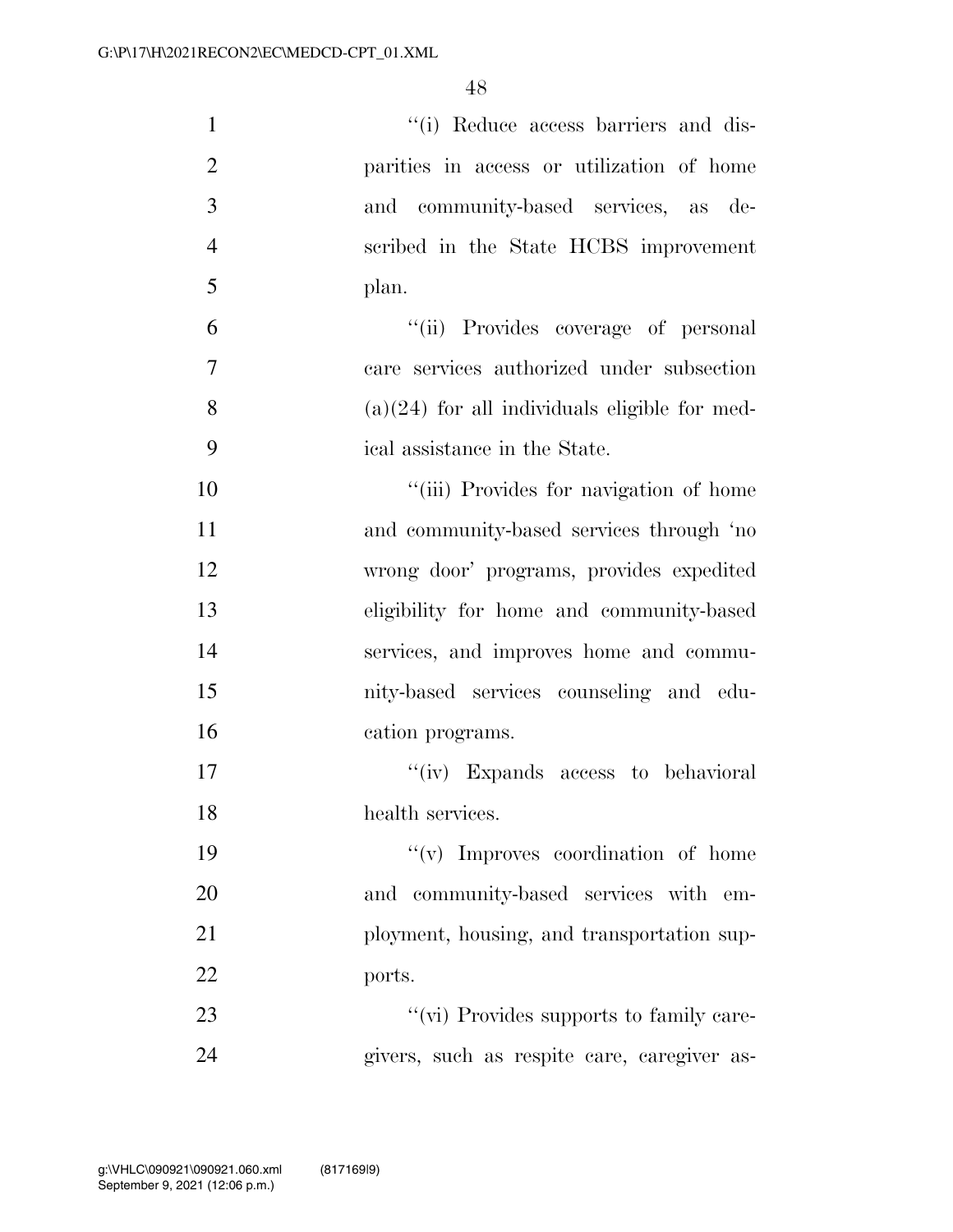"(i) Reduce access barriers and disparities in access or utilization of home and community-based services, as described in the State HCBS improvement plan.

"(ii) Provides coverage of personal care services authorized under subsection (a)(24) for all individuals eligible for medical assistance in the State.

"(iii) Provides for navigation of home and community-based services through 'no wrong door' programs, provides expedited eligibility for home and community-based services, and improves home and community-based services counseling and education programs.

"(iv) Expands access to behavioral health services.

"(v) Improves coordination of home and community-based services with employment, housing, and transportation supports.

"(vi) Provides supports to family caregivers, such as respite care, caregiver as-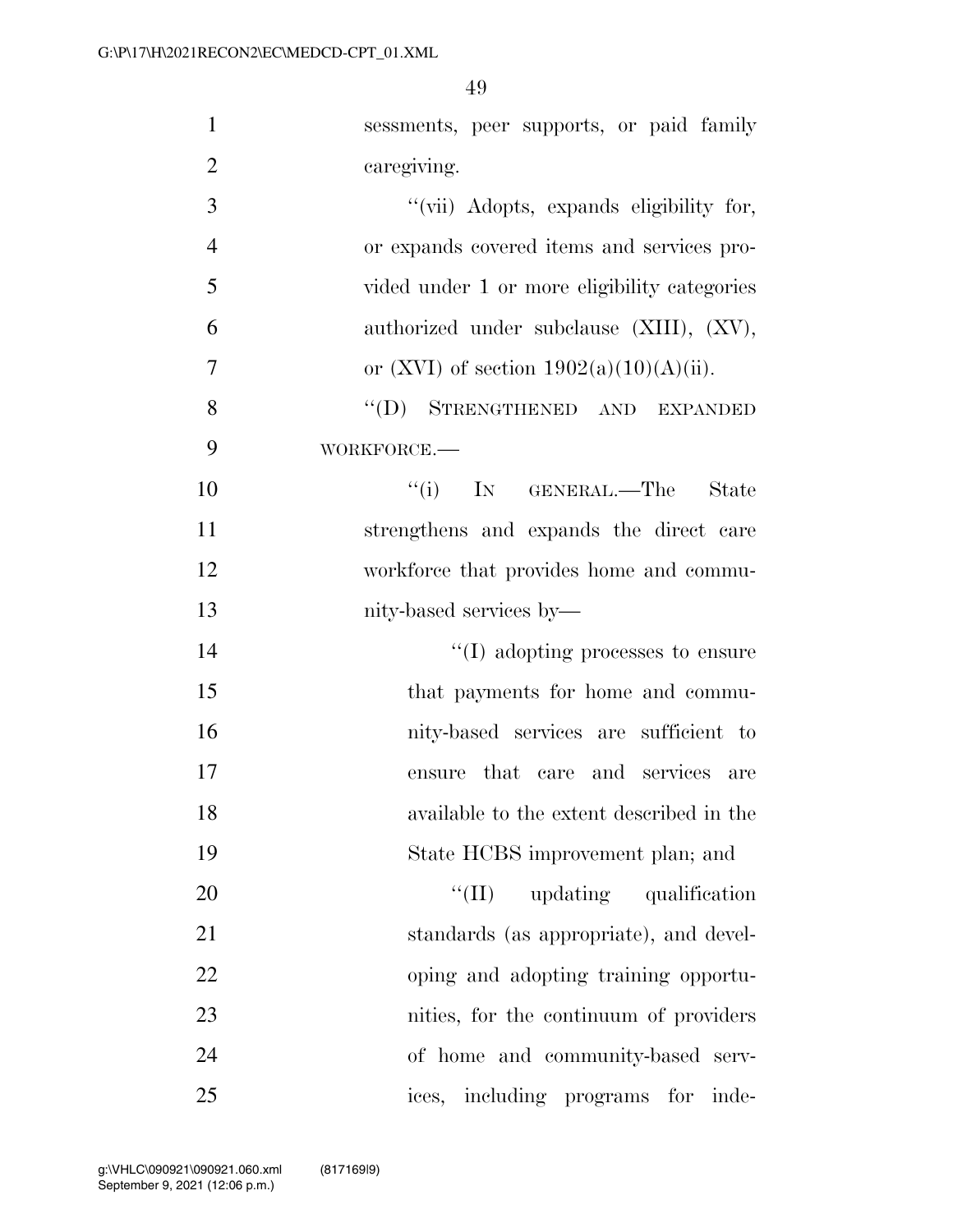sessments, peer supports, or paid family caregiving.

"(vii) Adopts, expands eligibility for, or expands covered items and services provided under 1 or more eligibility categories authorized under subclause (XIII), (XV), or (XVI) of section 1902(a)(10)(A)(ii).

"(D) STRENGTHENED AND EXPANDED WORKFORCE.—

"(i) IN GENERAL.—The State strengthens and expands the direct care workforce that provides home and community-based services by—

"(I) adopting processes to ensure that payments for home and community-based services are sufficient to ensure that care and services are available to the extent described in the State HCBS improvement plan; and

"(II) updating qualification standards (as appropriate), and developing and adopting training opportunities, for the continuum of providers of home and community-based services, including programs for inde-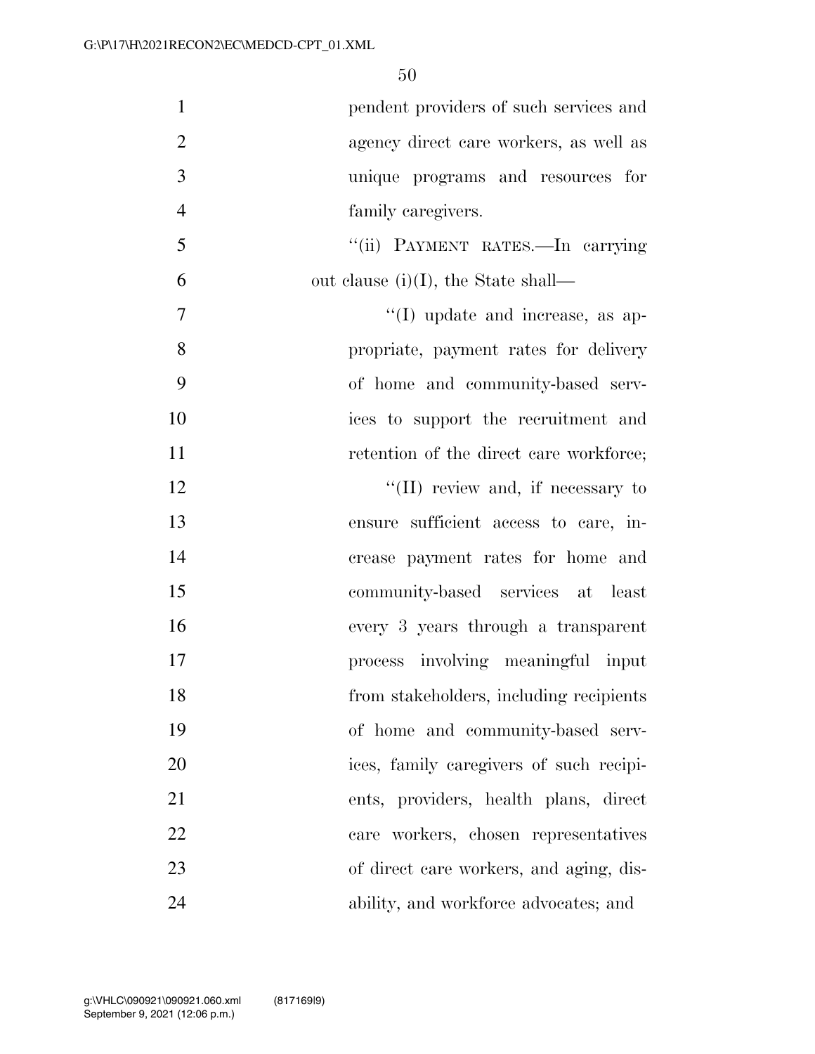pendent providers of such services and agency direct care workers, as well as unique programs and resources for family caregivers.

"(ii) PAYMENT RATES.—In carrying out clause (i)(I), the State shall—

"(I) update and increase, as appropriate, payment rates for delivery of home and community-based services to support the recruitment and retention of the direct care workforce;

"(II) review and, if necessary to ensure sufficient access to care, increase payment rates for home and community-based services at least every 3 years through a transparent process involving meaningful input from stakeholders, including recipients of home and community-based services, family caregivers of such recipients, providers, health plans, direct care workers, chosen representatives of direct care workers, and aging, disability, and workforce advocates; and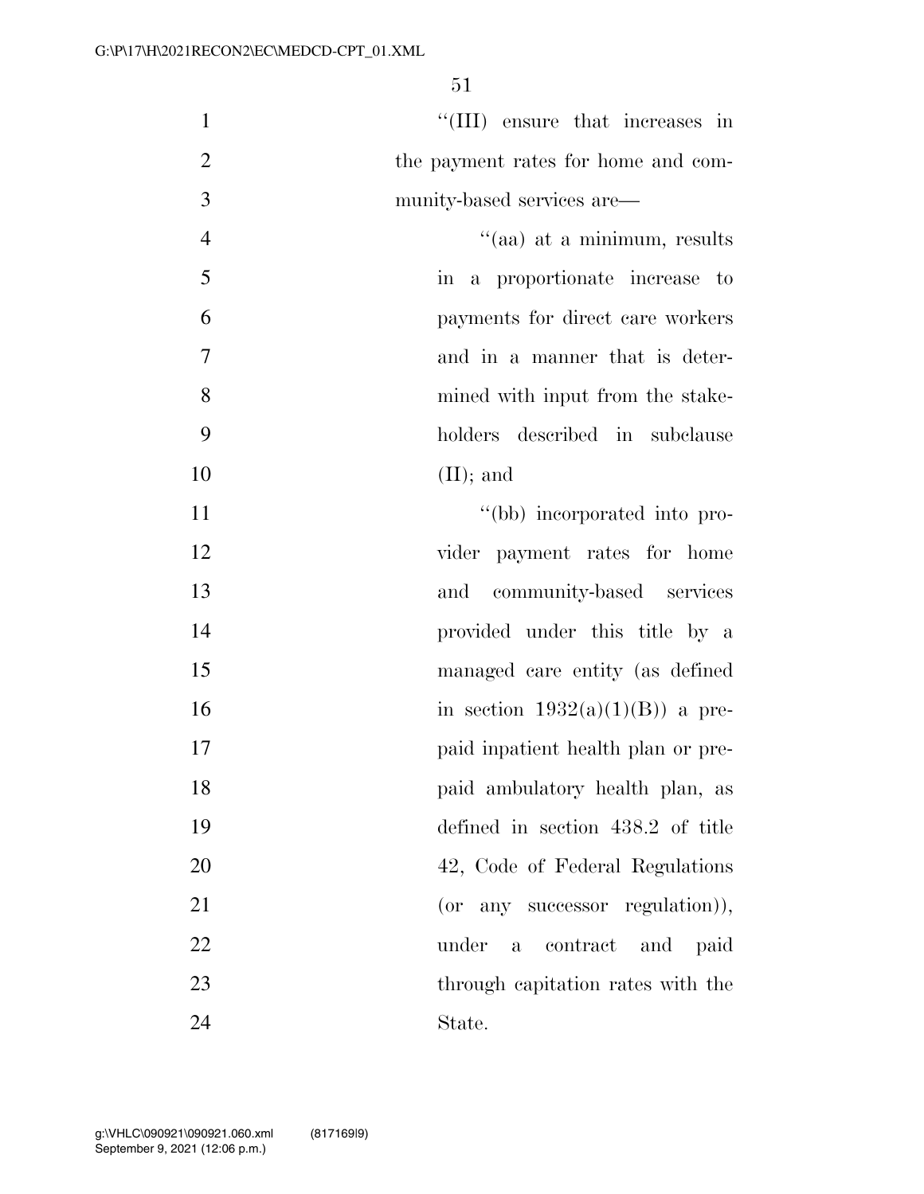"(III) ensure that increases in the payment rates for home and community-based services are—

"(aa) at a minimum, results in a proportionate increase to payments for direct care workers and in a manner that is determined with input from the stakeholders described in subclause (II); and

"(bb) incorporated into provider payment rates for home and community-based services provided under this title by a managed care entity (as defined in section 1932(a)(1)(B)) a prepaid inpatient health plan or prepaid ambulatory health plan, as defined in section 438.2 of title 42, Code of Federal Regulations (or any successor regulation)), under a contract and paid through capitation rates with the State.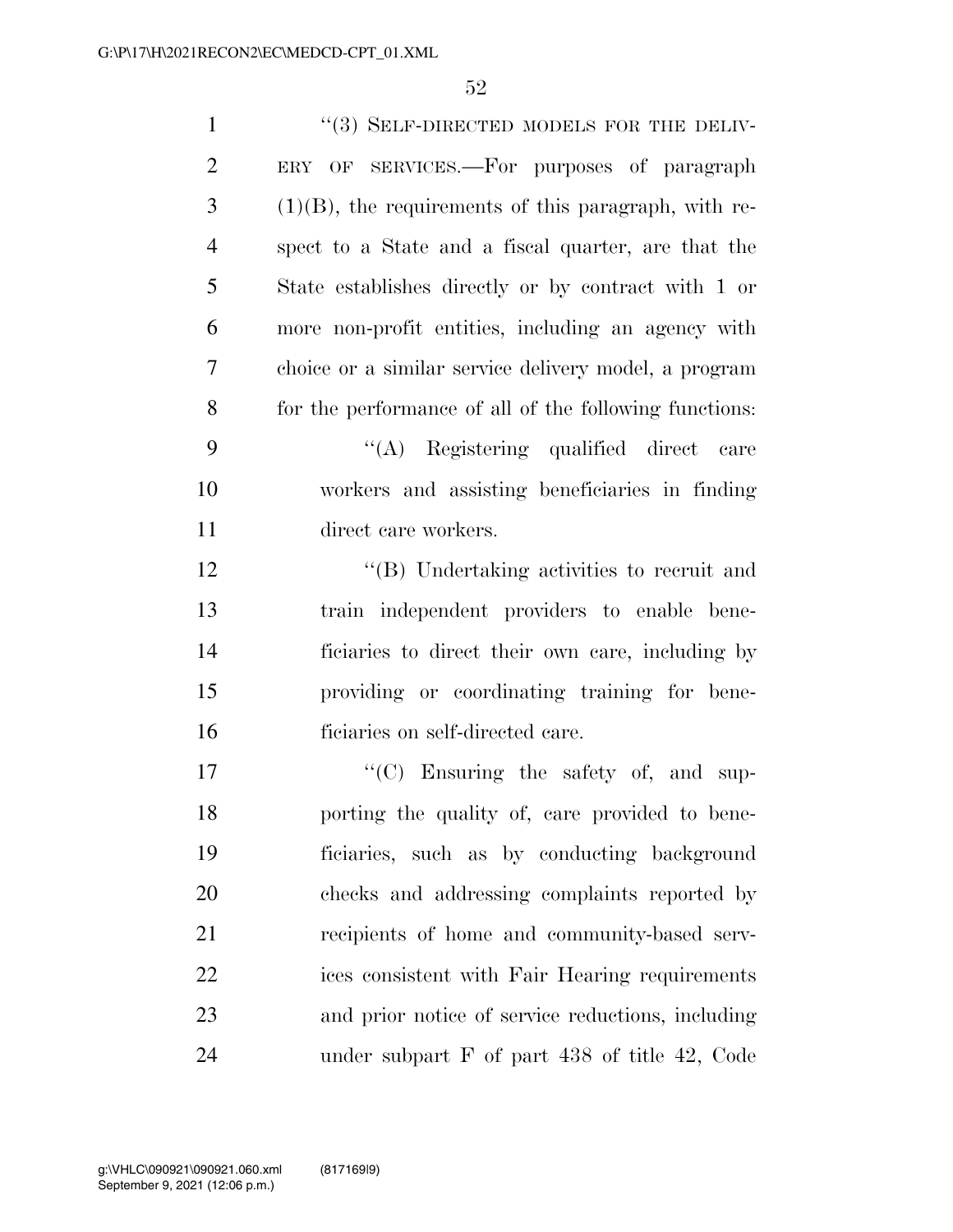"(3) SELF-DIRECTED MODELS FOR THE DELIVERY OF SERVICES.—For purposes of paragraph (1)(B), the requirements of this paragraph, with respect to a State and a fiscal quarter, are that the State establishes directly or by contract with 1 or more non-profit entities, including an agency with choice or a similar service delivery model, a program for the performance of all of the following functions:

"(A) Registering qualified direct care workers and assisting beneficiaries in finding direct care workers.

"(B) Undertaking activities to recruit and train independent providers to enable beneficiaries to direct their own care, including by providing or coordinating training for beneficiaries on self-directed care.

"(C) Ensuring the safety of, and supporting the quality of, care provided to beneficiaries, such as by conducting background checks and addressing complaints reported by recipients of home and community-based services consistent with Fair Hearing requirements and prior notice of service reductions, including under subpart F of part 438 of title 42, Code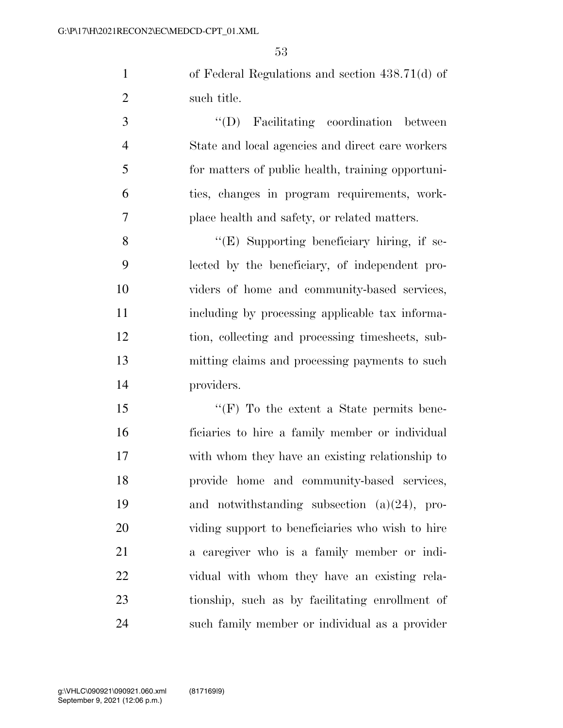of Federal Regulations and section 438.71(d) of such title.

''(D) Facilitating coordination between State and local agencies and direct care workers for matters of public health, training opportunities, changes in program requirements, workplace health and safety, or related matters.

''(E) Supporting beneficiary hiring, if selected by the beneficiary, of independent providers of home and community-based services, including by processing applicable tax information, collecting and processing timesheets, submitting claims and processing payments to such providers.

''(F) To the extent a State permits beneficiaries to hire a family member or individual with whom they have an existing relationship to provide home and community-based services, and notwithstanding subsection (a)(24), providing support to beneficiaries who wish to hire a caregiver who is a family member or individual with whom they have an existing relationship, such as by facilitating enrollment of such family member or individual as a provider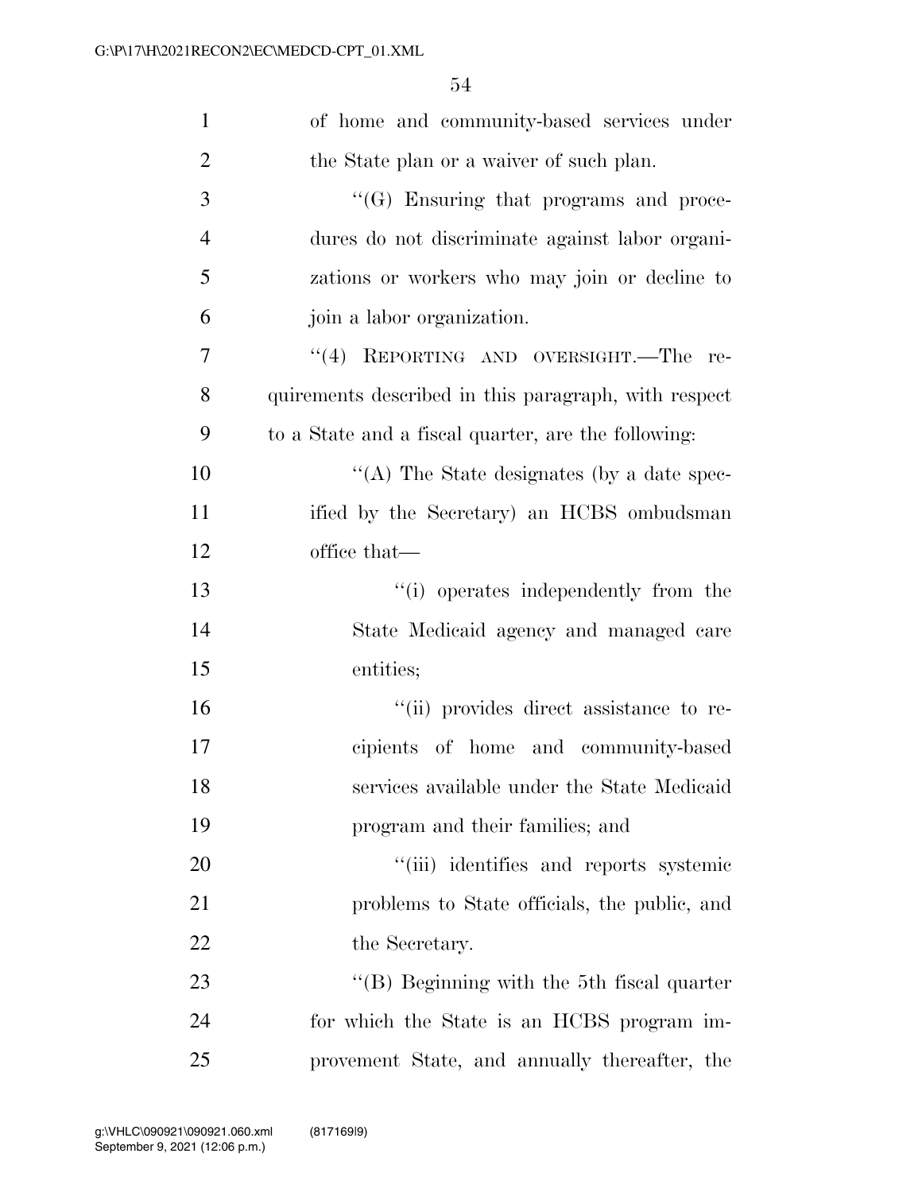of home and community-based services under the State plan or a waiver of such plan.

"(G) Ensuring that programs and procedures do not discriminate against labor organizations or workers who may join or decline to join a labor organization.

"(4) REPORTING AND OVERSIGHT.—The requirements described in this paragraph, with respect to a State and a fiscal quarter, are the following:

"(A) The State designates (by a date specified by the Secretary) an HCBS ombudsman office that—

"(i) operates independently from the State Medicaid agency and managed care entities;

"(ii) provides direct assistance to recipients of home and community-based services available under the State Medicaid program and their families; and

"(iii) identifies and reports systemic problems to State officials, the public, and the Secretary.

"(B) Beginning with the 5th fiscal quarter for which the State is an HCBS program improvement State, and annually thereafter, the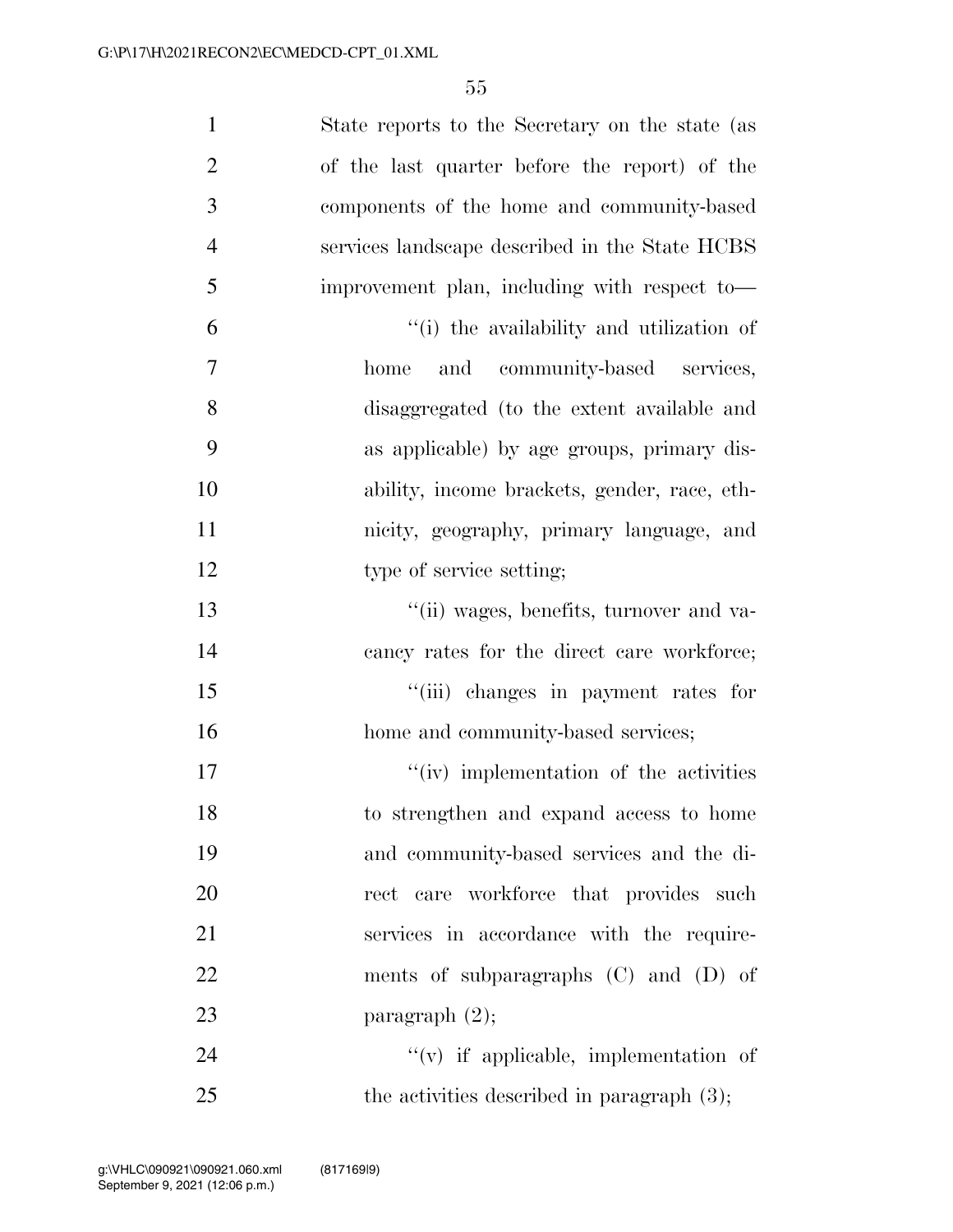State reports to the Secretary on the state (as of the last quarter before the report) of the components of the home and community-based services landscape described in the State HCBS improvement plan, including with respect to—

''(i) the availability and utilization of home and community-based services, disaggregated (to the extent available and as applicable) by age groups, primary disability, income brackets, gender, race, ethnicity, geography, primary language, and type of service setting;

''(ii) wages, benefits, turnover and vacancy rates for the direct care workforce;

''(iii) changes in payment rates for home and community-based services;

''(iv) implementation of the activities to strengthen and expand access to home and community-based services and the direct care workforce that provides such services in accordance with the requirements of subparagraphs (C) and (D) of paragraph (2);

''(v) if applicable, implementation of the activities described in paragraph (3);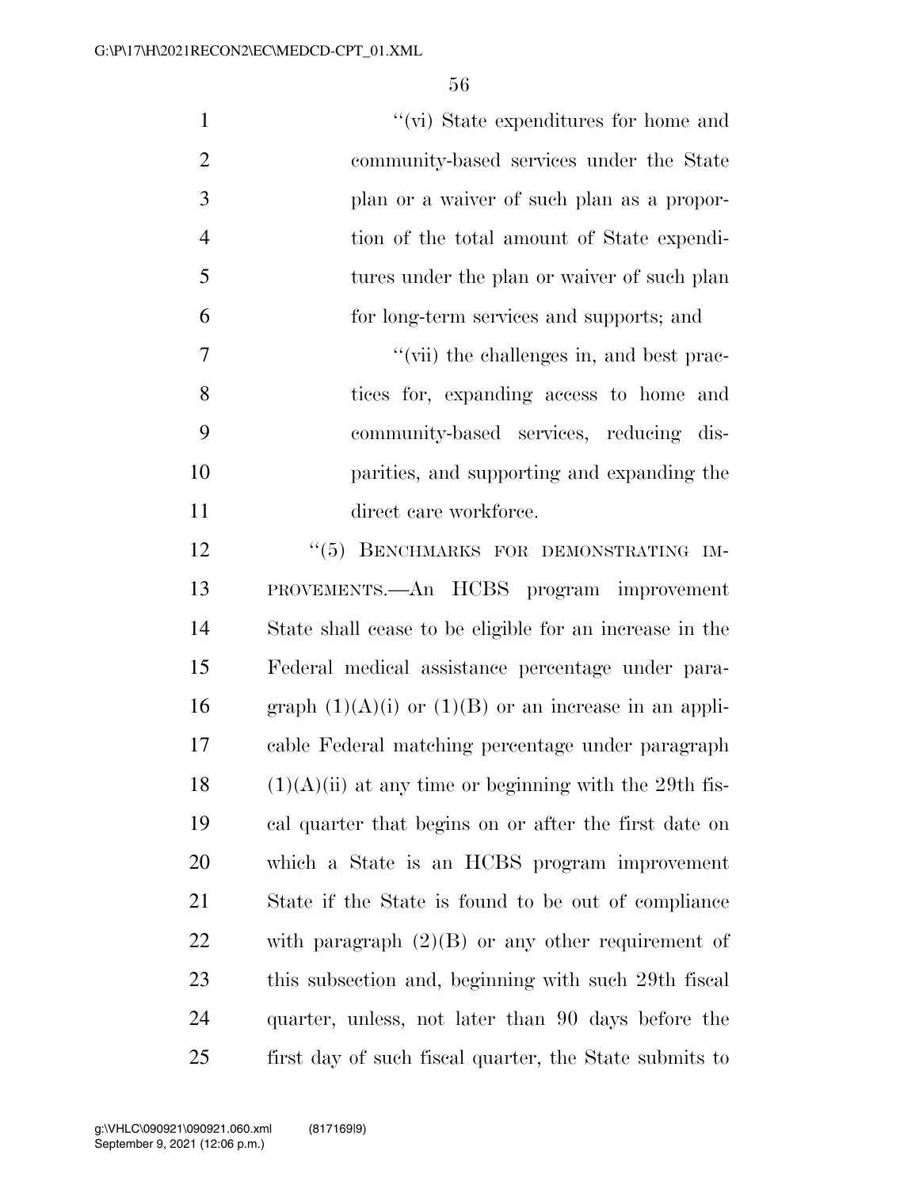"(vi) State expenditures for home and community-based services under the State plan or a waiver of such plan as a proportion of the total amount of State expenditures under the plan or waiver of such plan for long-term services and supports; and

"(vii) the challenges in, and best practices for, expanding access to home and community-based services, reducing disparities, and supporting and expanding the direct care workforce.

"(5) BENCHMARKS FOR DEMONSTRATING IMPROVEMENTS.—An HCBS program improvement State shall cease to be eligible for an increase in the Federal medical assistance percentage under paragraph (1)(A)(i) or (1)(B) or an increase in an applicable Federal matching percentage under paragraph (1)(A)(ii) at any time or beginning with the 29th fiscal quarter that begins on or after the first date on which a State is an HCBS program improvement State if the State is found to be out of compliance with paragraph (2)(B) or any other requirement of this subsection and, beginning with such 29th fiscal quarter, unless, not later than 90 days before the first day of such fiscal quarter, the State submits to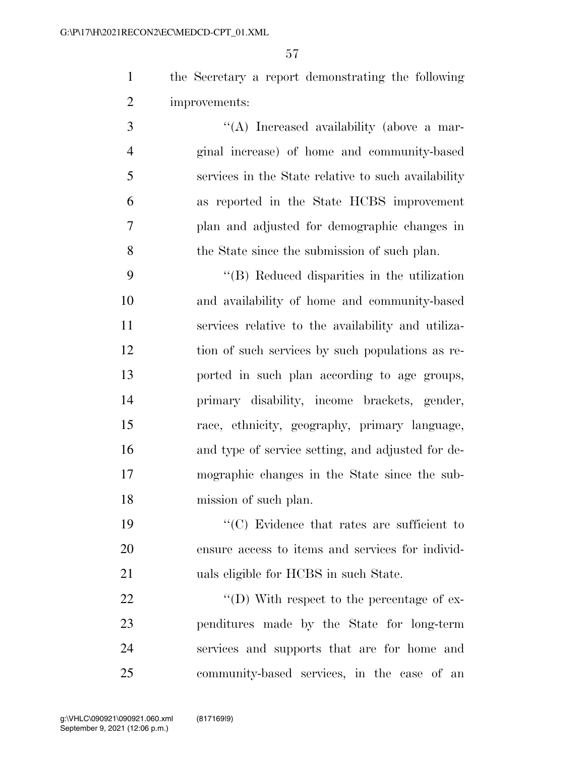the Secretary a report demonstrating the following improvements:

"(A) Increased availability (above a marginal increase) of home and community-based services in the State relative to such availability as reported in the State HCBS improvement plan and adjusted for demographic changes in the State since the submission of such plan.

"(B) Reduced disparities in the utilization and availability of home and community-based services relative to the availability and utilization of such services by such populations as reported in such plan according to age groups, primary disability, income brackets, gender, race, ethnicity, geography, primary language, and type of service setting, and adjusted for demographic changes in the State since the submission of such plan.

"(C) Evidence that rates are sufficient to ensure access to items and services for individuals eligible for HCBS in such State.

"(D) With respect to the percentage of expenditures made by the State for long-term services and supports that are for home and community-based services, in the case of an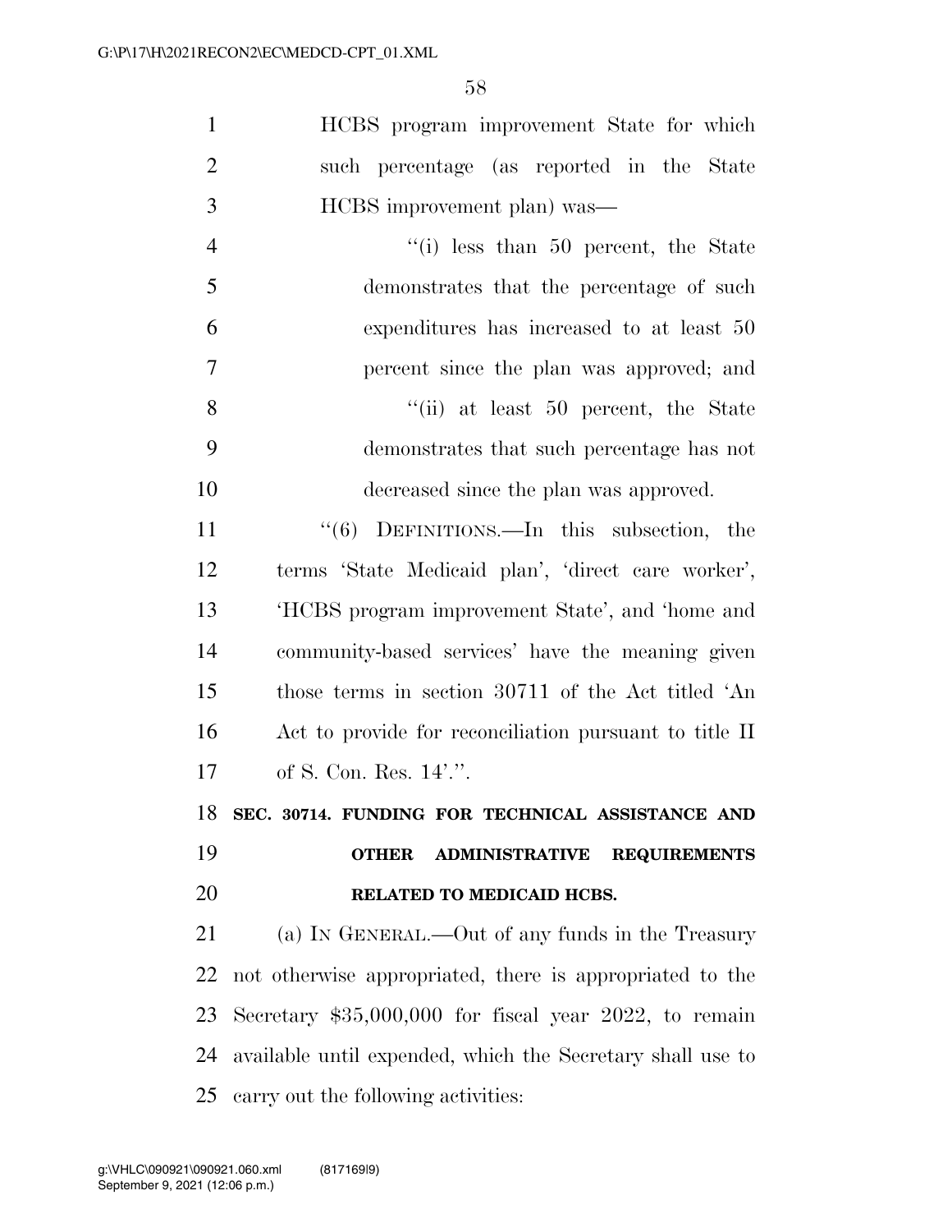HCBS program improvement State for which such percentage (as reported in the State HCBS improvement plan) was—

''(i) less than 50 percent, the State demonstrates that the percentage of such expenditures has increased to at least 50 percent since the plan was approved; and

''(ii) at least 50 percent, the State demonstrates that such percentage has not decreased since the plan was approved.

''(6) DEFINITIONS.—In this subsection, the terms 'State Medicaid plan', 'direct care worker', 'HCBS program improvement State', and 'home and community-based services' have the meaning given those terms in section 30711 of the Act titled 'An Act to provide for reconciliation pursuant to title II of S. Con. Res. 14'.''.

**SEC. 30714. FUNDING FOR TECHNICAL ASSISTANCE AND OTHER ADMINISTRATIVE REQUIREMENTS RELATED TO MEDICAID HCBS.**

(a) IN GENERAL.—Out of any funds in the Treasury not otherwise appropriated, there is appropriated to the Secretary $35,000,000 for fiscal year 2022, to remain available until expended, which the Secretary shall use to carry out the following activities: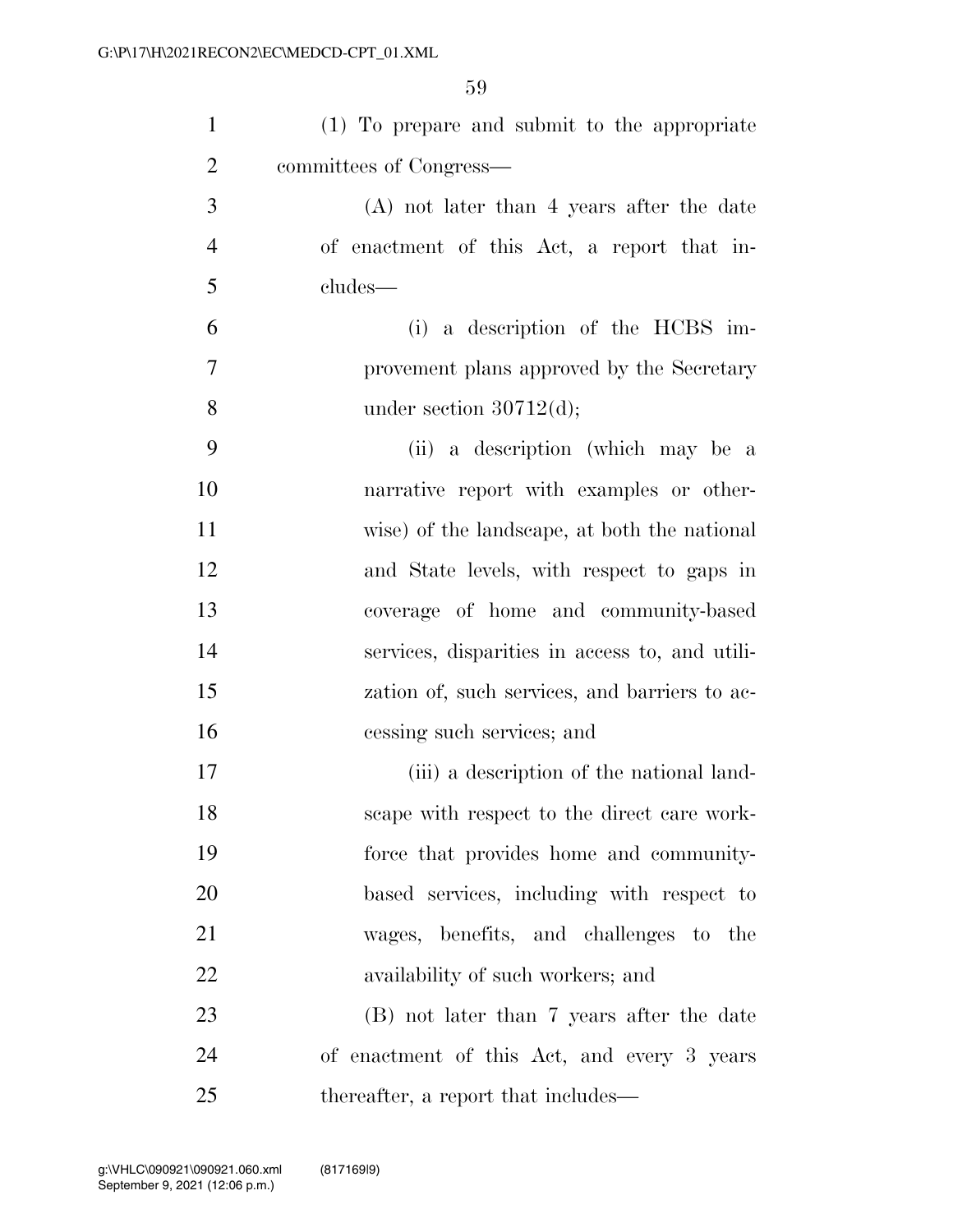(1) To prepare and submit to the appropriate committees of Congress—

(A) not later than 4 years after the date of enactment of this Act, a report that includes—

(i) a description of the HCBS improvement plans approved by the Secretary under section 30712(d);

(ii) a description (which may be a narrative report with examples or otherwise) of the landscape, at both the national and State levels, with respect to gaps in coverage of home and community-based services, disparities in access to, and utilization of, such services, and barriers to accessing such services; and

(iii) a description of the national landscape with respect to the direct care workforce that provides home and community-based services, including with respect to wages, benefits, and challenges to the availability of such workers; and

(B) not later than 7 years after the date of enactment of this Act, and every 3 years thereafter, a report that includes—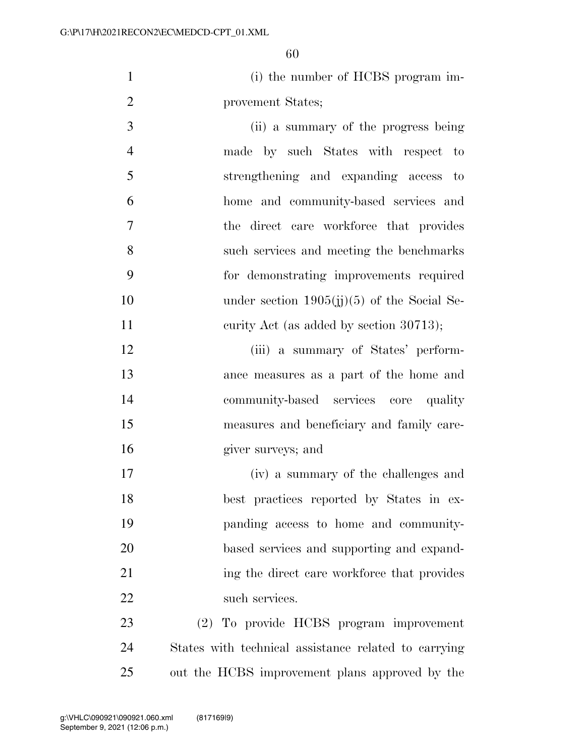(i) the number of HCBS program improvement States;

(ii) a summary of the progress being made by such States with respect to strengthening and expanding access to home and community-based services and the direct care workforce that provides such services and meeting the benchmarks for demonstrating improvements required under section 1905(jj)(5) of the Social Security Act (as added by section 30713);

(iii) a summary of States' performance measures as a part of the home and community-based services core quality measures and beneficiary and family caregiver surveys; and

(iv) a summary of the challenges and best practices reported by States in expanding access to home and community-based services and supporting and expanding the direct care workforce that provides such services.

(2) To provide HCBS program improvement States with technical assistance related to carrying out the HCBS improvement plans approved by the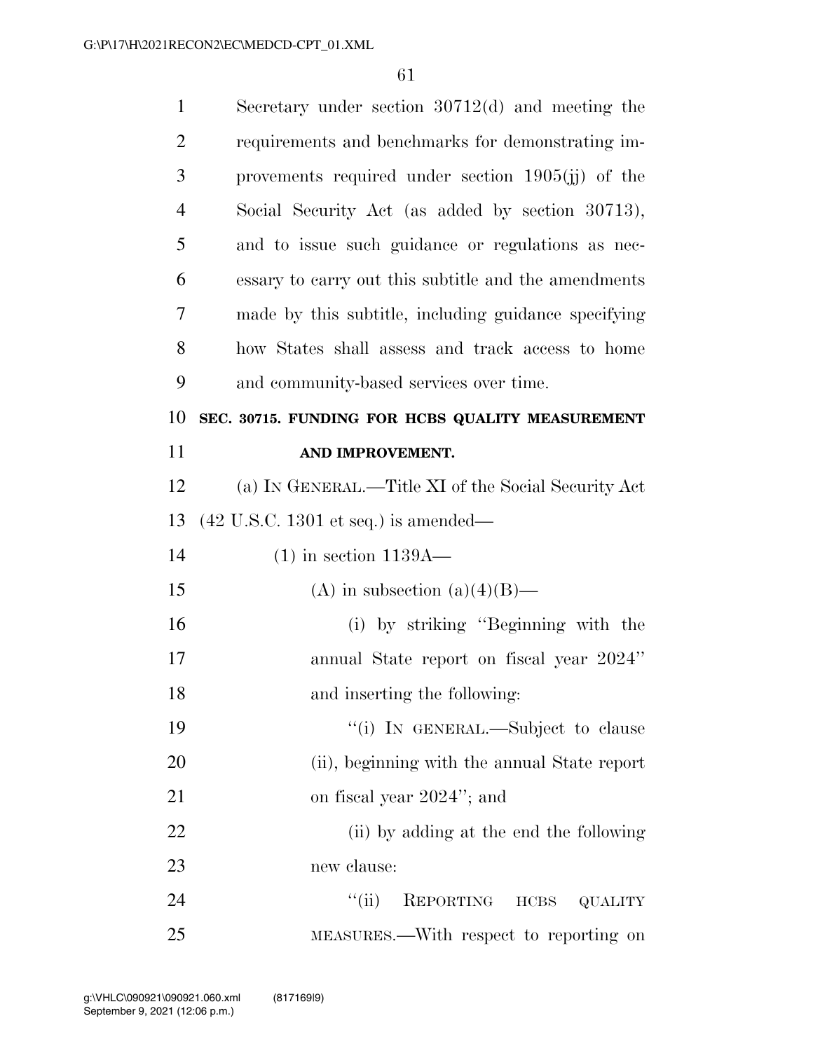Secretary under section 30712(d) and meeting the requirements and benchmarks for demonstrating improvements required under section 1905(jj) of the Social Security Act (as added by section 30713), and to issue such guidance or regulations as necessary to carry out this subtitle and the amendments made by this subtitle, including guidance specifying how States shall assess and track access to home and community-based services over time.

**SEC. 30715. FUNDING FOR HCBS QUALITY MEASUREMENT AND IMPROVEMENT.**

(a) IN GENERAL.—Title XI of the Social Security Act (42 U.S.C. 1301 et seq.) is amended—

(1) in section 1139A—

(A) in subsection (a)(4)(B)—

(i) by striking ''Beginning with the annual State report on fiscal year 2024'' and inserting the following:

''(i) IN GENERAL.—Subject to clause (ii), beginning with the annual State report on fiscal year 2024''; and

(ii) by adding at the end the following new clause:

''(ii) REPORTING HCBS QUALITY MEASURES.—With respect to reporting on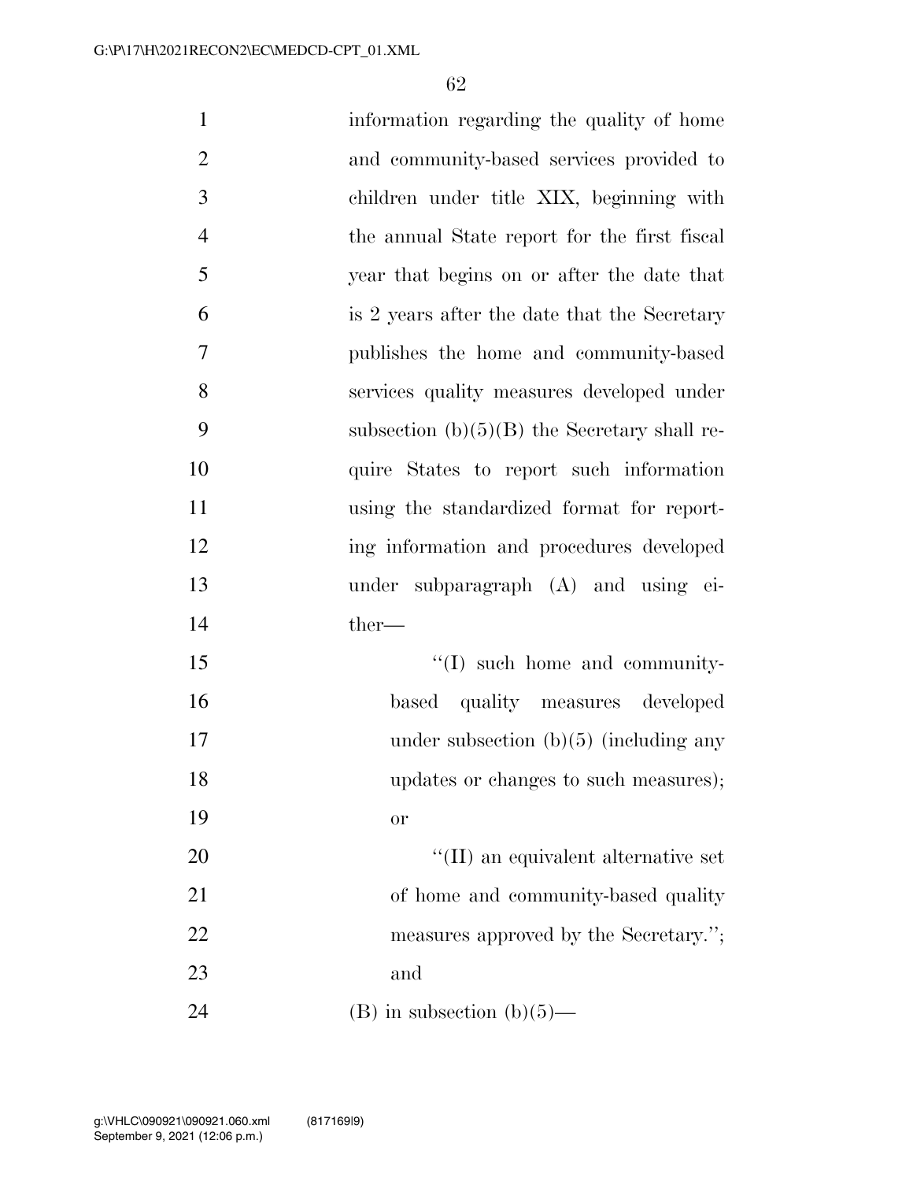information regarding the quality of home and community-based services provided to children under title XIX, beginning with the annual State report for the first fiscal year that begins on or after the date that is 2 years after the date that the Secretary publishes the home and community-based services quality measures developed under subsection (b)(5)(B) the Secretary shall require States to report such information using the standardized format for reporting information and procedures developed under subparagraph (A) and using either—

''(I) such home and community-based quality measures developed under subsection (b)(5) (including any updates or changes to such measures); or

''(II) an equivalent alternative set of home and community-based quality measures approved by the Secretary.''; and

(B) in subsection (b)(5)—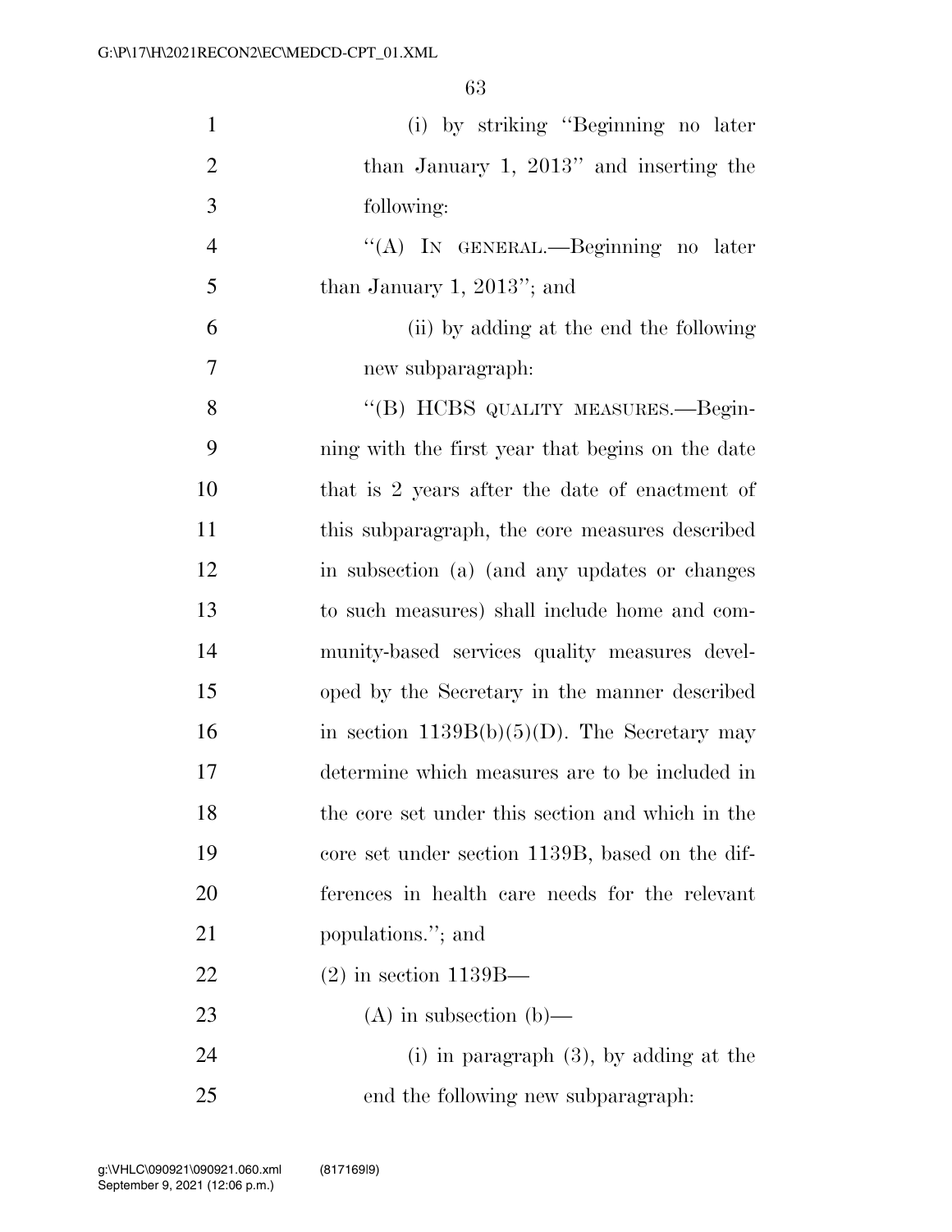(i) by striking ''Beginning no later than January 1, 2013'' and inserting the following:

''(A) IN GENERAL.—Beginning no later than January 1, 2013''; and

(ii) by adding at the end the following new subparagraph:

''(B) HCBS QUALITY MEASURES.—Beginning with the first year that begins on the date that is 2 years after the date of enactment of this subparagraph, the core measures described in subsection (a) (and any updates or changes to such measures) shall include home and community-based services quality measures developed by the Secretary in the manner described in section 1139B(b)(5)(D). The Secretary may determine which measures are to be included in the core set under this section and which in the core set under section 1139B, based on the differences in health care needs for the relevant populations.''; and

(2) in section 1139B—

(A) in subsection (b)—

(i) in paragraph (3), by adding at the end the following new subparagraph: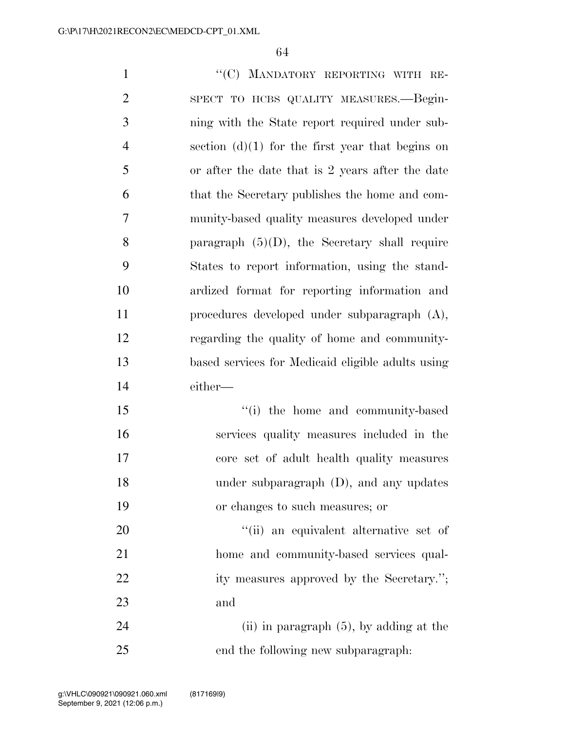"(C) MANDATORY REPORTING WITH RESPECT TO HCBS QUALITY MEASURES.—Beginning with the State report required under subsection (d)(1) for the first year that begins on or after the date that is 2 years after the date that the Secretary publishes the home and community-based quality measures developed under paragraph (5)(D), the Secretary shall require States to report information, using the standardized format for reporting information and procedures developed under subparagraph (A), regarding the quality of home and community-based services for Medicaid eligible adults using either—

"(i) the home and community-based services quality measures included in the core set of adult health quality measures under subparagraph (D), and any updates or changes to such measures; or

"(ii) an equivalent alternative set of home and community-based services quality measures approved by the Secretary."; and

(ii) in paragraph (5), by adding at the end the following new subparagraph: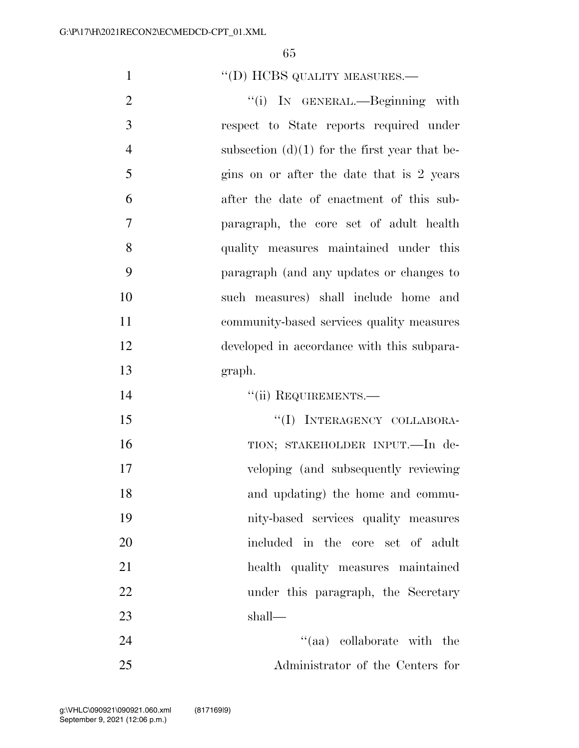"(D) HCBS QUALITY MEASURES.—

"(i) IN GENERAL.—Beginning with respect to State reports required under subsection (d)(1) for the first year that begins on or after the date that is 2 years after the date of enactment of this subparagraph, the core set of adult health quality measures maintained under this paragraph (and any updates or changes to such measures) shall include home and community-based services quality measures developed in accordance with this subparagraph.

"(ii) REQUIREMENTS.—

"(I) INTERAGENCY COLLABORATION; STAKEHOLDER INPUT.—In developing (and subsequently reviewing and updating) the home and community-based services quality measures included in the core set of adult health quality measures maintained under this paragraph, the Secretary shall—

"(aa) collaborate with the Administrator of the Centers for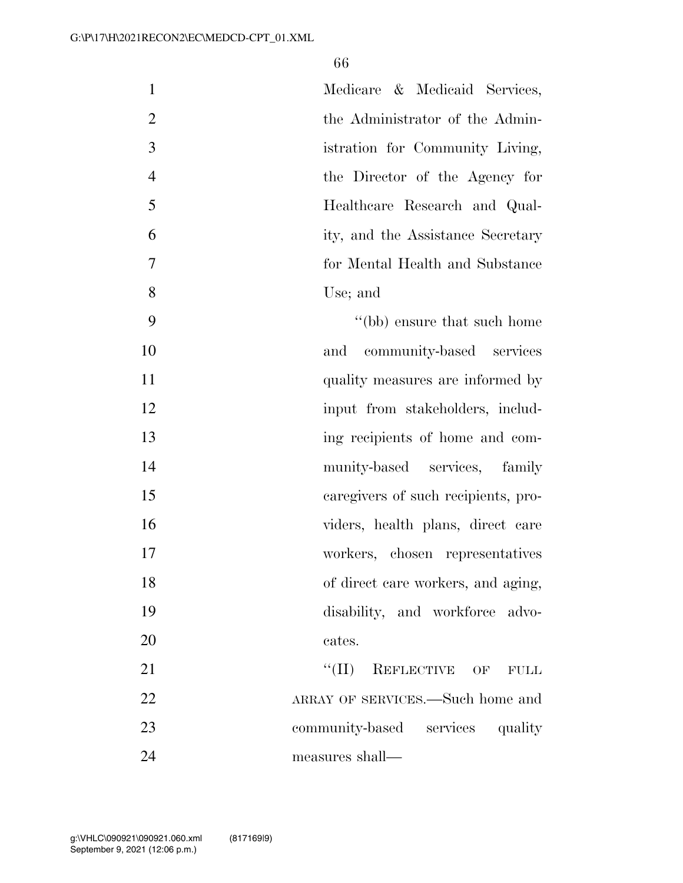Medicare & Medicaid Services, the Administrator of the Administration for Community Living, the Director of the Agency for Healthcare Research and Quality, and the Assistance Secretary for Mental Health and Substance Use; and

"(bb) ensure that such home and community-based services quality measures are informed by input from stakeholders, including recipients of home and community-based services, family caregivers of such recipients, providers, health plans, direct care workers, chosen representatives of direct care workers, and aging, disability, and workforce advocates.

"(II) REFLECTIVE OF FULL ARRAY OF SERVICES.—Such home and community-based services quality measures shall—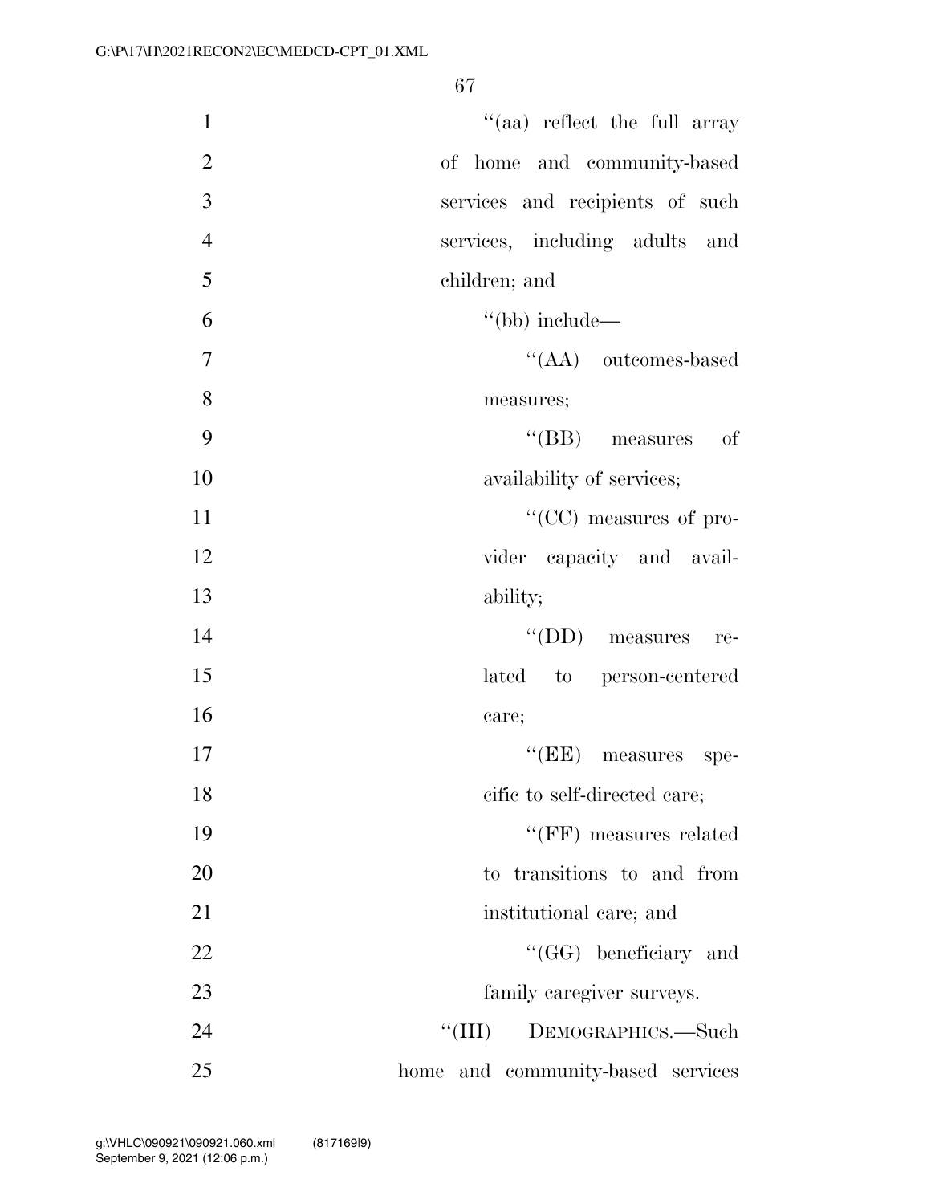''(aa) reflect the full array of home and community-based services and recipients of such services, including adults and children; and

''(bb) include—

''(AA) outcomes-based measures;

''(BB) measures of availability of services;

''(CC) measures of provider capacity and availability;

''(DD) measures related to person-centered care;

''(EE) measures specific to self-directed care;

''(FF) measures related to transitions to and from institutional care; and

''(GG) beneficiary and family caregiver surveys.

''(III) DEMOGRAPHICS.—Such home and community-based services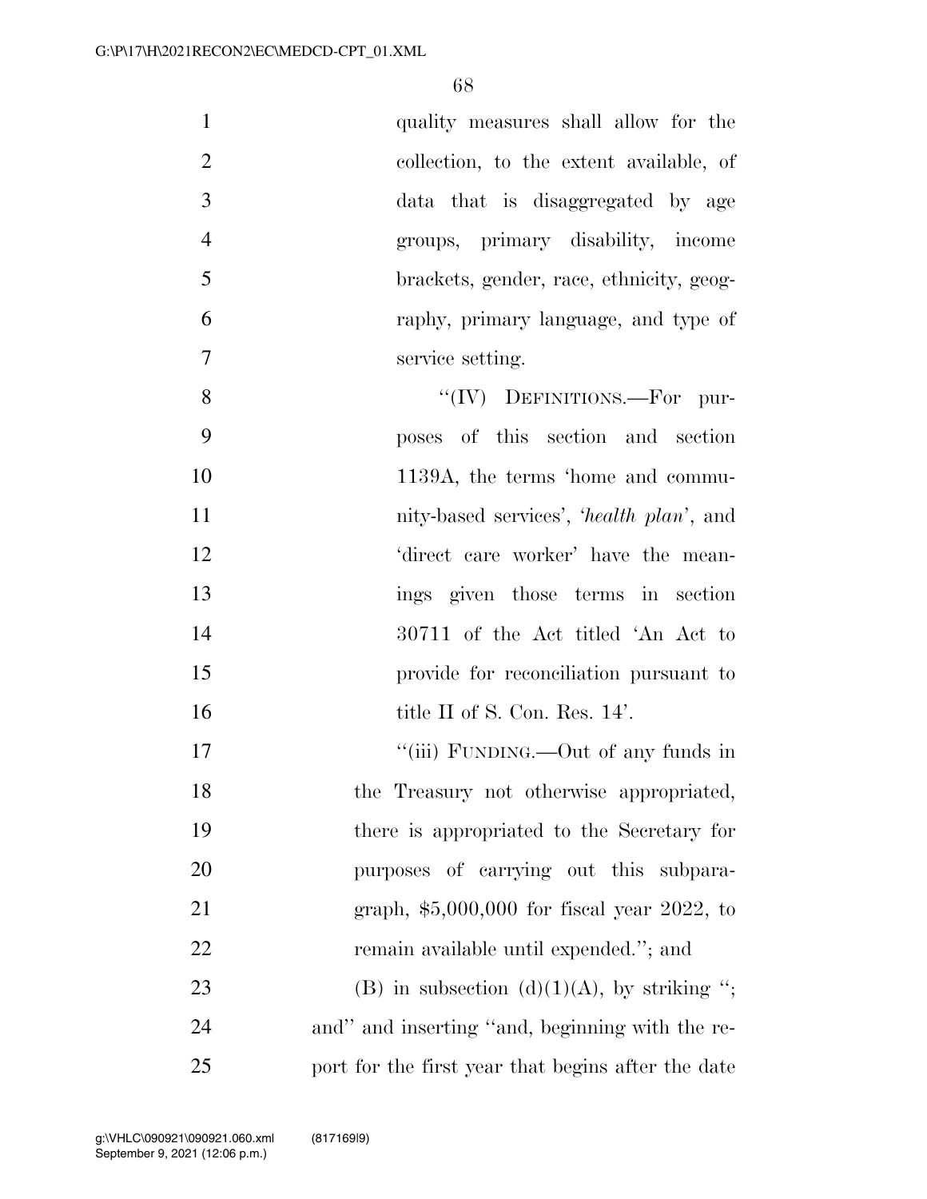quality measures shall allow for the collection, to the extent available, of data that is disaggregated by age groups, primary disability, income brackets, gender, race, ethnicity, geography, primary language, and type of service setting.

"(IV) DEFINITIONS.—For purposes of this section and section 1139A, the terms 'home and community-based services', '*health plan*', and 'direct care worker' have the meanings given those terms in section 30711 of the Act titled 'An Act to provide for reconciliation pursuant to title II of S. Con. Res. 14'.

"(iii) FUNDING.—Out of any funds in the Treasury not otherwise appropriated, there is appropriated to the Secretary for purposes of carrying out this subparagraph, $5,000,000 for fiscal year 2022, to remain available until expended."; and

(B) in subsection (d)(1)(A), by striking "; and" and inserting "and, beginning with the report for the first year that begins after the date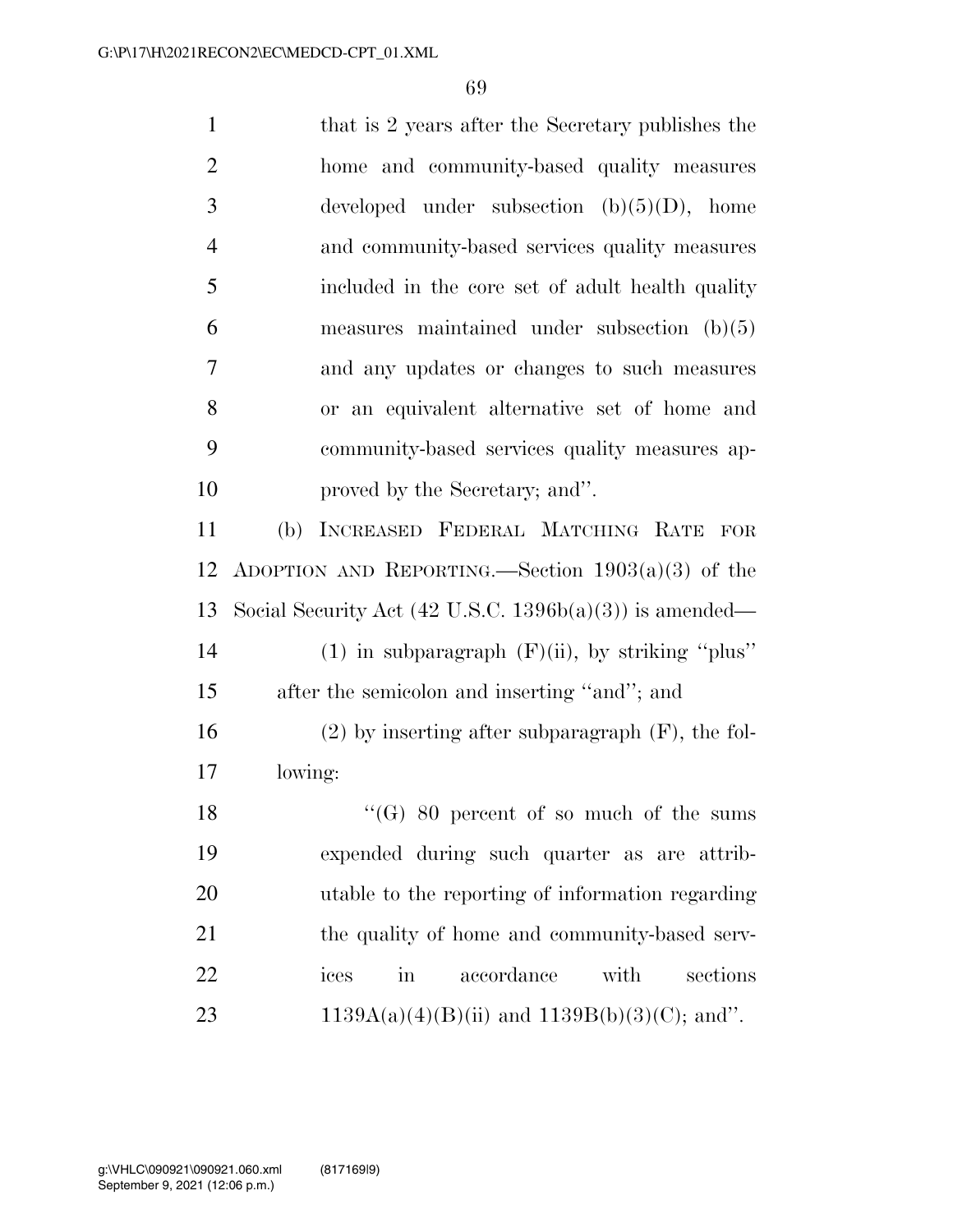that is 2 years after the Secretary publishes the home and community-based quality measures developed under subsection (b)(5)(D), home and community-based services quality measures included in the core set of adult health quality measures maintained under subsection (b)(5) and any updates or changes to such measures or an equivalent alternative set of home and community-based services quality measures approved by the Secretary; and''.

(b) INCREASED FEDERAL MATCHING RATE FOR ADOPTION AND REPORTING.—Section 1903(a)(3) of the Social Security Act (42 U.S.C. 1396b(a)(3)) is amended—

(1) in subparagraph (F)(ii), by striking ''plus'' after the semicolon and inserting ''and''; and

(2) by inserting after subparagraph (F), the following:

''(G) 80 percent of so much of the sums expended during such quarter as are attributable to the reporting of information regarding the quality of home and community-based services in accordance with sections 1139A(a)(4)(B)(ii) and 1139B(b)(3)(C); and''.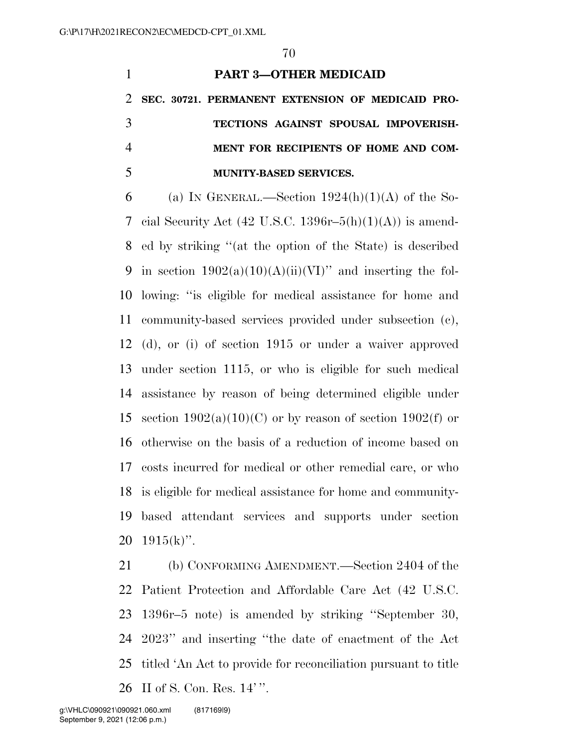## PART 3—OTHER MEDICAID

### SEC. 30721. PERMANENT EXTENSION OF MEDICAID PROTECTIONS AGAINST SPOUSAL IMPOVERISHMENT FOR RECIPIENTS OF HOME AND COMMUNITY-BASED SERVICES.

(a) IN GENERAL.—Section 1924(h)(1)(A) of the Social Security Act (42 U.S.C. 1396r–5(h)(1)(A)) is amended by striking ''(at the option of the State) is described in section 1902(a)(10)(A)(ii)(VI)'' and inserting the following: ''is eligible for medical assistance for home and community-based services provided under subsection (c), (d), or (i) of section 1915 or under a waiver approved under section 1115, or who is eligible for such medical assistance by reason of being determined eligible under section 1902(a)(10)(C) or by reason of section 1902(f) or otherwise on the basis of a reduction of income based on costs incurred for medical or other remedial care, or who is eligible for medical assistance for home and community-based attendant services and supports under section 1915(k)''.

(b) CONFORMING AMENDMENT.—Section 2404 of the Patient Protection and Affordable Care Act (42 U.S.C. 1396r–5 note) is amended by striking ''September 30, 2023'' and inserting ''the date of enactment of the Act titled 'An Act to provide for reconciliation pursuant to title II of S. Con. Res. 14' ''.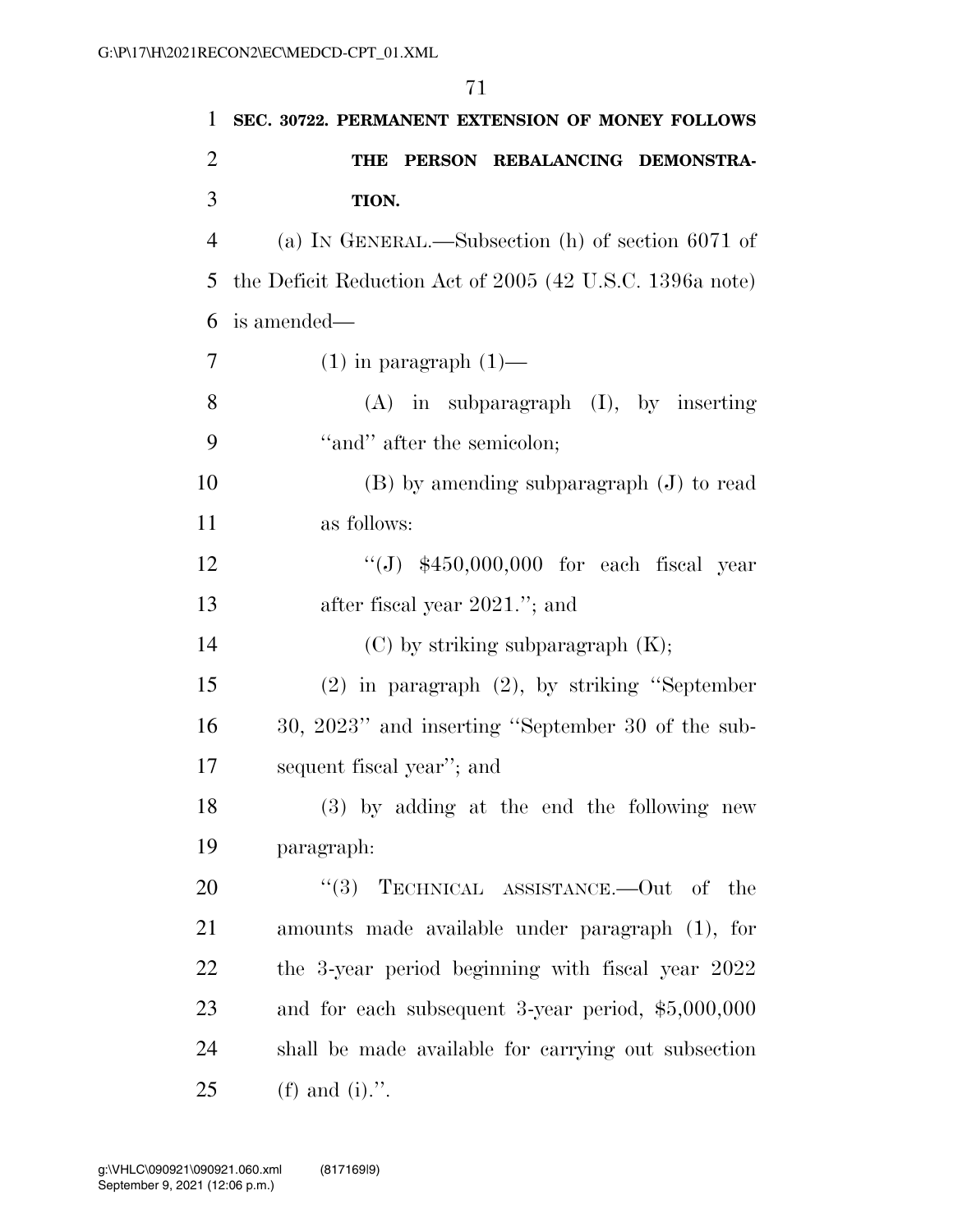**SEC. 30722. PERMANENT EXTENSION OF MONEY FOLLOWS THE PERSON REBALANCING DEMONSTRATION.**

(a) IN GENERAL.—Subsection (h) of section 6071 of the Deficit Reduction Act of 2005 (42 U.S.C. 1396a note) is amended—

(1) in paragraph (1)—

(A) in subparagraph (I), by inserting "and" after the semicolon;

(B) by amending subparagraph (J) to read as follows:

"(J) $450,000,000 for each fiscal year after fiscal year 2021."; and

(C) by striking subparagraph (K);

(2) in paragraph (2), by striking "September 30, 2023" and inserting "September 30 of the subsequent fiscal year"; and

(3) by adding at the end the following new paragraph:

"(3) TECHNICAL ASSISTANCE.—Out of the amounts made available under paragraph (1), for the 3-year period beginning with fiscal year 2022 and for each subsequent 3-year period, $5,000,000 shall be made available for carrying out subsection (f) and (i).".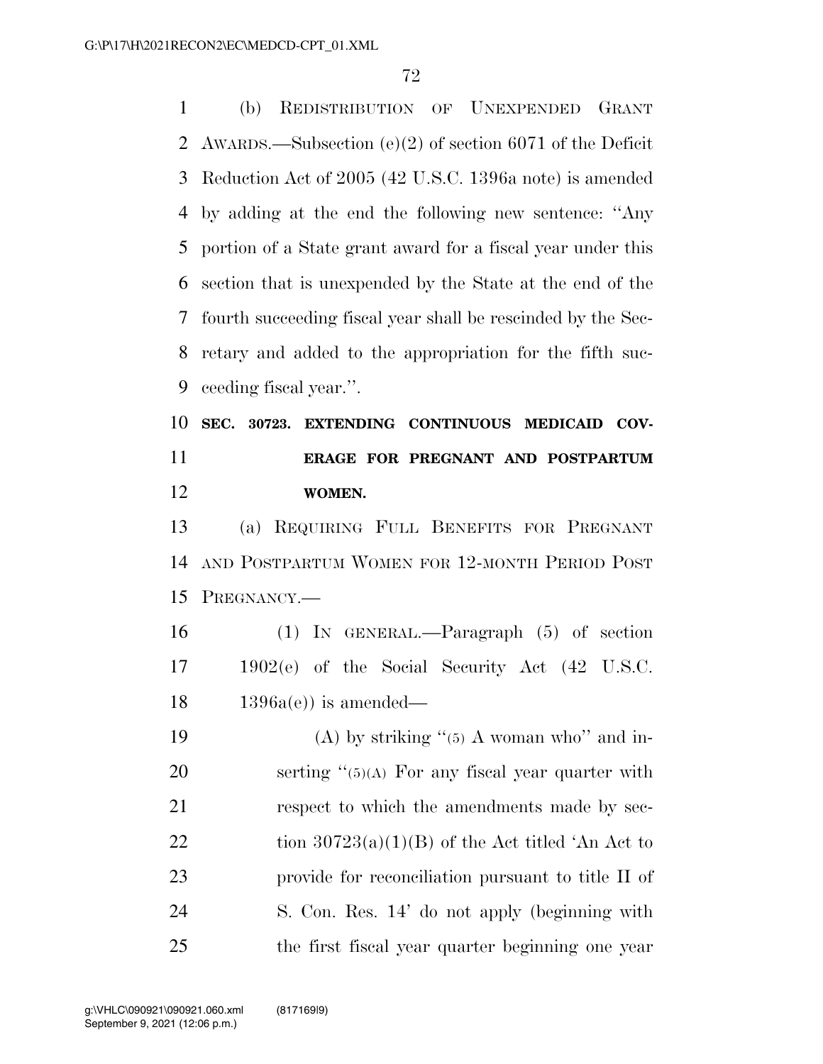(b) REDISTRIBUTION OF UNEXPENDED GRANT AWARDS.—Subsection (e)(2) of section 6071 of the Deficit Reduction Act of 2005 (42 U.S.C. 1396a note) is amended by adding at the end the following new sentence: ''Any portion of a State grant award for a fiscal year under this section that is unexpended by the State at the end of the fourth succeeding fiscal year shall be rescinded by the Secretary and added to the appropriation for the fifth succeeding fiscal year.''.

**SEC. 30723. EXTENDING CONTINUOUS MEDICAID COVERAGE FOR PREGNANT AND POSTPARTUM WOMEN.**

(a) REQUIRING FULL BENEFITS FOR PREGNANT AND POSTPARTUM WOMEN FOR 12-MONTH PERIOD POST PREGNANCY.—

(1) IN GENERAL.—Paragraph (5) of section 1902(e) of the Social Security Act (42 U.S.C. 1396a(e)) is amended—

(A) by striking ''(5) A woman who'' and inserting ''(5)(A) For any fiscal year quarter with respect to which the amendments made by section 30723(a)(1)(B) of the Act titled 'An Act to provide for reconciliation pursuant to title II of S. Con. Res. 14' do not apply (beginning with the first fiscal year quarter beginning one year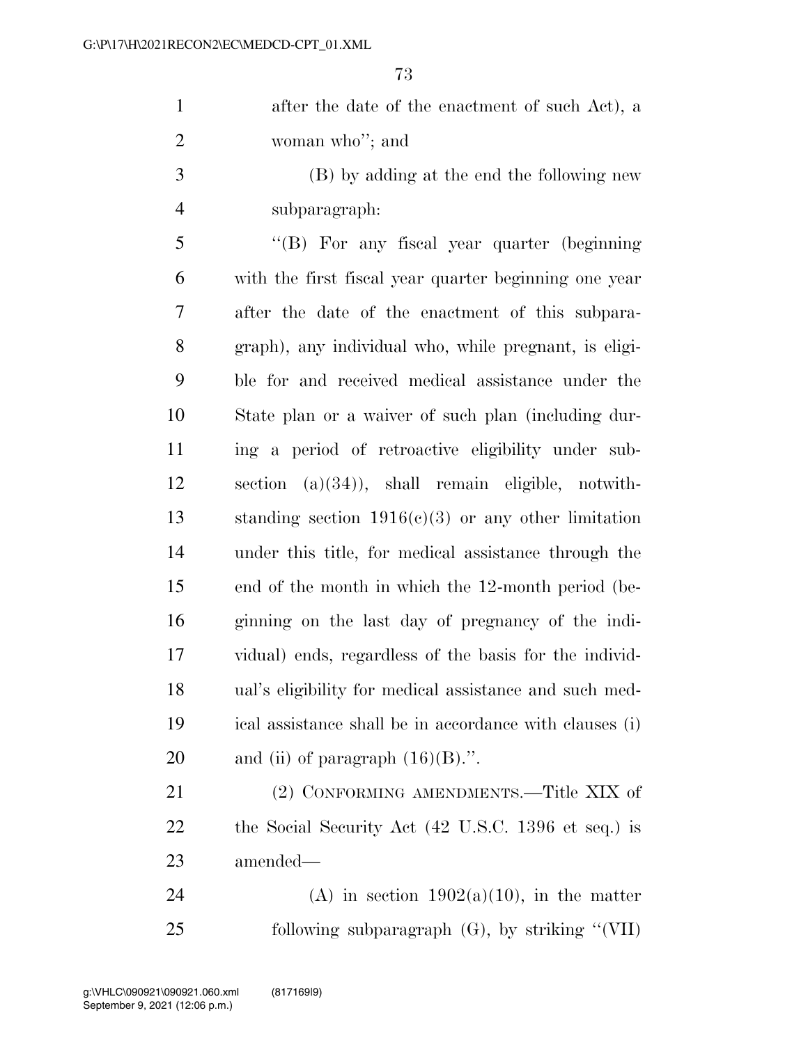after the date of the enactment of such Act), a woman who''; and

(B) by adding at the end the following new subparagraph:

''(B) For any fiscal year quarter (beginning with the first fiscal year quarter beginning one year after the date of the enactment of this subparagraph), any individual who, while pregnant, is eligible for and received medical assistance under the State plan or a waiver of such plan (including during a period of retroactive eligibility under subsection (a)(34)), shall remain eligible, notwithstanding section 1916(c)(3) or any other limitation under this title, for medical assistance through the end of the month in which the 12-month period (beginning on the last day of pregnancy of the individual) ends, regardless of the basis for the individual's eligibility for medical assistance and such medical assistance shall be in accordance with clauses (i) and (ii) of paragraph (16)(B).''.

(2) CONFORMING AMENDMENTS.—Title XIX of the Social Security Act (42 U.S.C. 1396 et seq.) is amended—

(A) in section 1902(a)(10), in the matter following subparagraph (G), by striking ''(VII)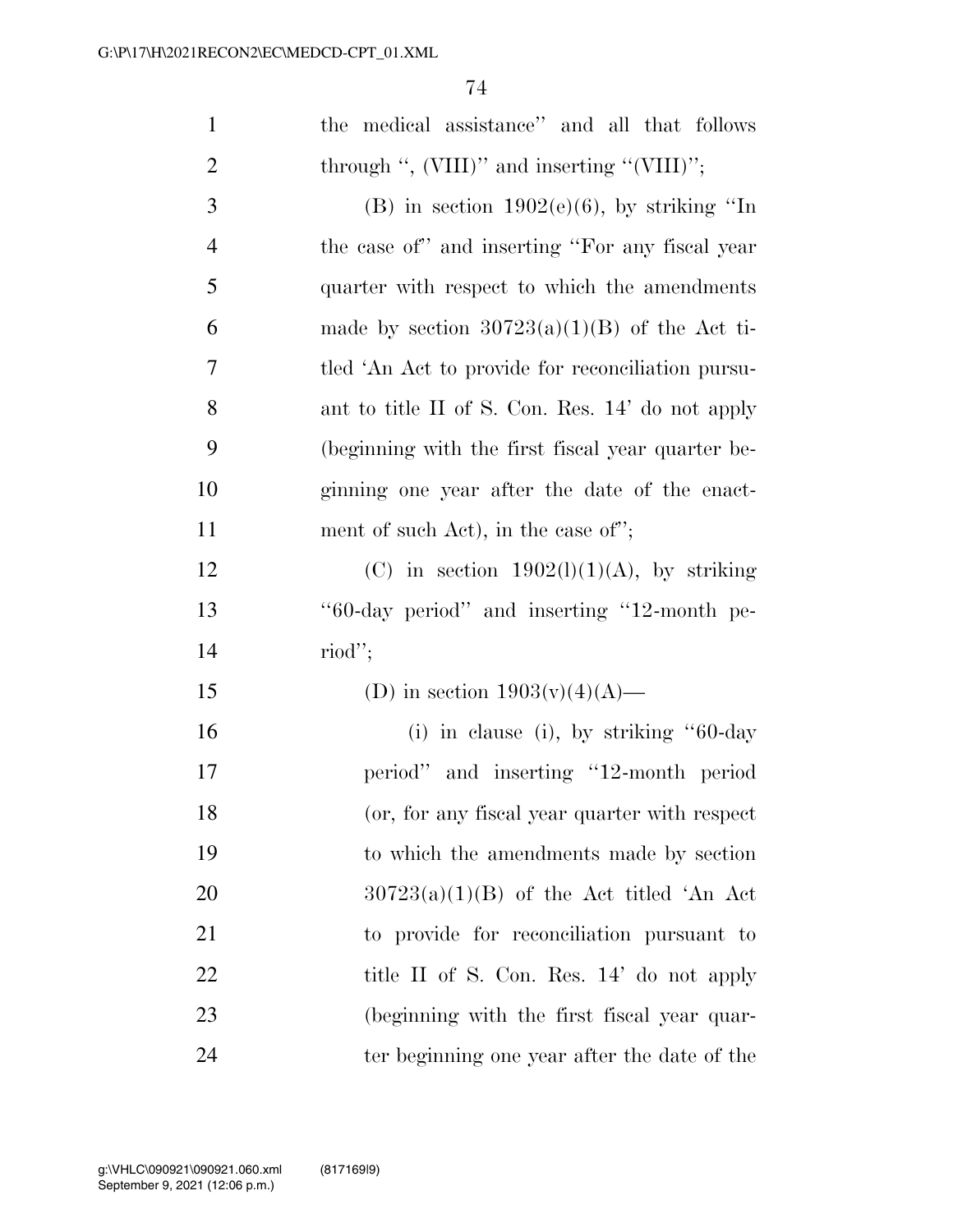the medical assistance'' and all that follows through '', (VIII)'' and inserting ''(VIII)'';

(B) in section 1902(e)(6), by striking ''In the case of'' and inserting ''For any fiscal year quarter with respect to which the amendments made by section 30723(a)(1)(B) of the Act titled 'An Act to provide for reconciliation pursuant to title II of S. Con. Res. 14' do not apply (beginning with the first fiscal year quarter beginning one year after the date of the enactment of such Act), in the case of'';

(C) in section 1902(l)(1)(A), by striking ''60-day period'' and inserting ''12-month period'';

(D) in section 1903(v)(4)(A)—

(i) in clause (i), by striking ''60-day period'' and inserting ''12-month period (or, for any fiscal year quarter with respect to which the amendments made by section 30723(a)(1)(B) of the Act titled 'An Act to provide for reconciliation pursuant to title II of S. Con. Res. 14' do not apply (beginning with the first fiscal year quarter beginning one year after the date of the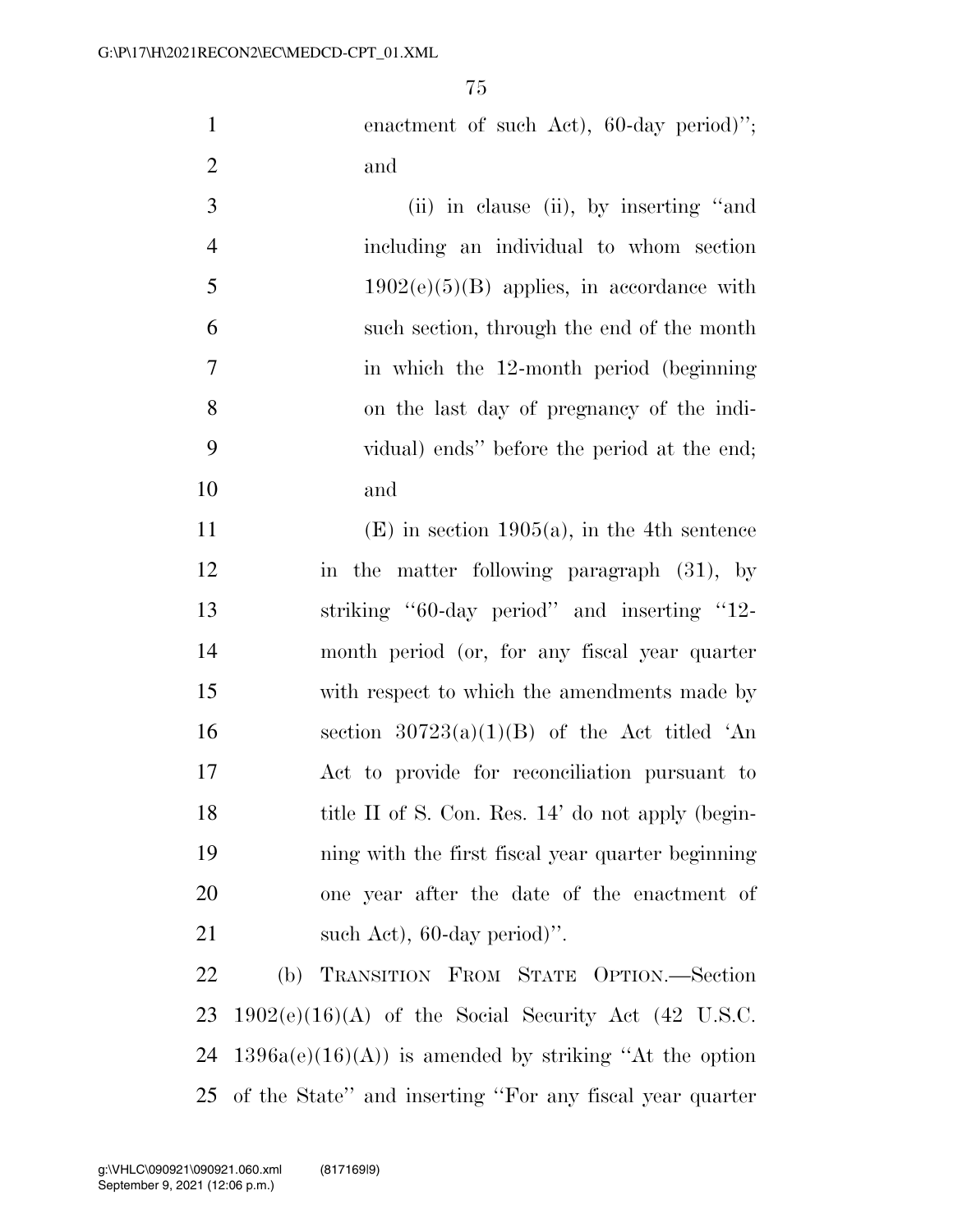enactment of such Act), 60-day period)''; and

(ii) in clause (ii), by inserting ''and including an individual to whom section 1902(e)(5)(B) applies, in accordance with such section, through the end of the month in which the 12-month period (beginning on the last day of pregnancy of the individual) ends'' before the period at the end; and

(E) in section 1905(a), in the 4th sentence in the matter following paragraph (31), by striking ''60-day period'' and inserting ''12-month period (or, for any fiscal year quarter with respect to which the amendments made by section 30723(a)(1)(B) of the Act titled 'An Act to provide for reconciliation pursuant to title II of S. Con. Res. 14' do not apply (beginning with the first fiscal year quarter beginning one year after the date of the enactment of such Act), 60-day period)''.

(b) TRANSITION FROM STATE OPTION.—Section 1902(e)(16)(A) of the Social Security Act (42 U.S.C. 1396a(e)(16)(A)) is amended by striking ''At the option of the State'' and inserting ''For any fiscal year quarter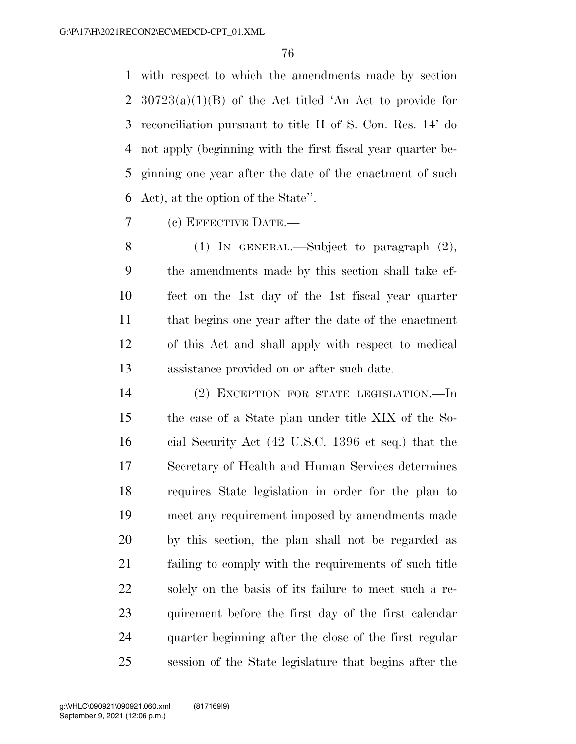with respect to which the amendments made by section 30723(a)(1)(B) of the Act titled 'An Act to provide for reconciliation pursuant to title II of S. Con. Res. 14' do not apply (beginning with the first fiscal year quarter beginning one year after the date of the enactment of such Act), at the option of the State''.

(c) EFFECTIVE DATE.—

(1) IN GENERAL.—Subject to paragraph (2), the amendments made by this section shall take effect on the 1st day of the 1st fiscal year quarter that begins one year after the date of the enactment of this Act and shall apply with respect to medical assistance provided on or after such date.

(2) EXCEPTION FOR STATE LEGISLATION.—In the case of a State plan under title XIX of the Social Security Act (42 U.S.C. 1396 et seq.) that the Secretary of Health and Human Services determines requires State legislation in order for the plan to meet any requirement imposed by amendments made by this section, the plan shall not be regarded as failing to comply with the requirements of such title solely on the basis of its failure to meet such a requirement before the first day of the first calendar quarter beginning after the close of the first regular session of the State legislature that begins after the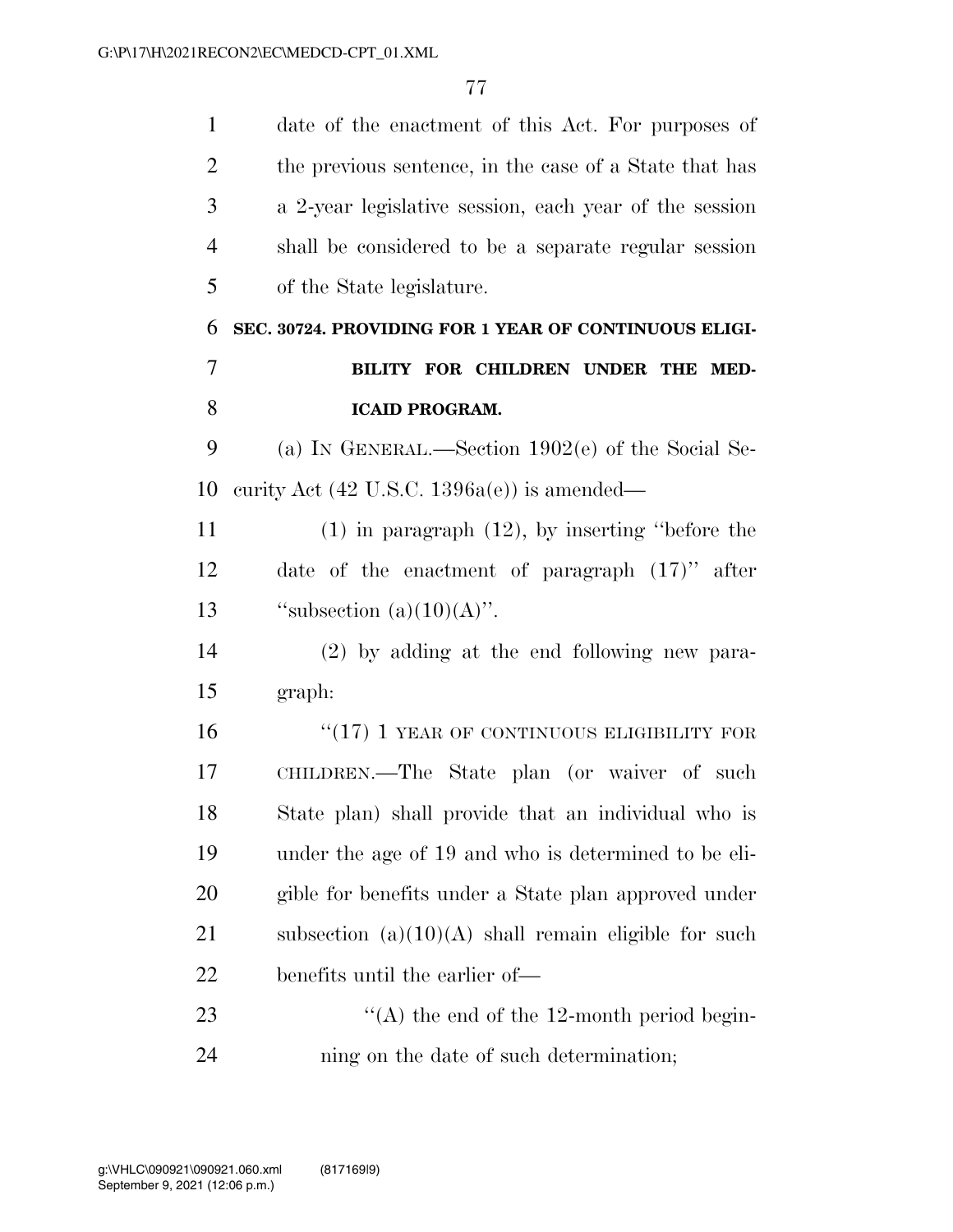date of the enactment of this Act. For purposes of the previous sentence, in the case of a State that has a 2-year legislative session, each year of the session shall be considered to be a separate regular session of the State legislature.

**SEC. 30724. PROVIDING FOR 1 YEAR OF CONTINUOUS ELIGIBILITY FOR CHILDREN UNDER THE MEDICAID PROGRAM.**

(a) IN GENERAL.—Section 1902(e) of the Social Security Act (42 U.S.C. 1396a(e)) is amended—

(1) in paragraph (12), by inserting "before the date of the enactment of paragraph (17)" after "subsection (a)(10)(A)".

(2) by adding at the end following new paragraph:

"(17) 1 YEAR OF CONTINUOUS ELIGIBILITY FOR CHILDREN.—The State plan (or waiver of such State plan) shall provide that an individual who is under the age of 19 and who is determined to be eligible for benefits under a State plan approved under subsection (a)(10)(A) shall remain eligible for such benefits until the earlier of—

"(A) the end of the 12-month period beginning on the date of such determination;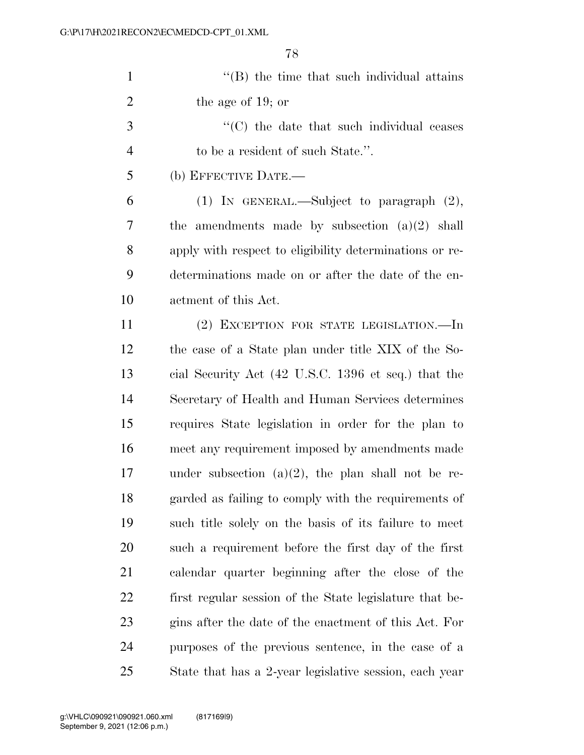"(B) the time that such individual attains the age of 19; or

"(C) the date that such individual ceases to be a resident of such State.".

(b) EFFECTIVE DATE.—

(1) IN GENERAL.—Subject to paragraph (2), the amendments made by subsection (a)(2) shall apply with respect to eligibility determinations or redeterminations made on or after the date of the enactment of this Act.

(2) EXCEPTION FOR STATE LEGISLATION.—In the case of a State plan under title XIX of the Social Security Act (42 U.S.C. 1396 et seq.) that the Secretary of Health and Human Services determines requires State legislation in order for the plan to meet any requirement imposed by amendments made under subsection (a)(2), the plan shall not be regarded as failing to comply with the requirements of such title solely on the basis of its failure to meet such a requirement before the first day of the first calendar quarter beginning after the close of the first regular session of the State legislature that begins after the date of the enactment of this Act. For purposes of the previous sentence, in the case of a State that has a 2-year legislative session, each year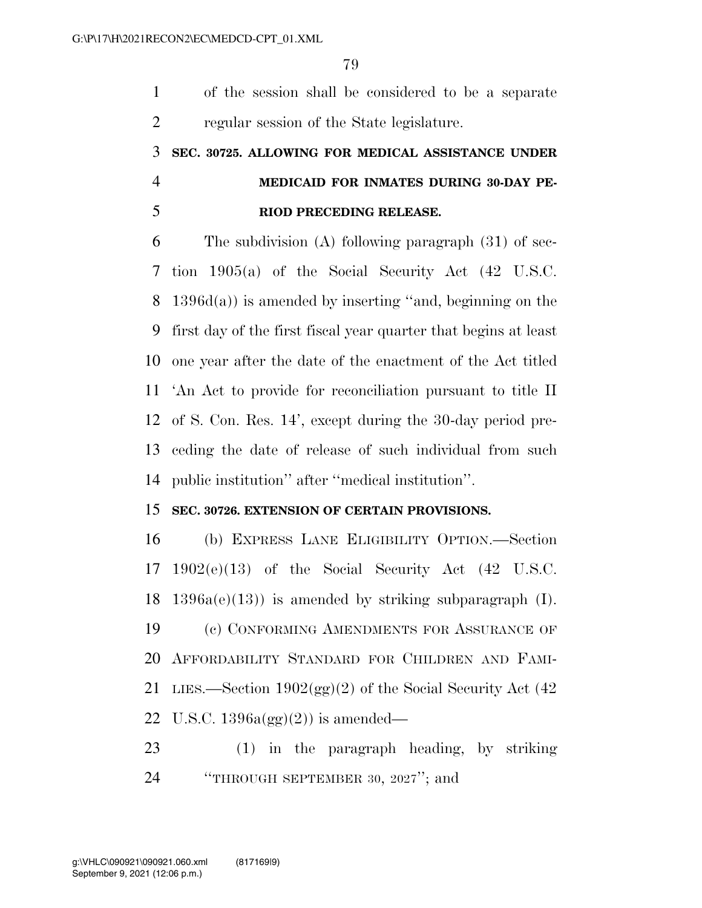of the session shall be considered to be a separate regular session of the State legislature.

**SEC. 30725. ALLOWING FOR MEDICAL ASSISTANCE UNDER MEDICAID FOR INMATES DURING 30-DAY PERIOD PRECEDING RELEASE.**

The subdivision (A) following paragraph (31) of section 1905(a) of the Social Security Act (42 U.S.C. 1396d(a)) is amended by inserting ''and, beginning on the first day of the first fiscal year quarter that begins at least one year after the date of the enactment of the Act titled 'An Act to provide for reconciliation pursuant to title II of S. Con. Res. 14', except during the 30-day period preceding the date of release of such individual from such public institution'' after ''medical institution''.

**SEC. 30726. EXTENSION OF CERTAIN PROVISIONS.**

(b) EXPRESS LANE ELIGIBILITY OPTION.—Section 1902(e)(13) of the Social Security Act (42 U.S.C. 1396a(e)(13)) is amended by striking subparagraph (I).

(c) CONFORMING AMENDMENTS FOR ASSURANCE OF AFFORDABILITY STANDARD FOR CHILDREN AND FAMILIES.—Section 1902(gg)(2) of the Social Security Act (42 U.S.C. 1396a(gg)(2)) is amended—

(1) in the paragraph heading, by striking ''THROUGH SEPTEMBER 30, 2027''; and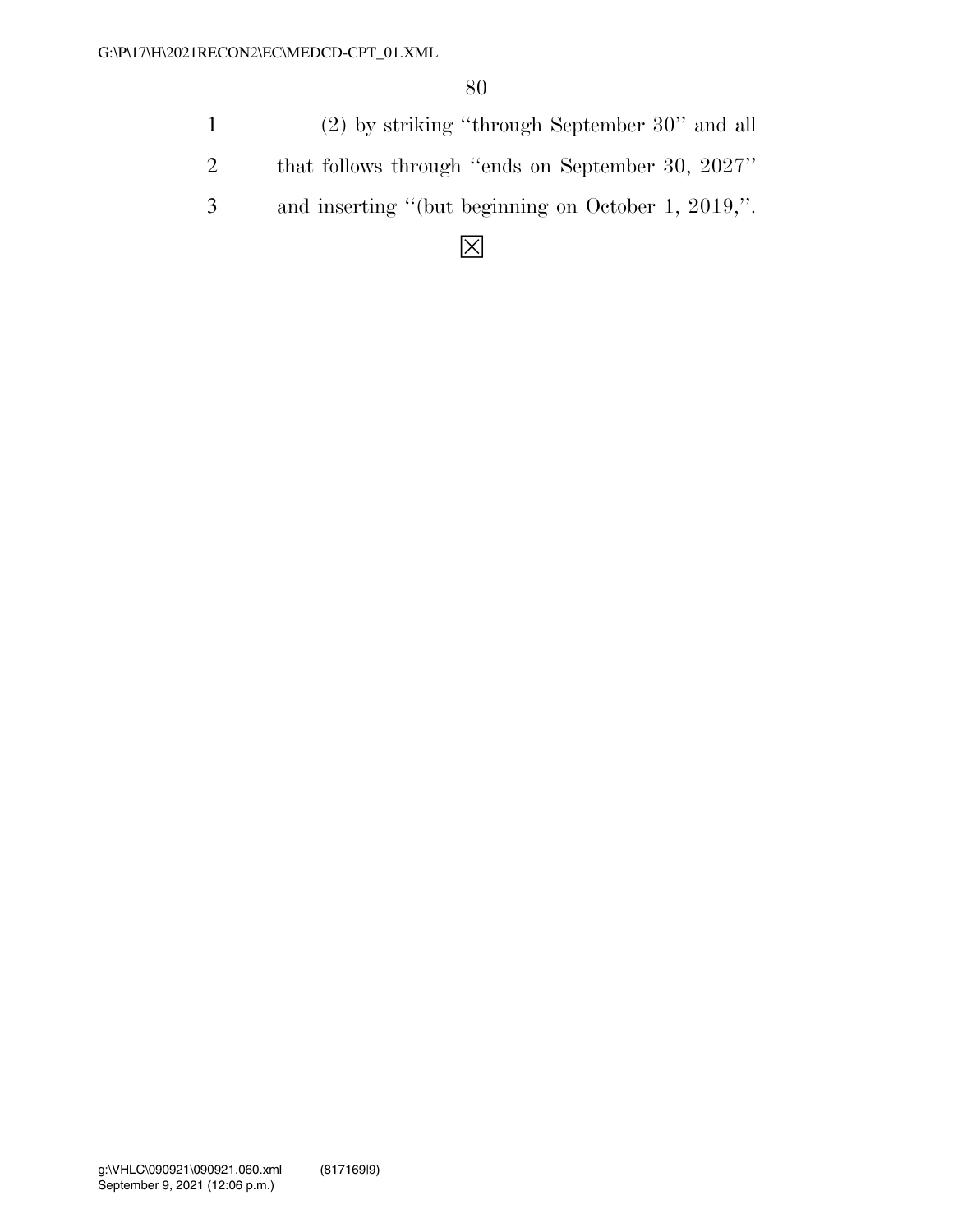(2) by striking "through September 30" and all that follows through "ends on September 30, 2027" and inserting "(but beginning on October 1, 2019,".

☒